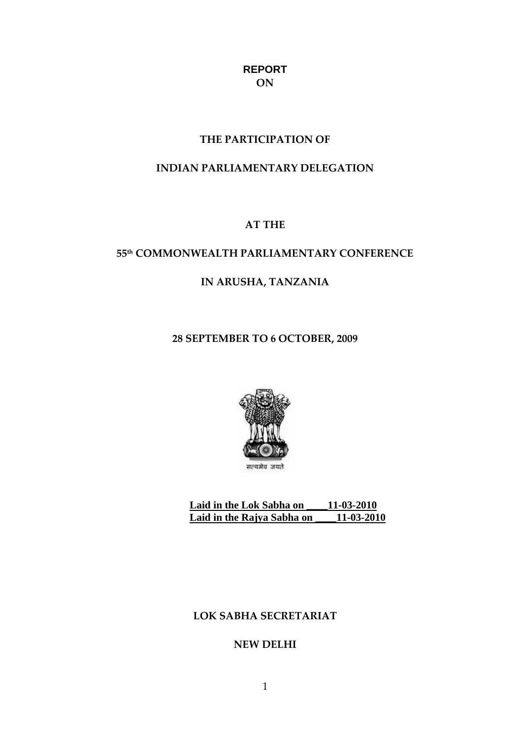# REPORT
# ON

## THE PARTICIPATION OF

## INDIAN PARLIAMENTARY DELEGATION

## AT THE

## 55th COMMONWEALTH PARLIAMENTARY CONFERENCE

## IN ARUSHA, TANZANIA

**28 SEPTEMBER TO 6 OCTOBER, 2009**

सत्यमेव जयते

**Laid in the Lok Sabha on ____11-03-2010**
**Laid in the Rajya Sabha on ____11-03-2010**

**LOK SABHA SECRETARIAT**

**NEW DELHI**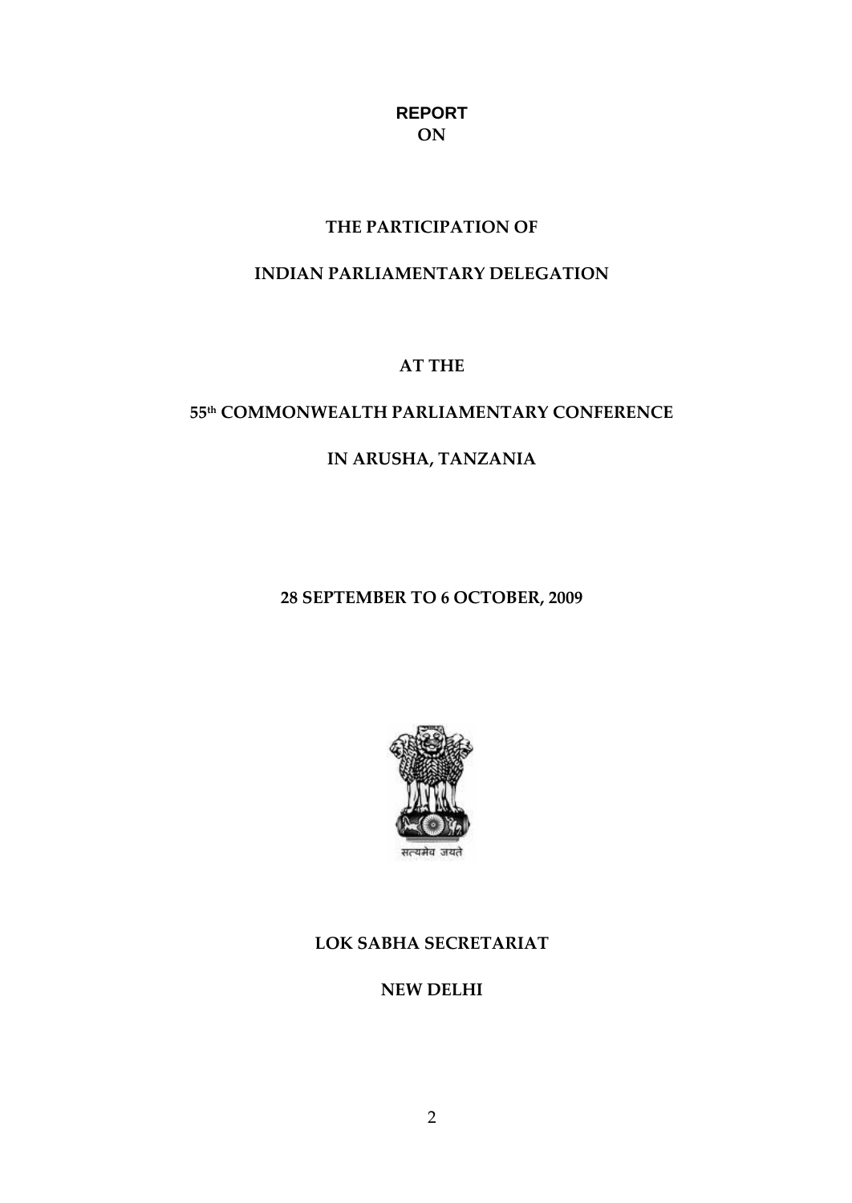# REPORT
# ON

## THE PARTICIPATION OF

## INDIAN PARLIAMENTARY DELEGATION

## AT THE

## 55th COMMONWEALTH PARLIAMENTARY CONFERENCE

## IN ARUSHA, TANZANIA

**28 SEPTEMBER TO 6 OCTOBER, 2009**

सत्यमेव जयते

**LOK SABHA SECRETARIAT**

**NEW DELHI**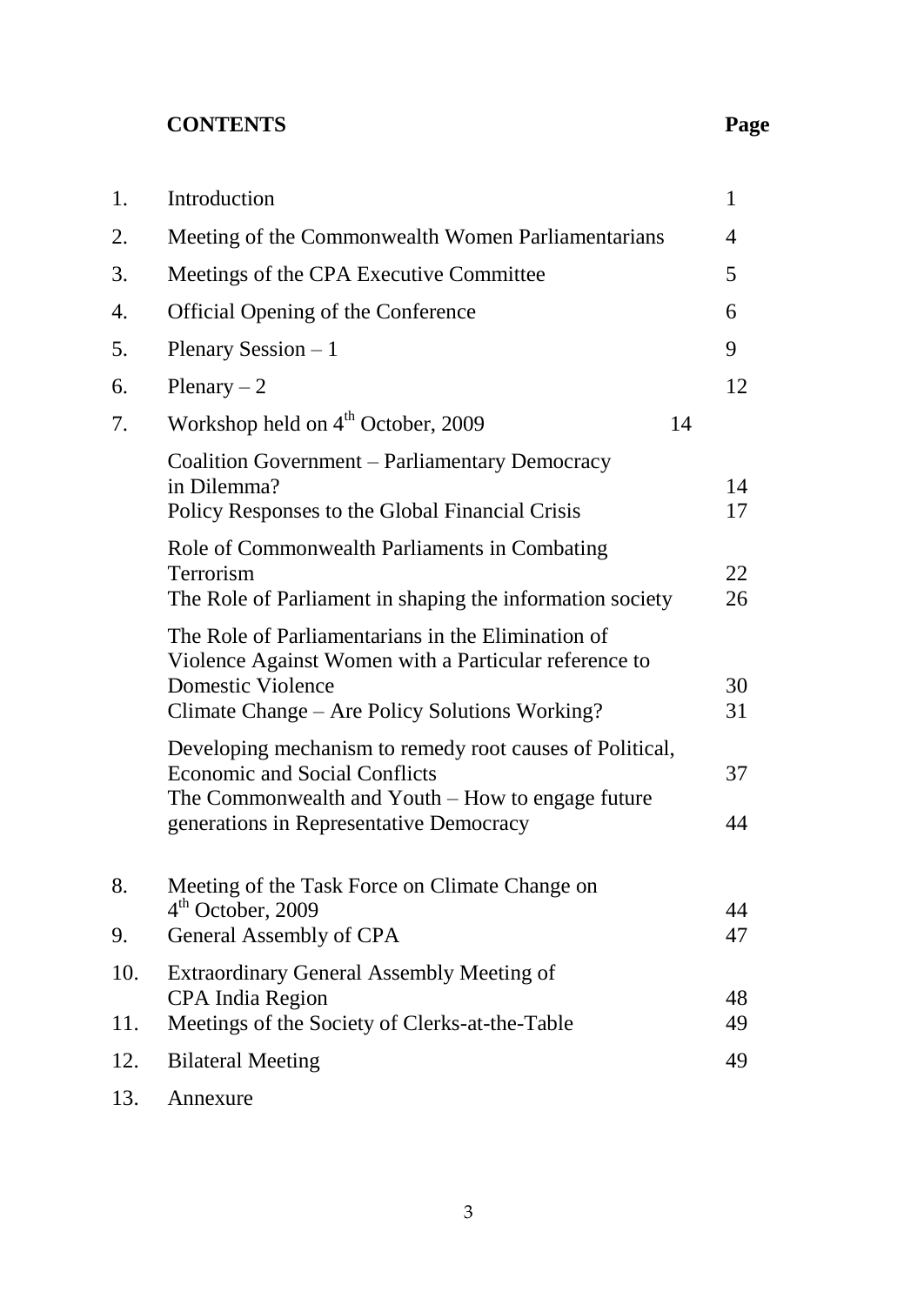**CONTENTS** **Page**

| | | |
|---|---|---|
| 1. | Introduction | 1 |
| 2. | Meeting of the Commonwealth Women Parliamentarians | 4 |
| 3. | Meetings of the CPA Executive Committee | 5 |
| 4. | Official Opening of the Conference | 6 |
| 5. | Plenary Session – 1 | 9 |
| 6. | Plenary – 2 | 12 |
| 7. | Workshop held on 4th October, 2009 | 14 |
| | Coalition Government – Parliamentary Democracy in Dilemma? | 14 |
| | Policy Responses to the Global Financial Crisis | 17 |
| | Role of Commonwealth Parliaments in Combating Terrorism | 22 |
| | The Role of Parliament in shaping the information society | 26 |
| | The Role of Parliamentarians in the Elimination of Violence Against Women with a Particular reference to Domestic Violence | 30 |
| | Climate Change – Are Policy Solutions Working? | 31 |
| | Developing mechanism to remedy root causes of Political, Economic and Social Conflicts | 37 |
| | The Commonwealth and Youth – How to engage future generations in Representative Democracy | 44 |
| 8. | Meeting of the Task Force on Climate Change on 4th October, 2009 | 44 |
| 9. | General Assembly of CPA | 47 |
| 10. | Extraordinary General Assembly Meeting of CPA India Region | 48 |
| 11. | Meetings of the Society of Clerks-at-the-Table | 49 |
| 12. | Bilateral Meeting | 49 |
| 13. | Annexure | |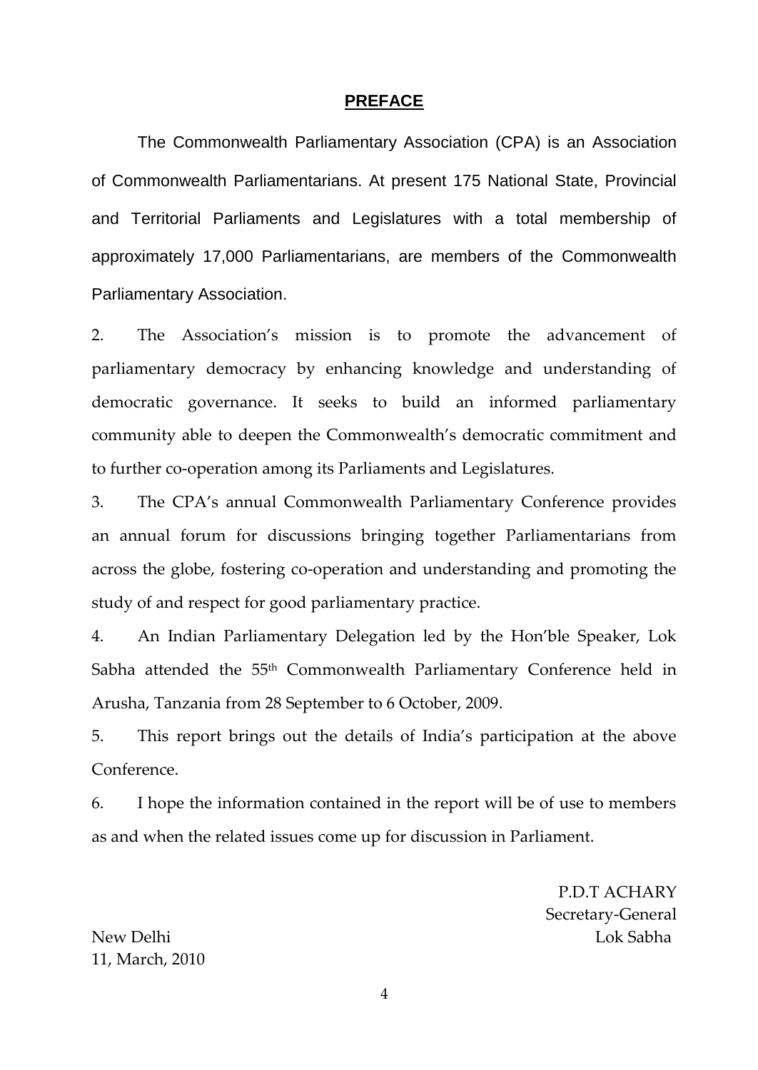# PREFACE

The Commonwealth Parliamentary Association (CPA) is an Association of Commonwealth Parliamentarians. At present 175 National State, Provincial and Territorial Parliaments and Legislatures with a total membership of approximately 17,000 Parliamentarians, are members of the Commonwealth Parliamentary Association.

2. The Association's mission is to promote the advancement of parliamentary democracy by enhancing knowledge and understanding of democratic governance. It seeks to build an informed parliamentary community able to deepen the Commonwealth's democratic commitment and to further co-operation among its Parliaments and Legislatures.

3. The CPA's annual Commonwealth Parliamentary Conference provides an annual forum for discussions bringing together Parliamentarians from across the globe, fostering co-operation and understanding and promoting the study of and respect for good parliamentary practice.

4. An Indian Parliamentary Delegation led by the Hon'ble Speaker, Lok Sabha attended the 55th Commonwealth Parliamentary Conference held in Arusha, Tanzania from 28 September to 6 October, 2009.

5. This report brings out the details of India's participation at the above Conference.

6. I hope the information contained in the report will be of use to members as and when the related issues come up for discussion in Parliament.

P.D.T ACHARY
Secretary-General
Lok Sabha

New Delhi
11, March, 2010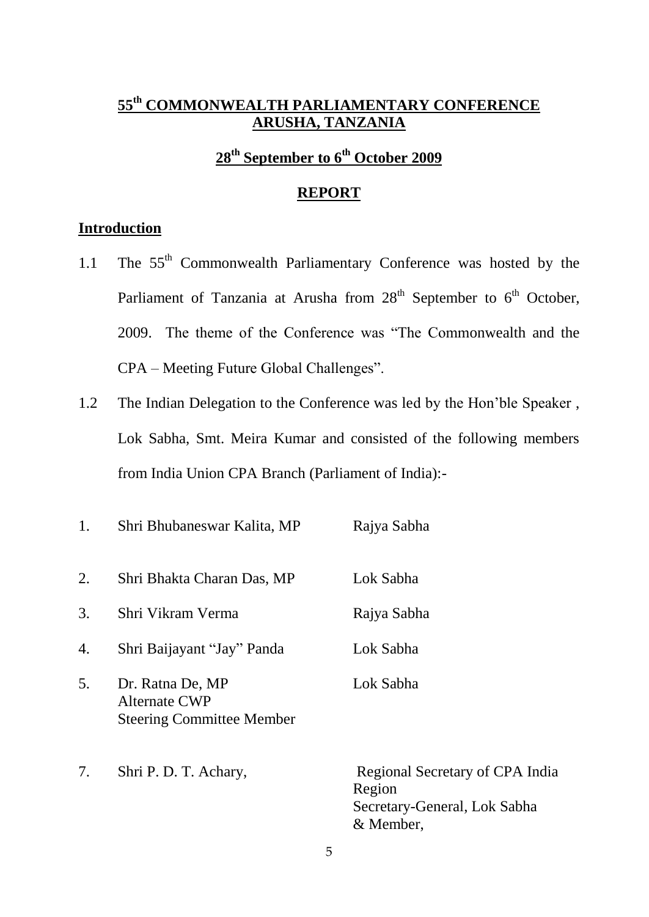# 55th COMMONWEALTH PARLIAMENTARY CONFERENCE ARUSHA, TANZANIA

## 28th September to 6th October 2009

## REPORT

### Introduction

1.1 The 55th Commonwealth Parliamentary Conference was hosted by the Parliament of Tanzania at Arusha from 28th September to 6th October, 2009. The theme of the Conference was "The Commonwealth and the CPA – Meeting Future Global Challenges".

1.2 The Indian Delegation to the Conference was led by the Hon'ble Speaker , Lok Sabha, Smt. Meira Kumar and consisted of the following members from India Union CPA Branch (Parliament of India):-

| | | |
|---|---|---|
| 1. | Shri Bhubaneswar Kalita, MP | Rajya Sabha |
| 2. | Shri Bhakta Charan Das, MP | Lok Sabha |
| 3. | Shri Vikram Verma | Rajya Sabha |
| 4. | Shri Baijayant "Jay" Panda | Lok Sabha |
| 5. | Dr. Ratna De, MP<br>Alternate CWP<br>Steering Committee Member | Lok Sabha |
| 7. | Shri P. D. T. Achary, | Regional Secretary of CPA India Region<br>Secretary-General, Lok Sabha<br>& Member, |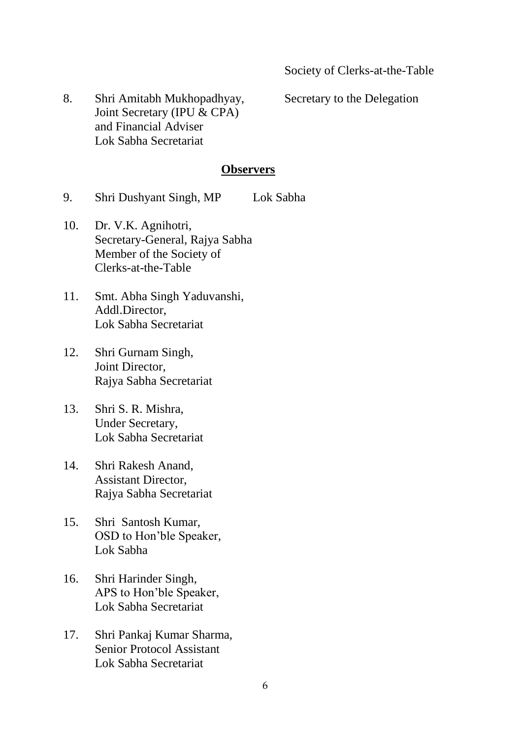Society of Clerks-at-the-Table

8. Shri Amitabh Mukhopadhyay, Joint Secretary (IPU & CPA) and Financial Adviser Lok Sabha Secretariat — Secretary to the Delegation

**Observers**

9. Shri Dushyant Singh, MP — Lok Sabha

10. Dr. V.K. Agnihotri,
    Secretary-General, Rajya Sabha
    Member of the Society of
    Clerks-at-the-Table

11. Smt. Abha Singh Yaduvanshi,
    Addl.Director,
    Lok Sabha Secretariat

12. Shri Gurnam Singh,
    Joint Director,
    Rajya Sabha Secretariat

13. Shri S. R. Mishra,
    Under Secretary,
    Lok Sabha Secretariat

14. Shri Rakesh Anand,
    Assistant Director,
    Rajya Sabha Secretariat

15. Shri Santosh Kumar,
    OSD to Hon'ble Speaker,
    Lok Sabha

16. Shri Harinder Singh,
    APS to Hon'ble Speaker,
    Lok Sabha Secretariat

17. Shri Pankaj Kumar Sharma,
    Senior Protocol Assistant
    Lok Sabha Secretariat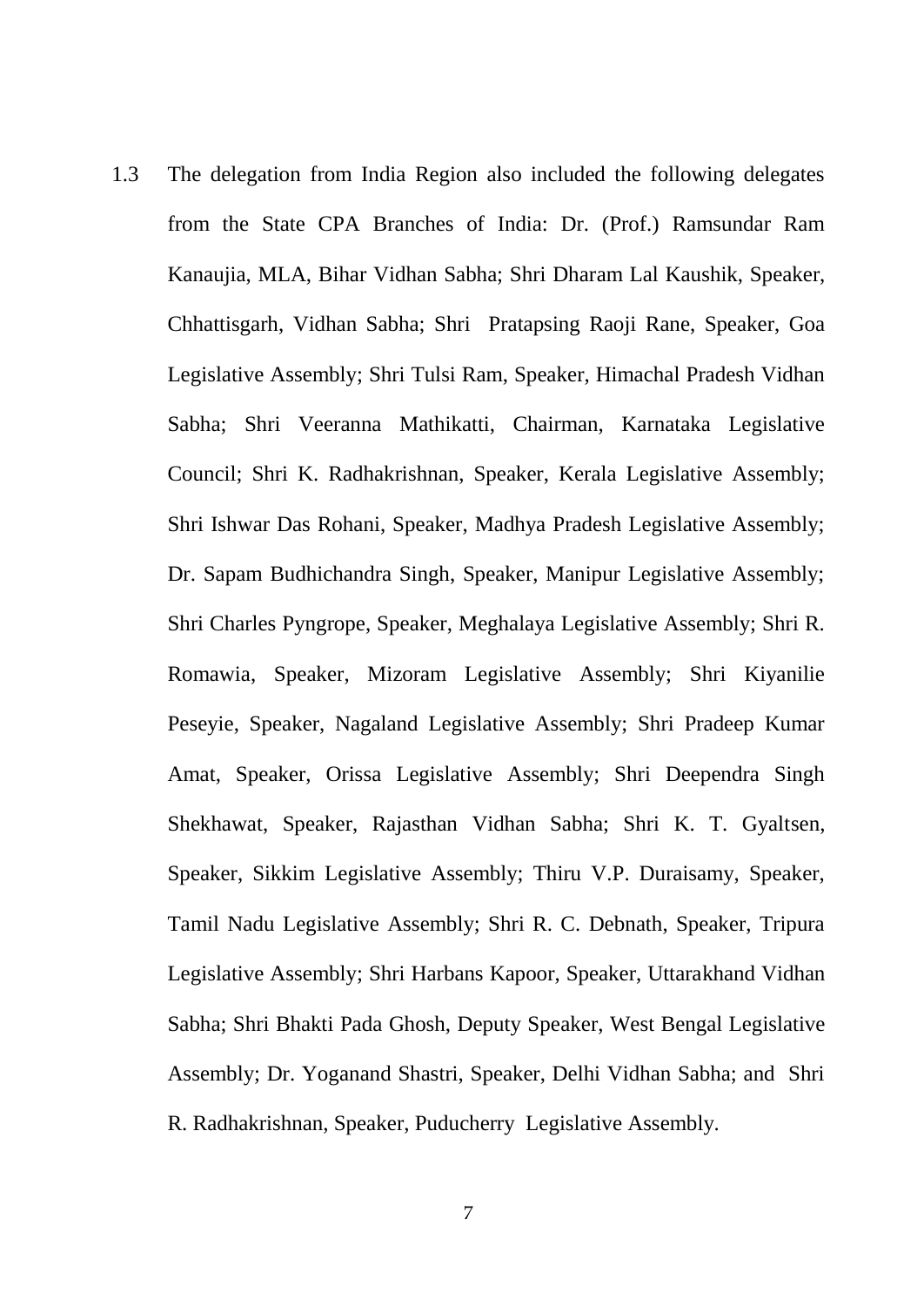1.3 The delegation from India Region also included the following delegates from the State CPA Branches of India: Dr. (Prof.) Ramsundar Ram Kanaujia, MLA, Bihar Vidhan Sabha; Shri Dharam Lal Kaushik, Speaker, Chhattisgarh, Vidhan Sabha; Shri Pratapsing Raoji Rane, Speaker, Goa Legislative Assembly; Shri Tulsi Ram, Speaker, Himachal Pradesh Vidhan Sabha; Shri Veeranna Mathikatti, Chairman, Karnataka Legislative Council; Shri K. Radhakrishnan, Speaker, Kerala Legislative Assembly; Shri Ishwar Das Rohani, Speaker, Madhya Pradesh Legislative Assembly; Dr. Sapam Budhichandra Singh, Speaker, Manipur Legislative Assembly; Shri Charles Pyngrope, Speaker, Meghalaya Legislative Assembly; Shri R. Romawia, Speaker, Mizoram Legislative Assembly; Shri Kiyanilie Peseyie, Speaker, Nagaland Legislative Assembly; Shri Pradeep Kumar Amat, Speaker, Orissa Legislative Assembly; Shri Deependra Singh Shekhawat, Speaker, Rajasthan Vidhan Sabha; Shri K. T. Gyaltsen, Speaker, Sikkim Legislative Assembly; Thiru V.P. Duraisamy, Speaker, Tamil Nadu Legislative Assembly; Shri R. C. Debnath, Speaker, Tripura Legislative Assembly; Shri Harbans Kapoor, Speaker, Uttarakhand Vidhan Sabha; Shri Bhakti Pada Ghosh, Deputy Speaker, West Bengal Legislative Assembly; Dr. Yoganand Shastri, Speaker, Delhi Vidhan Sabha; and Shri R. Radhakrishnan, Speaker, Puducherry Legislative Assembly.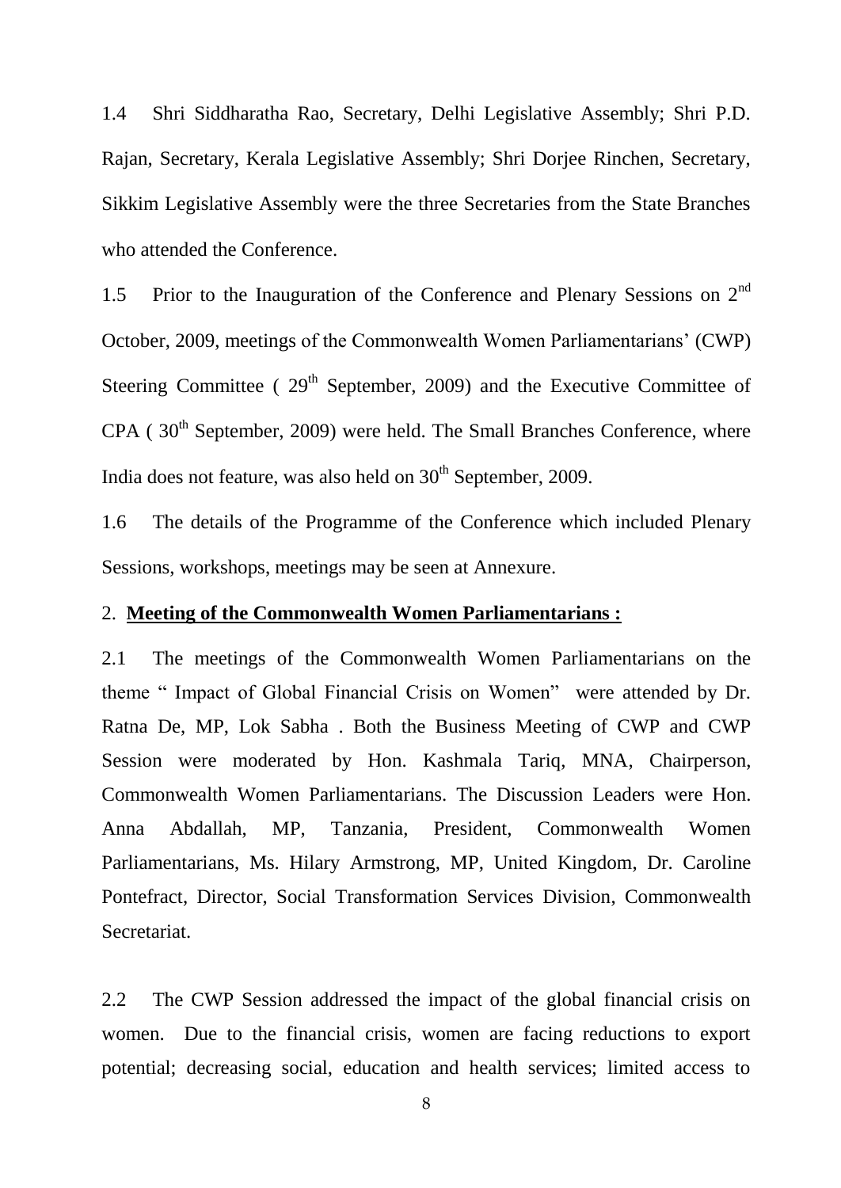1.4 Shri Siddharatha Rao, Secretary, Delhi Legislative Assembly; Shri P.D. Rajan, Secretary, Kerala Legislative Assembly; Shri Dorjee Rinchen, Secretary, Sikkim Legislative Assembly were the three Secretaries from the State Branches who attended the Conference.

1.5 Prior to the Inauguration of the Conference and Plenary Sessions on 2nd October, 2009, meetings of the Commonwealth Women Parliamentarians' (CWP) Steering Committee ( 29th September, 2009) and the Executive Committee of CPA ( 30th September, 2009) were held. The Small Branches Conference, where India does not feature, was also held on 30th September, 2009.

1.6 The details of the Programme of the Conference which included Plenary Sessions, workshops, meetings may be seen at Annexure.

## 2. **Meeting of the Commonwealth Women Parliamentarians :**

2.1 The meetings of the Commonwealth Women Parliamentarians on the theme " Impact of Global Financial Crisis on Women" were attended by Dr. Ratna De, MP, Lok Sabha . Both the Business Meeting of CWP and CWP Session were moderated by Hon. Kashmala Tariq, MNA, Chairperson, Commonwealth Women Parliamentarians. The Discussion Leaders were Hon. Anna Abdallah, MP, Tanzania, President, Commonwealth Women Parliamentarians, Ms. Hilary Armstrong, MP, United Kingdom, Dr. Caroline Pontefract, Director, Social Transformation Services Division, Commonwealth Secretariat.

2.2 The CWP Session addressed the impact of the global financial crisis on women. Due to the financial crisis, women are facing reductions to export potential; decreasing social, education and health services; limited access to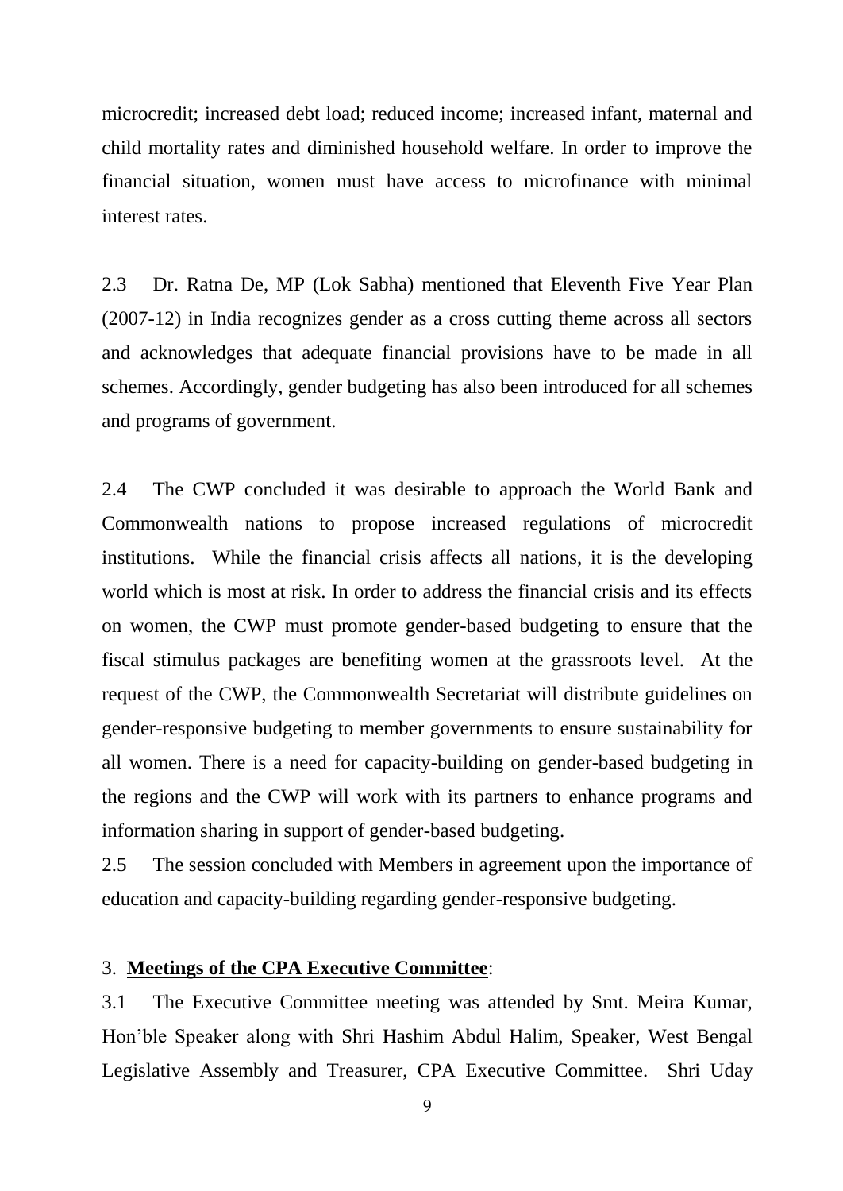microcredit; increased debt load; reduced income; increased infant, maternal and child mortality rates and diminished household welfare. In order to improve the financial situation, women must have access to microfinance with minimal interest rates.

2.3 Dr. Ratna De, MP (Lok Sabha) mentioned that Eleventh Five Year Plan (2007-12) in India recognizes gender as a cross cutting theme across all sectors and acknowledges that adequate financial provisions have to be made in all schemes. Accordingly, gender budgeting has also been introduced for all schemes and programs of government.

2.4 The CWP concluded it was desirable to approach the World Bank and Commonwealth nations to propose increased regulations of microcredit institutions. While the financial crisis affects all nations, it is the developing world which is most at risk. In order to address the financial crisis and its effects on women, the CWP must promote gender-based budgeting to ensure that the fiscal stimulus packages are benefiting women at the grassroots level. At the request of the CWP, the Commonwealth Secretariat will distribute guidelines on gender-responsive budgeting to member governments to ensure sustainability for all women. There is a need for capacity-building on gender-based budgeting in the regions and the CWP will work with its partners to enhance programs and information sharing in support of gender-based budgeting.

2.5 The session concluded with Members in agreement upon the importance of education and capacity-building regarding gender-responsive budgeting.

3. **Meetings of the CPA Executive Committee**:

3.1 The Executive Committee meeting was attended by Smt. Meira Kumar, Hon'ble Speaker along with Shri Hashim Abdul Halim, Speaker, West Bengal Legislative Assembly and Treasurer, CPA Executive Committee. Shri Uday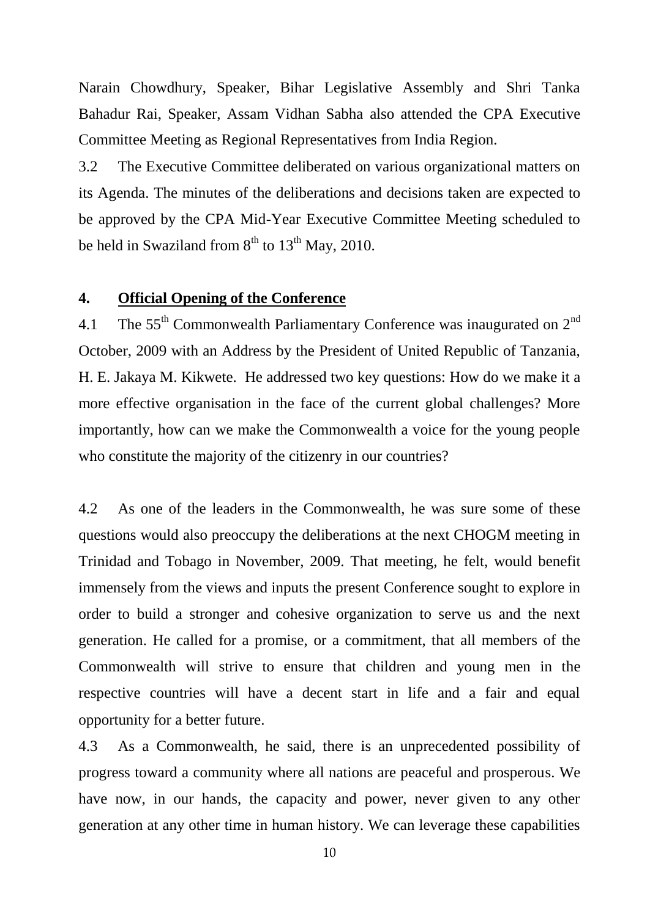Narain Chowdhury, Speaker, Bihar Legislative Assembly and Shri Tanka Bahadur Rai, Speaker, Assam Vidhan Sabha also attended the CPA Executive Committee Meeting as Regional Representatives from India Region.

3.2 The Executive Committee deliberated on various organizational matters on its Agenda. The minutes of the deliberations and decisions taken are expected to be approved by the CPA Mid-Year Executive Committee Meeting scheduled to be held in Swaziland from 8th to 13th May, 2010.

## 4. Official Opening of the Conference

4.1 The 55th Commonwealth Parliamentary Conference was inaugurated on 2nd October, 2009 with an Address by the President of United Republic of Tanzania, H. E. Jakaya M. Kikwete. He addressed two key questions: How do we make it a more effective organisation in the face of the current global challenges? More importantly, how can we make the Commonwealth a voice for the young people who constitute the majority of the citizenry in our countries?

4.2 As one of the leaders in the Commonwealth, he was sure some of these questions would also preoccupy the deliberations at the next CHOGM meeting in Trinidad and Tobago in November, 2009. That meeting, he felt, would benefit immensely from the views and inputs the present Conference sought to explore in order to build a stronger and cohesive organization to serve us and the next generation. He called for a promise, or a commitment, that all members of the Commonwealth will strive to ensure that children and young men in the respective countries will have a decent start in life and a fair and equal opportunity for a better future.

4.3 As a Commonwealth, he said, there is an unprecedented possibility of progress toward a community where all nations are peaceful and prosperous. We have now, in our hands, the capacity and power, never given to any other generation at any other time in human history. We can leverage these capabilities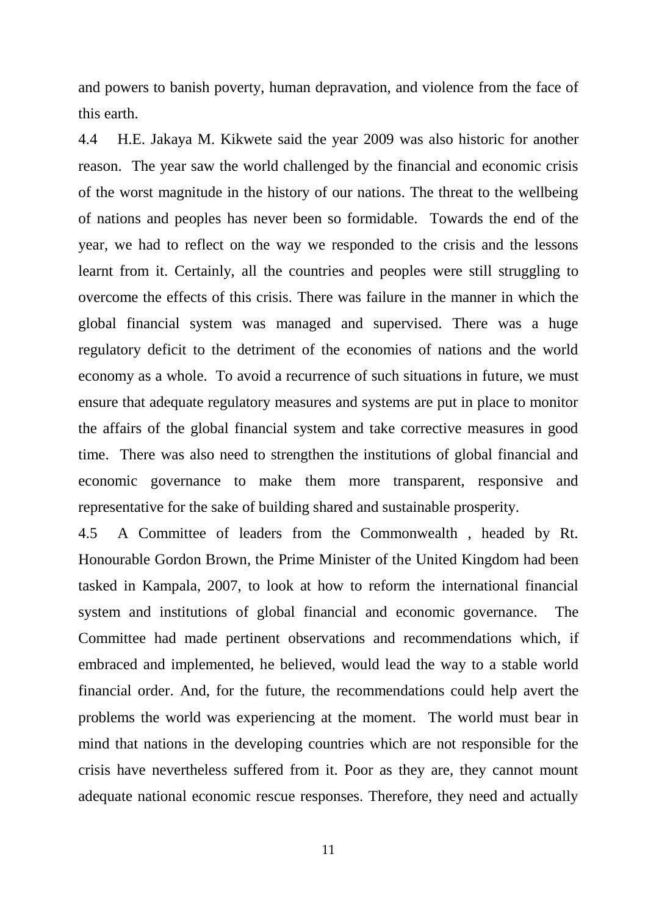and powers to banish poverty, human depravation, and violence from the face of this earth.

4.4 H.E. Jakaya M. Kikwete said the year 2009 was also historic for another reason. The year saw the world challenged by the financial and economic crisis of the worst magnitude in the history of our nations. The threat to the wellbeing of nations and peoples has never been so formidable. Towards the end of the year, we had to reflect on the way we responded to the crisis and the lessons learnt from it. Certainly, all the countries and peoples were still struggling to overcome the effects of this crisis. There was failure in the manner in which the global financial system was managed and supervised. There was a huge regulatory deficit to the detriment of the economies of nations and the world economy as a whole. To avoid a recurrence of such situations in future, we must ensure that adequate regulatory measures and systems are put in place to monitor the affairs of the global financial system and take corrective measures in good time. There was also need to strengthen the institutions of global financial and economic governance to make them more transparent, responsive and representative for the sake of building shared and sustainable prosperity.

4.5 A Committee of leaders from the Commonwealth , headed by Rt. Honourable Gordon Brown, the Prime Minister of the United Kingdom had been tasked in Kampala, 2007, to look at how to reform the international financial system and institutions of global financial and economic governance. The Committee had made pertinent observations and recommendations which, if embraced and implemented, he believed, would lead the way to a stable world financial order. And, for the future, the recommendations could help avert the problems the world was experiencing at the moment. The world must bear in mind that nations in the developing countries which are not responsible for the crisis have nevertheless suffered from it. Poor as they are, they cannot mount adequate national economic rescue responses. Therefore, they need and actually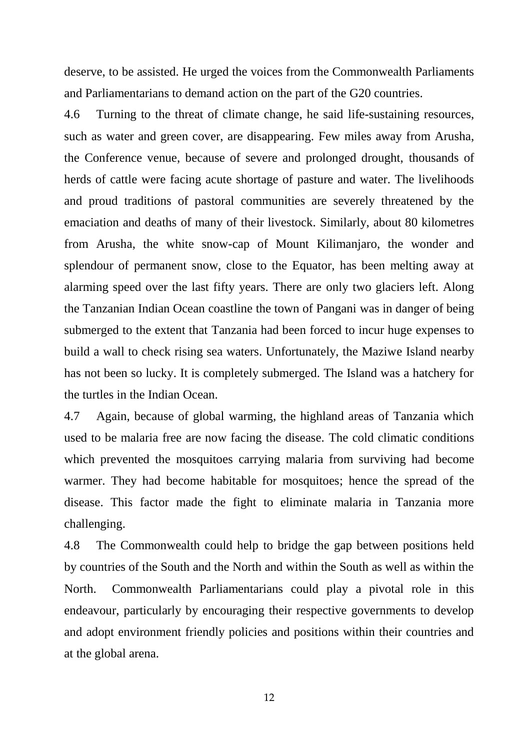deserve, to be assisted. He urged the voices from the Commonwealth Parliaments and Parliamentarians to demand action on the part of the G20 countries.

4.6 Turning to the threat of climate change, he said life-sustaining resources, such as water and green cover, are disappearing. Few miles away from Arusha, the Conference venue, because of severe and prolonged drought, thousands of herds of cattle were facing acute shortage of pasture and water. The livelihoods and proud traditions of pastoral communities are severely threatened by the emaciation and deaths of many of their livestock. Similarly, about 80 kilometres from Arusha, the white snow-cap of Mount Kilimanjaro, the wonder and splendour of permanent snow, close to the Equator, has been melting away at alarming speed over the last fifty years. There are only two glaciers left. Along the Tanzanian Indian Ocean coastline the town of Pangani was in danger of being submerged to the extent that Tanzania had been forced to incur huge expenses to build a wall to check rising sea waters. Unfortunately, the Maziwe Island nearby has not been so lucky. It is completely submerged. The Island was a hatchery for the turtles in the Indian Ocean.

4.7 Again, because of global warming, the highland areas of Tanzania which used to be malaria free are now facing the disease. The cold climatic conditions which prevented the mosquitoes carrying malaria from surviving had become warmer. They had become habitable for mosquitoes; hence the spread of the disease. This factor made the fight to eliminate malaria in Tanzania more challenging.

4.8 The Commonwealth could help to bridge the gap between positions held by countries of the South and the North and within the South as well as within the North. Commonwealth Parliamentarians could play a pivotal role in this endeavour, particularly by encouraging their respective governments to develop and adopt environment friendly policies and positions within their countries and at the global arena.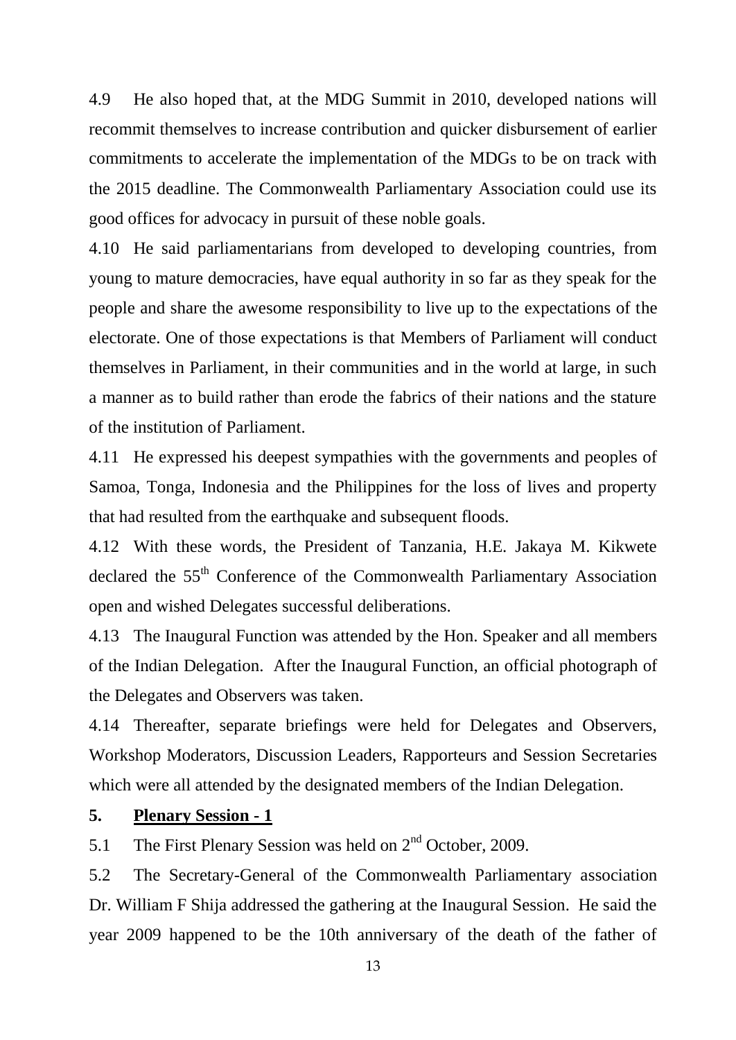4.9 He also hoped that, at the MDG Summit in 2010, developed nations will recommit themselves to increase contribution and quicker disbursement of earlier commitments to accelerate the implementation of the MDGs to be on track with the 2015 deadline. The Commonwealth Parliamentary Association could use its good offices for advocacy in pursuit of these noble goals.

4.10 He said parliamentarians from developed to developing countries, from young to mature democracies, have equal authority in so far as they speak for the people and share the awesome responsibility to live up to the expectations of the electorate. One of those expectations is that Members of Parliament will conduct themselves in Parliament, in their communities and in the world at large, in such a manner as to build rather than erode the fabrics of their nations and the stature of the institution of Parliament.

4.11 He expressed his deepest sympathies with the governments and peoples of Samoa, Tonga, Indonesia and the Philippines for the loss of lives and property that had resulted from the earthquake and subsequent floods.

4.12 With these words, the President of Tanzania, H.E. Jakaya M. Kikwete declared the 55th Conference of the Commonwealth Parliamentary Association open and wished Delegates successful deliberations.

4.13 The Inaugural Function was attended by the Hon. Speaker and all members of the Indian Delegation. After the Inaugural Function, an official photograph of the Delegates and Observers was taken.

4.14 Thereafter, separate briefings were held for Delegates and Observers, Workshop Moderators, Discussion Leaders, Rapporteurs and Session Secretaries which were all attended by the designated members of the Indian Delegation.

## 5. Plenary Session - 1

5.1 The First Plenary Session was held on 2nd October, 2009.

5.2 The Secretary-General of the Commonwealth Parliamentary association Dr. William F Shija addressed the gathering at the Inaugural Session. He said the year 2009 happened to be the 10th anniversary of the death of the father of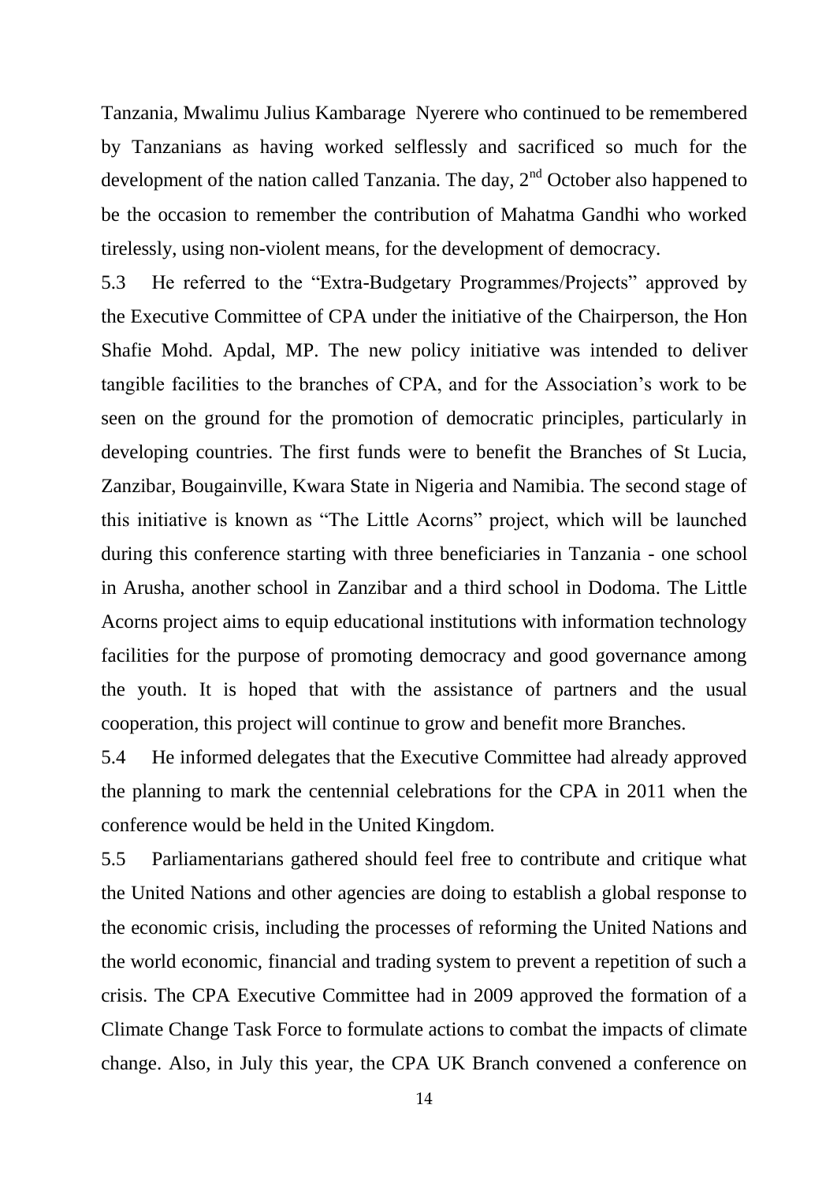Tanzania, Mwalimu Julius Kambarage Nyerere who continued to be remembered by Tanzanians as having worked selflessly and sacrificed so much for the development of the nation called Tanzania. The day, 2nd October also happened to be the occasion to remember the contribution of Mahatma Gandhi who worked tirelessly, using non-violent means, for the development of democracy.

5.3 He referred to the "Extra-Budgetary Programmes/Projects" approved by the Executive Committee of CPA under the initiative of the Chairperson, the Hon Shafie Mohd. Apdal, MP. The new policy initiative was intended to deliver tangible facilities to the branches of CPA, and for the Association's work to be seen on the ground for the promotion of democratic principles, particularly in developing countries. The first funds were to benefit the Branches of St Lucia, Zanzibar, Bougainville, Kwara State in Nigeria and Namibia. The second stage of this initiative is known as "The Little Acorns" project, which will be launched during this conference starting with three beneficiaries in Tanzania - one school in Arusha, another school in Zanzibar and a third school in Dodoma. The Little Acorns project aims to equip educational institutions with information technology facilities for the purpose of promoting democracy and good governance among the youth. It is hoped that with the assistance of partners and the usual cooperation, this project will continue to grow and benefit more Branches.

5.4 He informed delegates that the Executive Committee had already approved the planning to mark the centennial celebrations for the CPA in 2011 when the conference would be held in the United Kingdom.

5.5 Parliamentarians gathered should feel free to contribute and critique what the United Nations and other agencies are doing to establish a global response to the economic crisis, including the processes of reforming the United Nations and the world economic, financial and trading system to prevent a repetition of such a crisis. The CPA Executive Committee had in 2009 approved the formation of a Climate Change Task Force to formulate actions to combat the impacts of climate change. Also, in July this year, the CPA UK Branch convened a conference on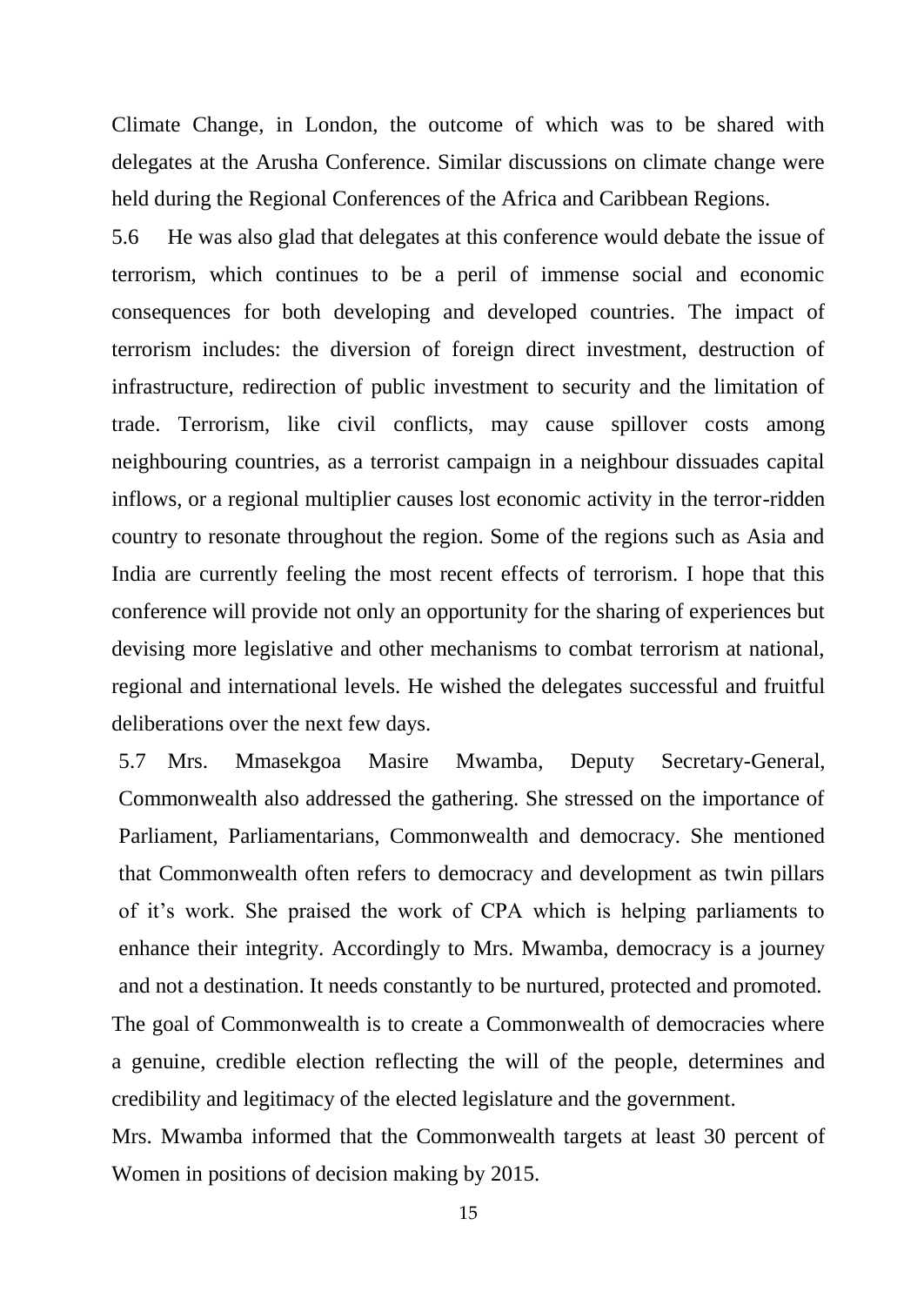Climate Change, in London, the outcome of which was to be shared with delegates at the Arusha Conference. Similar discussions on climate change were held during the Regional Conferences of the Africa and Caribbean Regions.

5.6 He was also glad that delegates at this conference would debate the issue of terrorism, which continues to be a peril of immense social and economic consequences for both developing and developed countries. The impact of terrorism includes: the diversion of foreign direct investment, destruction of infrastructure, redirection of public investment to security and the limitation of trade. Terrorism, like civil conflicts, may cause spillover costs among neighbouring countries, as a terrorist campaign in a neighbour dissuades capital inflows, or a regional multiplier causes lost economic activity in the terror-ridden country to resonate throughout the region. Some of the regions such as Asia and India are currently feeling the most recent effects of terrorism. I hope that this conference will provide not only an opportunity for the sharing of experiences but devising more legislative and other mechanisms to combat terrorism at national, regional and international levels. He wished the delegates successful and fruitful deliberations over the next few days.

5.7 Mrs. Mmasekgoa Masire Mwamba, Deputy Secretary-General, Commonwealth also addressed the gathering. She stressed on the importance of Parliament, Parliamentarians, Commonwealth and democracy. She mentioned that Commonwealth often refers to democracy and development as twin pillars of it's work. She praised the work of CPA which is helping parliaments to enhance their integrity. Accordingly to Mrs. Mwamba, democracy is a journey and not a destination. It needs constantly to be nurtured, protected and promoted. The goal of Commonwealth is to create a Commonwealth of democracies where a genuine, credible election reflecting the will of the people, determines and credibility and legitimacy of the elected legislature and the government.

Mrs. Mwamba informed that the Commonwealth targets at least 30 percent of Women in positions of decision making by 2015.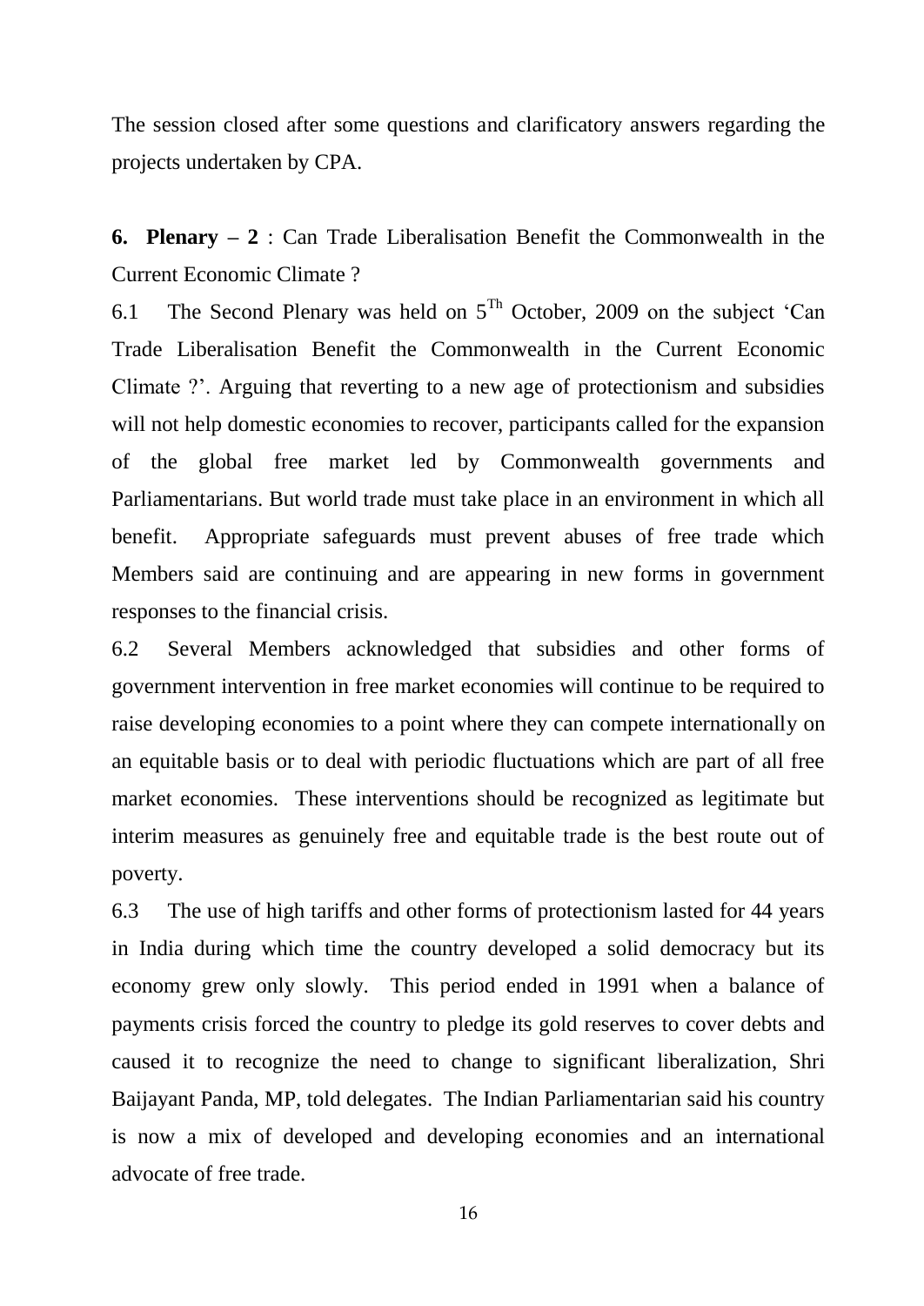The session closed after some questions and clarificatory answers regarding the projects undertaken by CPA.

**6. Plenary – 2** : Can Trade Liberalisation Benefit the Commonwealth in the Current Economic Climate ?

6.1 The Second Plenary was held on 5[Th] October, 2009 on the subject 'Can Trade Liberalisation Benefit the Commonwealth in the Current Economic Climate ?'. Arguing that reverting to a new age of protectionism and subsidies will not help domestic economies to recover, participants called for the expansion of the global free market led by Commonwealth governments and Parliamentarians. But world trade must take place in an environment in which all benefit. Appropriate safeguards must prevent abuses of free trade which Members said are continuing and are appearing in new forms in government responses to the financial crisis.

6.2 Several Members acknowledged that subsidies and other forms of government intervention in free market economies will continue to be required to raise developing economies to a point where they can compete internationally on an equitable basis or to deal with periodic fluctuations which are part of all free market economies. These interventions should be recognized as legitimate but interim measures as genuinely free and equitable trade is the best route out of poverty.

6.3 The use of high tariffs and other forms of protectionism lasted for 44 years in India during which time the country developed a solid democracy but its economy grew only slowly. This period ended in 1991 when a balance of payments crisis forced the country to pledge its gold reserves to cover debts and caused it to recognize the need to change to significant liberalization, Shri Baijayant Panda, MP, told delegates. The Indian Parliamentarian said his country is now a mix of developed and developing economies and an international advocate of free trade.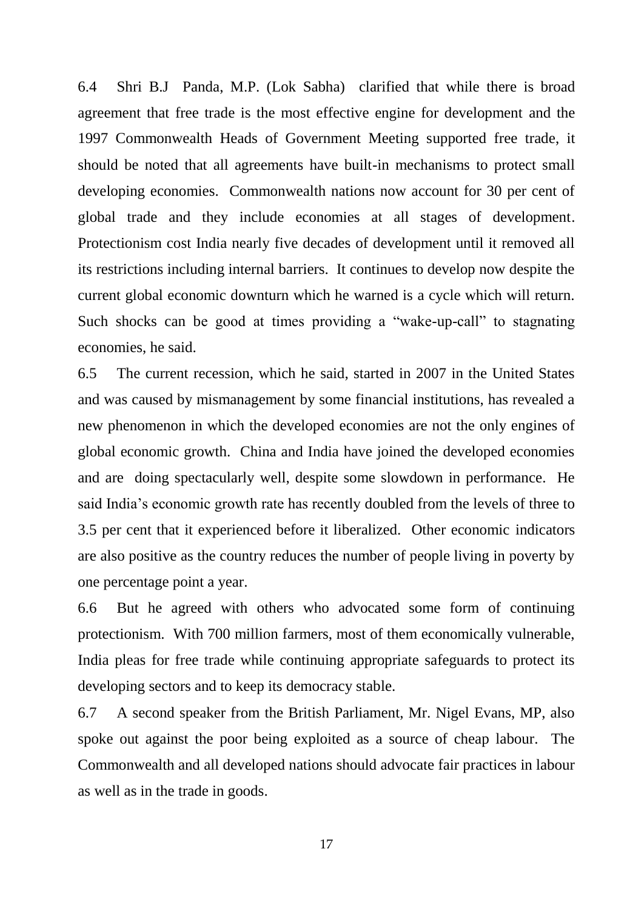6.4 Shri B.J Panda, M.P. (Lok Sabha) clarified that while there is broad agreement that free trade is the most effective engine for development and the 1997 Commonwealth Heads of Government Meeting supported free trade, it should be noted that all agreements have built-in mechanisms to protect small developing economies. Commonwealth nations now account for 30 per cent of global trade and they include economies at all stages of development. Protectionism cost India nearly five decades of development until it removed all its restrictions including internal barriers. It continues to develop now despite the current global economic downturn which he warned is a cycle which will return. Such shocks can be good at times providing a "wake-up-call" to stagnating economies, he said.

6.5 The current recession, which he said, started in 2007 in the United States and was caused by mismanagement by some financial institutions, has revealed a new phenomenon in which the developed economies are not the only engines of global economic growth. China and India have joined the developed economies and are doing spectacularly well, despite some slowdown in performance. He said India's economic growth rate has recently doubled from the levels of three to 3.5 per cent that it experienced before it liberalized. Other economic indicators are also positive as the country reduces the number of people living in poverty by one percentage point a year.

6.6 But he agreed with others who advocated some form of continuing protectionism. With 700 million farmers, most of them economically vulnerable, India pleas for free trade while continuing appropriate safeguards to protect its developing sectors and to keep its democracy stable.

6.7 A second speaker from the British Parliament, Mr. Nigel Evans, MP, also spoke out against the poor being exploited as a source of cheap labour. The Commonwealth and all developed nations should advocate fair practices in labour as well as in the trade in goods.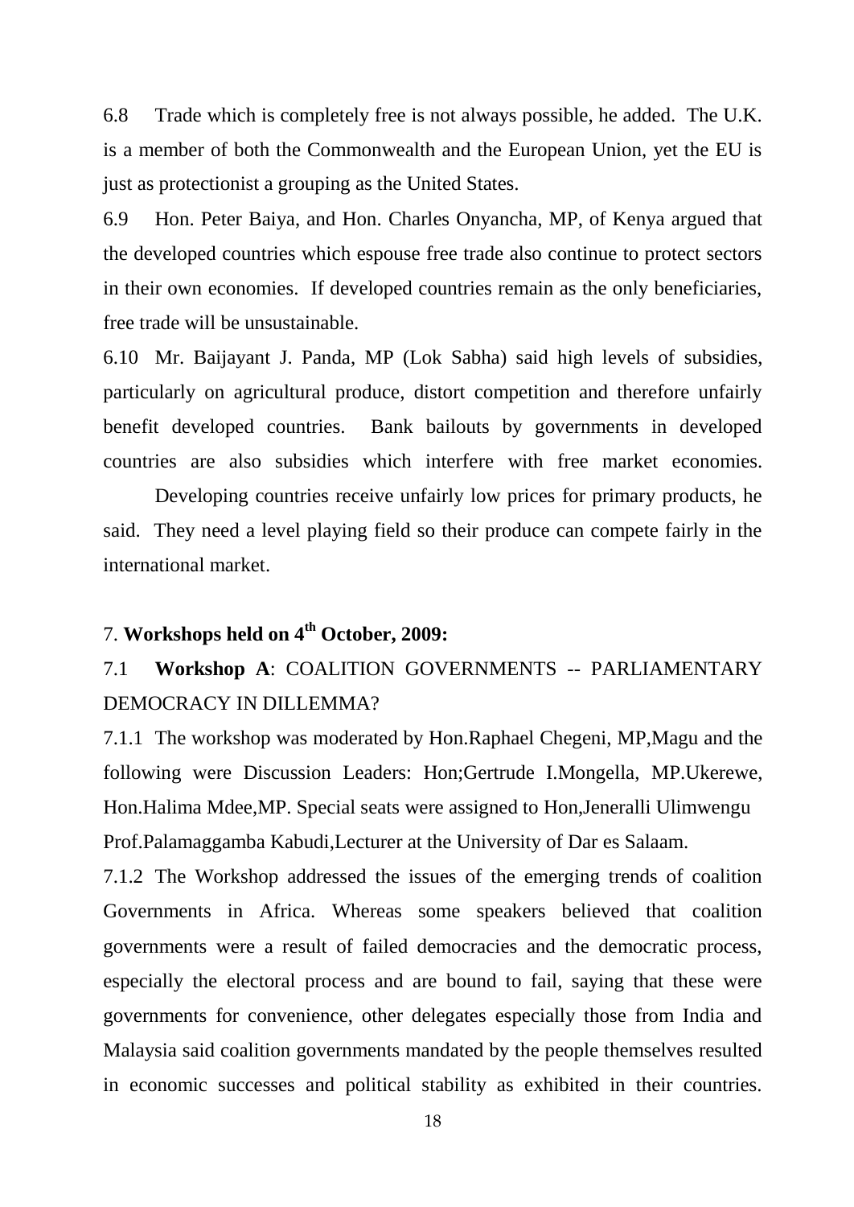6.8 Trade which is completely free is not always possible, he added. The U.K. is a member of both the Commonwealth and the European Union, yet the EU is just as protectionist a grouping as the United States.

6.9 Hon. Peter Baiya, and Hon. Charles Onyancha, MP, of Kenya argued that the developed countries which espouse free trade also continue to protect sectors in their own economies. If developed countries remain as the only beneficiaries, free trade will be unsustainable.

6.10 Mr. Baijayant J. Panda, MP (Lok Sabha) said high levels of subsidies, particularly on agricultural produce, distort competition and therefore unfairly benefit developed countries. Bank bailouts by governments in developed countries are also subsidies which interfere with free market economies.

Developing countries receive unfairly low prices for primary products, he said. They need a level playing field so their produce can compete fairly in the international market.

## 7. **Workshops held on 4th October, 2009:**

### 7.1 **Workshop A**: COALITION GOVERNMENTS -- PARLIAMENTARY DEMOCRACY IN DILLEMMA?

7.1.1 The workshop was moderated by Hon.Raphael Chegeni, MP,Magu and the following were Discussion Leaders: Hon;Gertrude I.Mongella, MP.Ukerewe, Hon.Halima Mdee,MP. Special seats were assigned to Hon,Jeneralli Ulimwengu Prof.Palamaggamba Kabudi,Lecturer at the University of Dar es Salaam.

7.1.2 The Workshop addressed the issues of the emerging trends of coalition Governments in Africa. Whereas some speakers believed that coalition governments were a result of failed democracies and the democratic process, especially the electoral process and are bound to fail, saying that these were governments for convenience, other delegates especially those from India and Malaysia said coalition governments mandated by the people themselves resulted in economic successes and political stability as exhibited in their countries.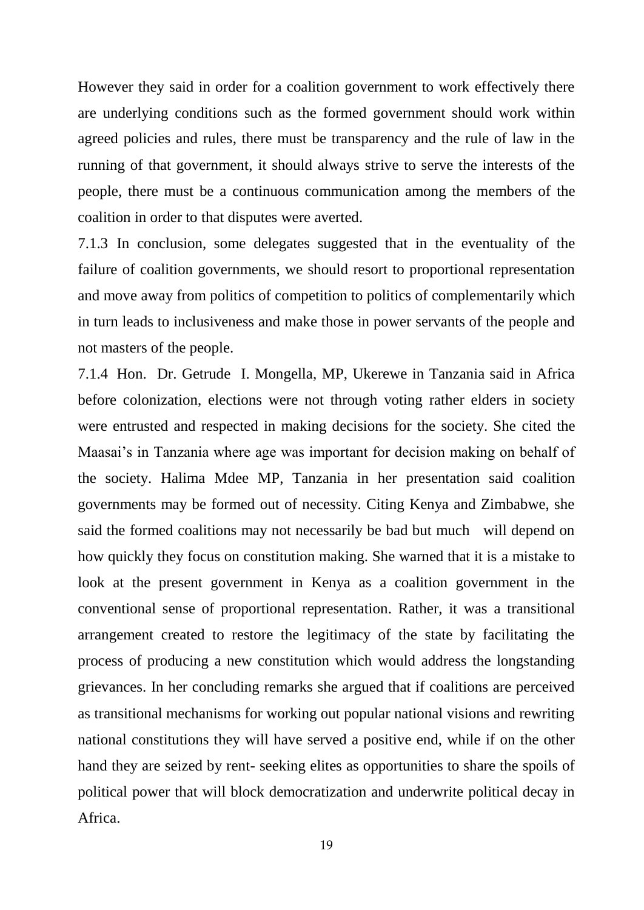However they said in order for a coalition government to work effectively there are underlying conditions such as the formed government should work within agreed policies and rules, there must be transparency and the rule of law in the running of that government, it should always strive to serve the interests of the people, there must be a continuous communication among the members of the coalition in order to that disputes were averted.

7.1.3 In conclusion, some delegates suggested that in the eventuality of the failure of coalition governments, we should resort to proportional representation and move away from politics of competition to politics of complementarily which in turn leads to inclusiveness and make those in power servants of the people and not masters of the people.

7.1.4 Hon. Dr. Getrude I. Mongella, MP, Ukerewe in Tanzania said in Africa before colonization, elections were not through voting rather elders in society were entrusted and respected in making decisions for the society. She cited the Maasai's in Tanzania where age was important for decision making on behalf of the society. Halima Mdee MP, Tanzania in her presentation said coalition governments may be formed out of necessity. Citing Kenya and Zimbabwe, she said the formed coalitions may not necessarily be bad but much will depend on how quickly they focus on constitution making. She warned that it is a mistake to look at the present government in Kenya as a coalition government in the conventional sense of proportional representation. Rather, it was a transitional arrangement created to restore the legitimacy of the state by facilitating the process of producing a new constitution which would address the longstanding grievances. In her concluding remarks she argued that if coalitions are perceived as transitional mechanisms for working out popular national visions and rewriting national constitutions they will have served a positive end, while if on the other hand they are seized by rent- seeking elites as opportunities to share the spoils of political power that will block democratization and underwrite political decay in Africa.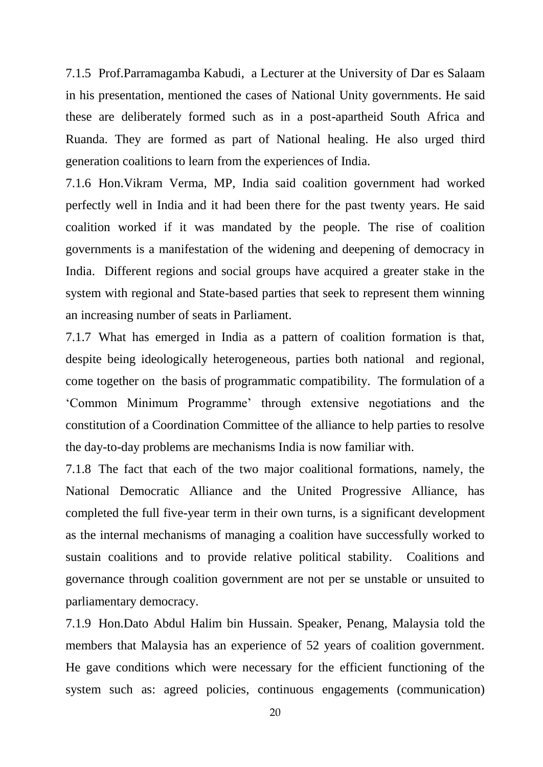7.1.5 Prof.Parramagamba Kabudi, a Lecturer at the University of Dar es Salaam in his presentation, mentioned the cases of National Unity governments. He said these are deliberately formed such as in a post-apartheid South Africa and Ruanda. They are formed as part of National healing. He also urged third generation coalitions to learn from the experiences of India.

7.1.6 Hon.Vikram Verma, MP, India said coalition government had worked perfectly well in India and it had been there for the past twenty years. He said coalition worked if it was mandated by the people. The rise of coalition governments is a manifestation of the widening and deepening of democracy in India. Different regions and social groups have acquired a greater stake in the system with regional and State-based parties that seek to represent them winning an increasing number of seats in Parliament.

7.1.7 What has emerged in India as a pattern of coalition formation is that, despite being ideologically heterogeneous, parties both national and regional, come together on the basis of programmatic compatibility. The formulation of a 'Common Minimum Programme' through extensive negotiations and the constitution of a Coordination Committee of the alliance to help parties to resolve the day-to-day problems are mechanisms India is now familiar with.

7.1.8 The fact that each of the two major coalitional formations, namely, the National Democratic Alliance and the United Progressive Alliance, has completed the full five-year term in their own turns, is a significant development as the internal mechanisms of managing a coalition have successfully worked to sustain coalitions and to provide relative political stability. Coalitions and governance through coalition government are not per se unstable or unsuited to parliamentary democracy.

7.1.9 Hon.Dato Abdul Halim bin Hussain. Speaker, Penang, Malaysia told the members that Malaysia has an experience of 52 years of coalition government. He gave conditions which were necessary for the efficient functioning of the system such as: agreed policies, continuous engagements (communication)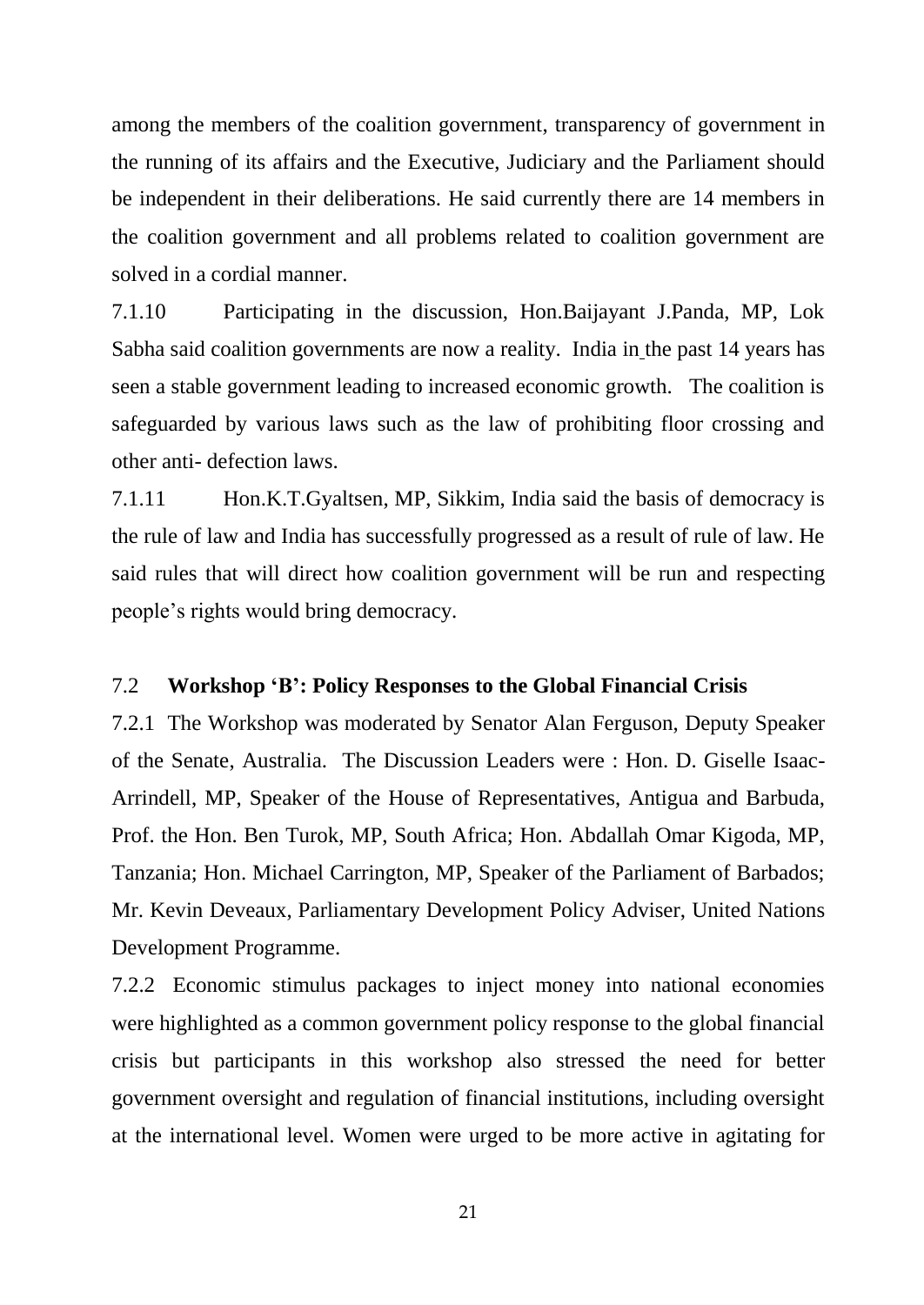among the members of the coalition government, transparency of government in the running of its affairs and the Executive, Judiciary and the Parliament should be independent in their deliberations. He said currently there are 14 members in the coalition government and all problems related to coalition government are solved in a cordial manner.

7.1.10 Participating in the discussion, Hon.Baijayant J.Panda, MP, Lok Sabha said coalition governments are now a reality. India in the past 14 years has seen a stable government leading to increased economic growth. The coalition is safeguarded by various laws such as the law of prohibiting floor crossing and other anti- defection laws.

7.1.11 Hon.K.T.Gyaltsen, MP, Sikkim, India said the basis of democracy is the rule of law and India has successfully progressed as a result of rule of law. He said rules that will direct how coalition government will be run and respecting people's rights would bring democracy.

### 7.2 **Workshop 'B': Policy Responses to the Global Financial Crisis**

7.2.1 The Workshop was moderated by Senator Alan Ferguson, Deputy Speaker of the Senate, Australia. The Discussion Leaders were : Hon. D. Giselle Isaac-Arrindell, MP, Speaker of the House of Representatives, Antigua and Barbuda, Prof. the Hon. Ben Turok, MP, South Africa; Hon. Abdallah Omar Kigoda, MP, Tanzania; Hon. Michael Carrington, MP, Speaker of the Parliament of Barbados; Mr. Kevin Deveaux, Parliamentary Development Policy Adviser, United Nations Development Programme.

7.2.2 Economic stimulus packages to inject money into national economies were highlighted as a common government policy response to the global financial crisis but participants in this workshop also stressed the need for better government oversight and regulation of financial institutions, including oversight at the international level. Women were urged to be more active in agitating for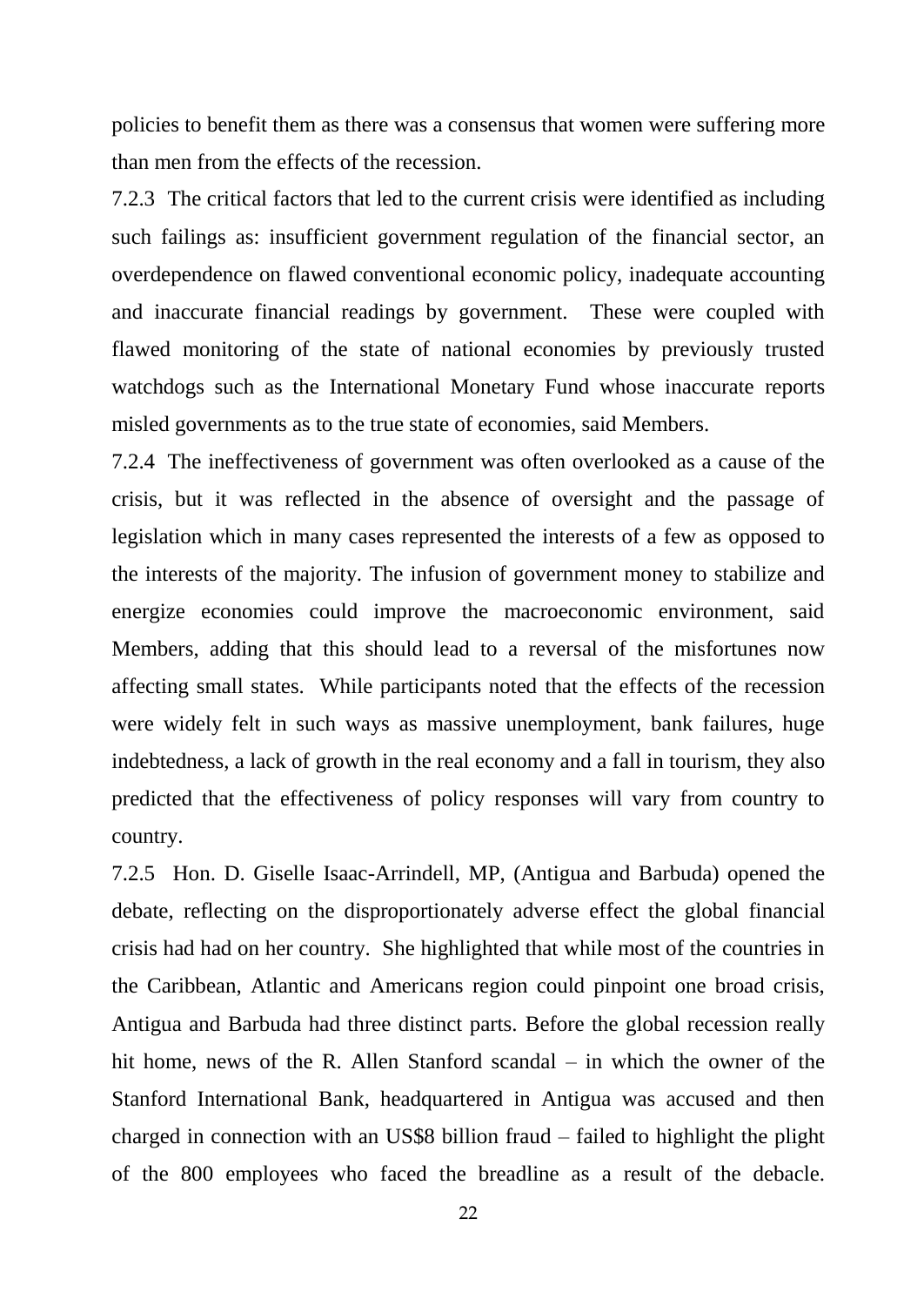policies to benefit them as there was a consensus that women were suffering more than men from the effects of the recession.

7.2.3 The critical factors that led to the current crisis were identified as including such failings as: insufficient government regulation of the financial sector, an overdependence on flawed conventional economic policy, inadequate accounting and inaccurate financial readings by government. These were coupled with flawed monitoring of the state of national economies by previously trusted watchdogs such as the International Monetary Fund whose inaccurate reports misled governments as to the true state of economies, said Members.

7.2.4 The ineffectiveness of government was often overlooked as a cause of the crisis, but it was reflected in the absence of oversight and the passage of legislation which in many cases represented the interests of a few as opposed to the interests of the majority. The infusion of government money to stabilize and energize economies could improve the macroeconomic environment, said Members, adding that this should lead to a reversal of the misfortunes now affecting small states. While participants noted that the effects of the recession were widely felt in such ways as massive unemployment, bank failures, huge indebtedness, a lack of growth in the real economy and a fall in tourism, they also predicted that the effectiveness of policy responses will vary from country to country.

7.2.5 Hon. D. Giselle Isaac-Arrindell, MP, (Antigua and Barbuda) opened the debate, reflecting on the disproportionately adverse effect the global financial crisis had had on her country. She highlighted that while most of the countries in the Caribbean, Atlantic and Americans region could pinpoint one broad crisis, Antigua and Barbuda had three distinct parts. Before the global recession really hit home, news of the R. Allen Stanford scandal – in which the owner of the Stanford International Bank, headquartered in Antigua was accused and then charged in connection with an US$8 billion fraud – failed to highlight the plight of the 800 employees who faced the breadline as a result of the debacle.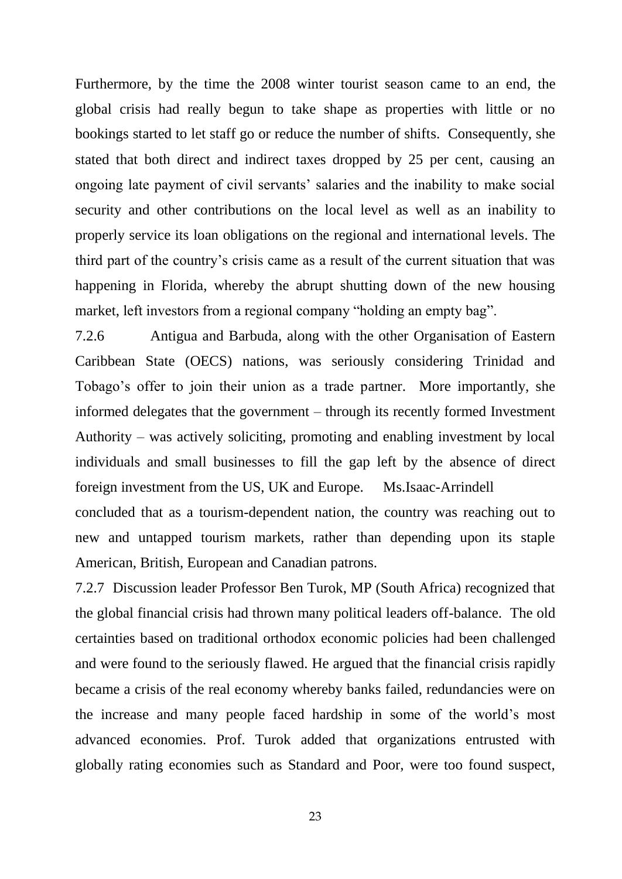Furthermore, by the time the 2008 winter tourist season came to an end, the global crisis had really begun to take shape as properties with little or no bookings started to let staff go or reduce the number of shifts. Consequently, she stated that both direct and indirect taxes dropped by 25 per cent, causing an ongoing late payment of civil servants' salaries and the inability to make social security and other contributions on the local level as well as an inability to properly service its loan obligations on the regional and international levels. The third part of the country's crisis came as a result of the current situation that was happening in Florida, whereby the abrupt shutting down of the new housing market, left investors from a regional company "holding an empty bag".

7.2.6 Antigua and Barbuda, along with the other Organisation of Eastern Caribbean State (OECS) nations, was seriously considering Trinidad and Tobago's offer to join their union as a trade partner. More importantly, she informed delegates that the government – through its recently formed Investment Authority – was actively soliciting, promoting and enabling investment by local individuals and small businesses to fill the gap left by the absence of direct foreign investment from the US, UK and Europe. Ms.Isaac-Arrindell concluded that as a tourism-dependent nation, the country was reaching out to new and untapped tourism markets, rather than depending upon its staple American, British, European and Canadian patrons.

7.2.7 Discussion leader Professor Ben Turok, MP (South Africa) recognized that the global financial crisis had thrown many political leaders off-balance. The old certainties based on traditional orthodox economic policies had been challenged and were found to the seriously flawed. He argued that the financial crisis rapidly became a crisis of the real economy whereby banks failed, redundancies were on the increase and many people faced hardship in some of the world's most advanced economies. Prof. Turok added that organizations entrusted with globally rating economies such as Standard and Poor, were too found suspect,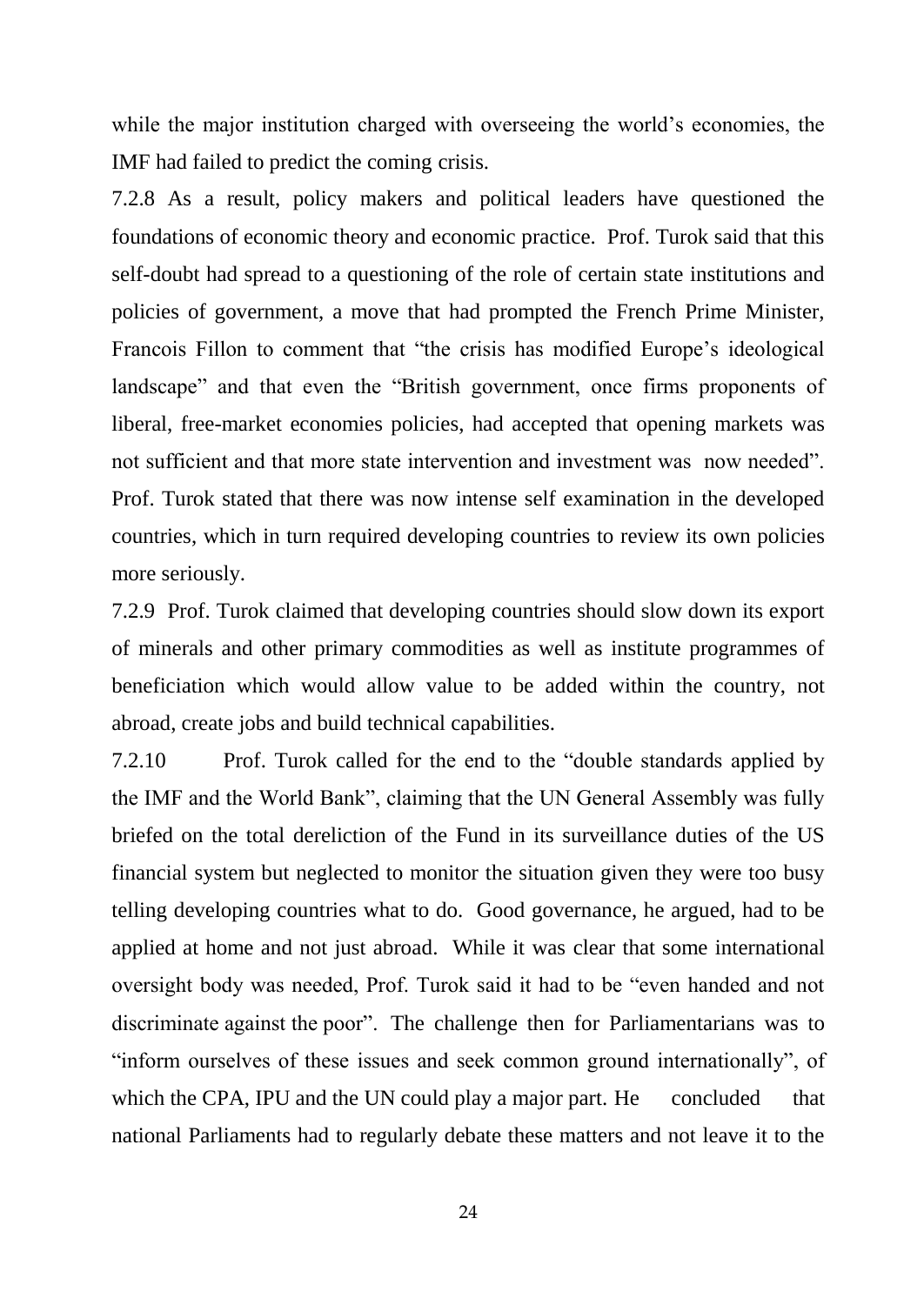while the major institution charged with overseeing the world's economies, the IMF had failed to predict the coming crisis.

7.2.8 As a result, policy makers and political leaders have questioned the foundations of economic theory and economic practice. Prof. Turok said that this self-doubt had spread to a questioning of the role of certain state institutions and policies of government, a move that had prompted the French Prime Minister, Francois Fillon to comment that "the crisis has modified Europe's ideological landscape" and that even the "British government, once firms proponents of liberal, free-market economies policies, had accepted that opening markets was not sufficient and that more state intervention and investment was now needed". Prof. Turok stated that there was now intense self examination in the developed countries, which in turn required developing countries to review its own policies more seriously.

7.2.9 Prof. Turok claimed that developing countries should slow down its export of minerals and other primary commodities as well as institute programmes of beneficiation which would allow value to be added within the country, not abroad, create jobs and build technical capabilities.

7.2.10 Prof. Turok called for the end to the "double standards applied by the IMF and the World Bank", claiming that the UN General Assembly was fully briefed on the total dereliction of the Fund in its surveillance duties of the US financial system but neglected to monitor the situation given they were too busy telling developing countries what to do. Good governance, he argued, had to be applied at home and not just abroad. While it was clear that some international oversight body was needed, Prof. Turok said it had to be "even handed and not discriminate against the poor". The challenge then for Parliamentarians was to "inform ourselves of these issues and seek common ground internationally", of which the CPA, IPU and the UN could play a major part. He concluded that national Parliaments had to regularly debate these matters and not leave it to the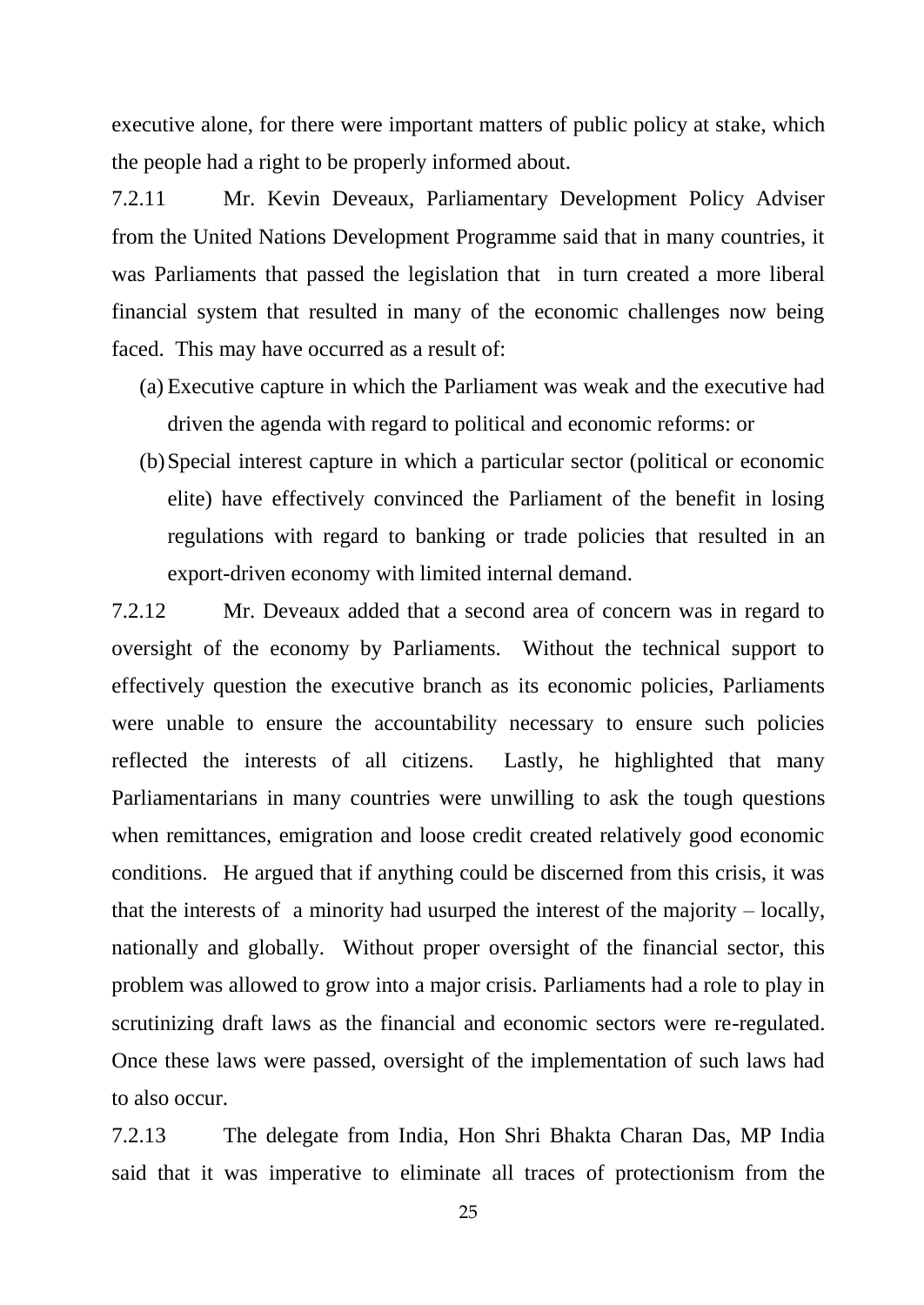executive alone, for there were important matters of public policy at stake, which the people had a right to be properly informed about.

7.2.11 Mr. Kevin Deveaux, Parliamentary Development Policy Adviser from the United Nations Development Programme said that in many countries, it was Parliaments that passed the legislation that in turn created a more liberal financial system that resulted in many of the economic challenges now being faced. This may have occurred as a result of:

(a) Executive capture in which the Parliament was weak and the executive had driven the agenda with regard to political and economic reforms: or

(b) Special interest capture in which a particular sector (political or economic elite) have effectively convinced the Parliament of the benefit in losing regulations with regard to banking or trade policies that resulted in an export-driven economy with limited internal demand.

7.2.12 Mr. Deveaux added that a second area of concern was in regard to oversight of the economy by Parliaments. Without the technical support to effectively question the executive branch as its economic policies, Parliaments were unable to ensure the accountability necessary to ensure such policies reflected the interests of all citizens. Lastly, he highlighted that many Parliamentarians in many countries were unwilling to ask the tough questions when remittances, emigration and loose credit created relatively good economic conditions. He argued that if anything could be discerned from this crisis, it was that the interests of a minority had usurped the interest of the majority – locally, nationally and globally. Without proper oversight of the financial sector, this problem was allowed to grow into a major crisis. Parliaments had a role to play in scrutinizing draft laws as the financial and economic sectors were re-regulated. Once these laws were passed, oversight of the implementation of such laws had to also occur.

7.2.13 The delegate from India, Hon Shri Bhakta Charan Das, MP India said that it was imperative to eliminate all traces of protectionism from the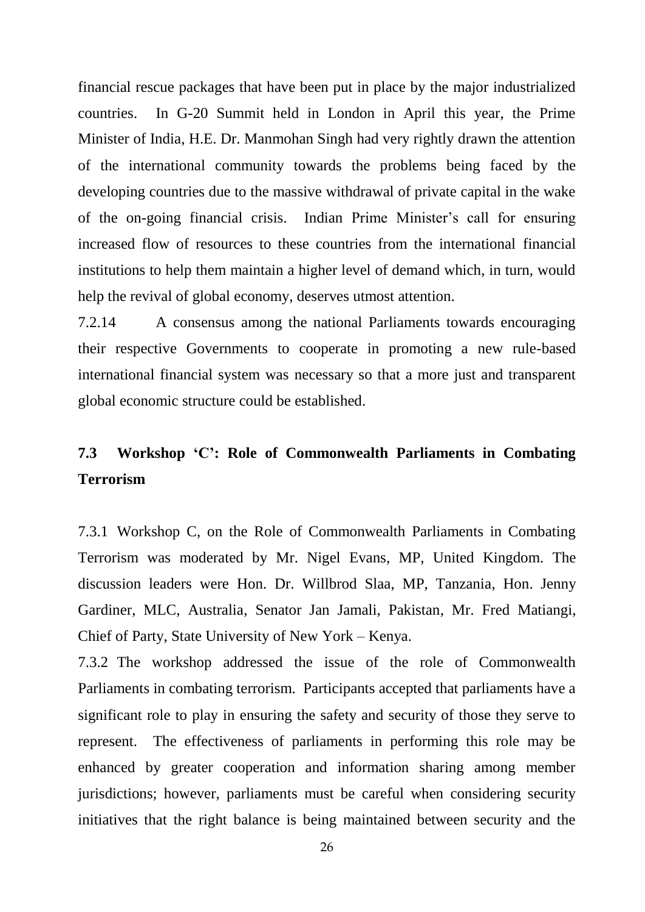financial rescue packages that have been put in place by the major industrialized countries. In G-20 Summit held in London in April this year, the Prime Minister of India, H.E. Dr. Manmohan Singh had very rightly drawn the attention of the international community towards the problems being faced by the developing countries due to the massive withdrawal of private capital in the wake of the on-going financial crisis. Indian Prime Minister's call for ensuring increased flow of resources to these countries from the international financial institutions to help them maintain a higher level of demand which, in turn, would help the revival of global economy, deserves utmost attention.

7.2.14 A consensus among the national Parliaments towards encouraging their respective Governments to cooperate in promoting a new rule-based international financial system was necessary so that a more just and transparent global economic structure could be established.

## 7.3 Workshop 'C': Role of Commonwealth Parliaments in Combating Terrorism

7.3.1 Workshop C, on the Role of Commonwealth Parliaments in Combating Terrorism was moderated by Mr. Nigel Evans, MP, United Kingdom. The discussion leaders were Hon. Dr. Willbrod Slaa, MP, Tanzania, Hon. Jenny Gardiner, MLC, Australia, Senator Jan Jamali, Pakistan, Mr. Fred Matiangi, Chief of Party, State University of New York – Kenya.

7.3.2 The workshop addressed the issue of the role of Commonwealth Parliaments in combating terrorism. Participants accepted that parliaments have a significant role to play in ensuring the safety and security of those they serve to represent. The effectiveness of parliaments in performing this role may be enhanced by greater cooperation and information sharing among member jurisdictions; however, parliaments must be careful when considering security initiatives that the right balance is being maintained between security and the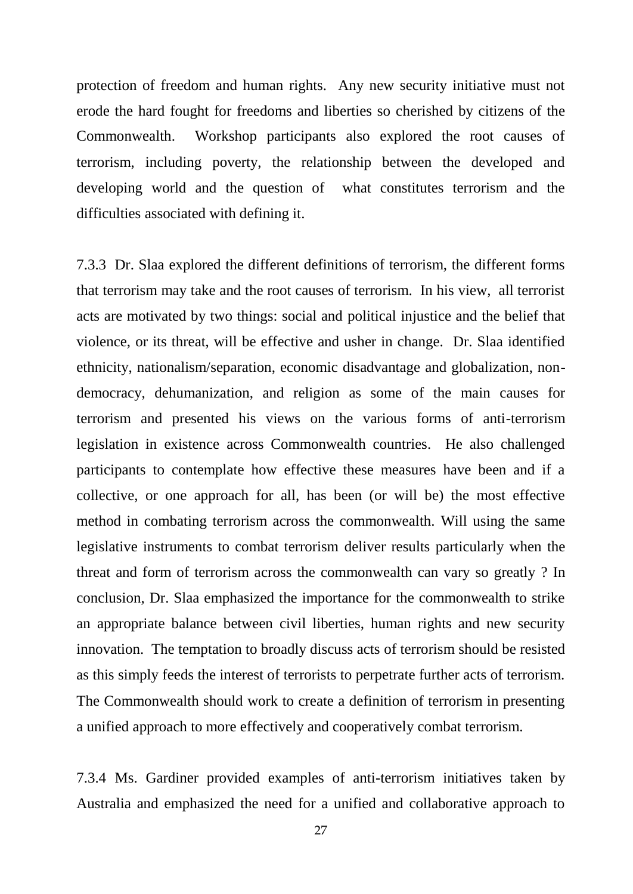protection of freedom and human rights. Any new security initiative must not erode the hard fought for freedoms and liberties so cherished by citizens of the Commonwealth. Workshop participants also explored the root causes of terrorism, including poverty, the relationship between the developed and developing world and the question of what constitutes terrorism and the difficulties associated with defining it.

7.3.3 Dr. Slaa explored the different definitions of terrorism, the different forms that terrorism may take and the root causes of terrorism. In his view, all terrorist acts are motivated by two things: social and political injustice and the belief that violence, or its threat, will be effective and usher in change. Dr. Slaa identified ethnicity, nationalism/separation, economic disadvantage and globalization, non-democracy, dehumanization, and religion as some of the main causes for terrorism and presented his views on the various forms of anti-terrorism legislation in existence across Commonwealth countries. He also challenged participants to contemplate how effective these measures have been and if a collective, or one approach for all, has been (or will be) the most effective method in combating terrorism across the commonwealth. Will using the same legislative instruments to combat terrorism deliver results particularly when the threat and form of terrorism across the commonwealth can vary so greatly ? In conclusion, Dr. Slaa emphasized the importance for the commonwealth to strike an appropriate balance between civil liberties, human rights and new security innovation. The temptation to broadly discuss acts of terrorism should be resisted as this simply feeds the interest of terrorists to perpetrate further acts of terrorism. The Commonwealth should work to create a definition of terrorism in presenting a unified approach to more effectively and cooperatively combat terrorism.

7.3.4 Ms. Gardiner provided examples of anti-terrorism initiatives taken by Australia and emphasized the need for a unified and collaborative approach to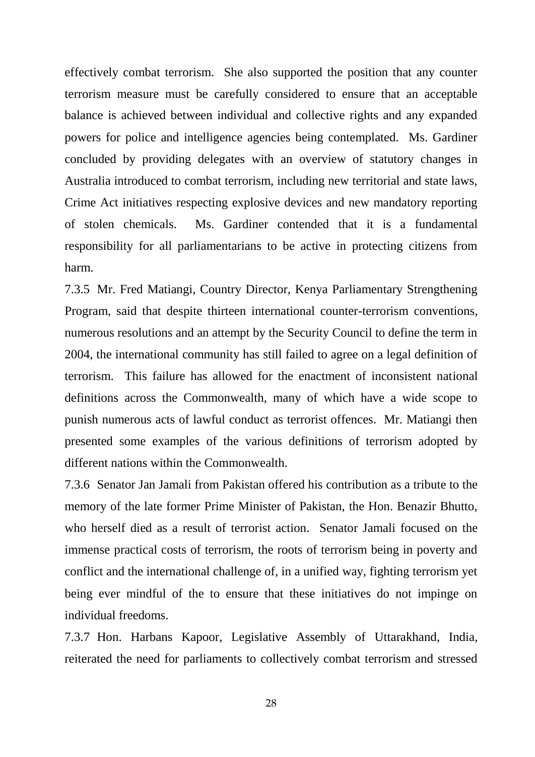effectively combat terrorism. She also supported the position that any counter terrorism measure must be carefully considered to ensure that an acceptable balance is achieved between individual and collective rights and any expanded powers for police and intelligence agencies being contemplated. Ms. Gardiner concluded by providing delegates with an overview of statutory changes in Australia introduced to combat terrorism, including new territorial and state laws, Crime Act initiatives respecting explosive devices and new mandatory reporting of stolen chemicals. Ms. Gardiner contended that it is a fundamental responsibility for all parliamentarians to be active in protecting citizens from harm.

7.3.5 Mr. Fred Matiangi, Country Director, Kenya Parliamentary Strengthening Program, said that despite thirteen international counter-terrorism conventions, numerous resolutions and an attempt by the Security Council to define the term in 2004, the international community has still failed to agree on a legal definition of terrorism. This failure has allowed for the enactment of inconsistent national definitions across the Commonwealth, many of which have a wide scope to punish numerous acts of lawful conduct as terrorist offences. Mr. Matiangi then presented some examples of the various definitions of terrorism adopted by different nations within the Commonwealth.

7.3.6 Senator Jan Jamali from Pakistan offered his contribution as a tribute to the memory of the late former Prime Minister of Pakistan, the Hon. Benazir Bhutto, who herself died as a result of terrorist action. Senator Jamali focused on the immense practical costs of terrorism, the roots of terrorism being in poverty and conflict and the international challenge of, in a unified way, fighting terrorism yet being ever mindful of the to ensure that these initiatives do not impinge on individual freedoms.

7.3.7 Hon. Harbans Kapoor, Legislative Assembly of Uttarakhand, India, reiterated the need for parliaments to collectively combat terrorism and stressed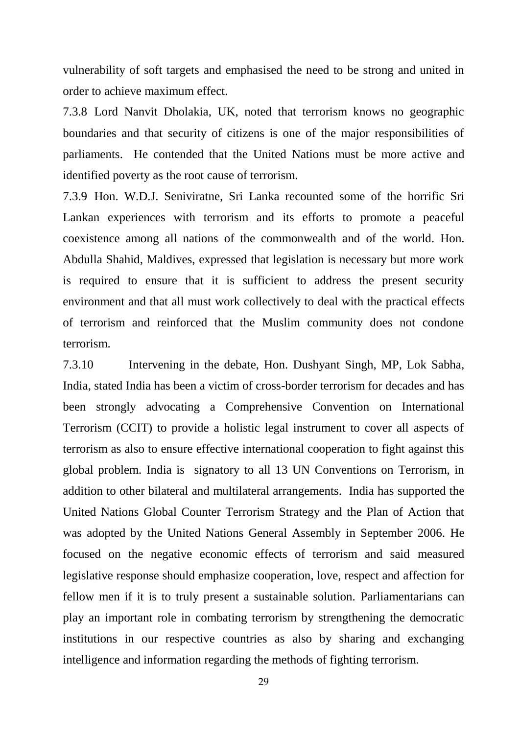vulnerability of soft targets and emphasised the need to be strong and united in order to achieve maximum effect.

7.3.8 Lord Nanvit Dholakia, UK, noted that terrorism knows no geographic boundaries and that security of citizens is one of the major responsibilities of parliaments. He contended that the United Nations must be more active and identified poverty as the root cause of terrorism.

7.3.9 Hon. W.D.J. Seniviratne, Sri Lanka recounted some of the horrific Sri Lankan experiences with terrorism and its efforts to promote a peaceful coexistence among all nations of the commonwealth and of the world. Hon. Abdulla Shahid, Maldives, expressed that legislation is necessary but more work is required to ensure that it is sufficient to address the present security environment and that all must work collectively to deal with the practical effects of terrorism and reinforced that the Muslim community does not condone terrorism.

7.3.10 Intervening in the debate, Hon. Dushyant Singh, MP, Lok Sabha, India, stated India has been a victim of cross-border terrorism for decades and has been strongly advocating a Comprehensive Convention on International Terrorism (CCIT) to provide a holistic legal instrument to cover all aspects of terrorism as also to ensure effective international cooperation to fight against this global problem. India is signatory to all 13 UN Conventions on Terrorism, in addition to other bilateral and multilateral arrangements. India has supported the United Nations Global Counter Terrorism Strategy and the Plan of Action that was adopted by the United Nations General Assembly in September 2006. He focused on the negative economic effects of terrorism and said measured legislative response should emphasize cooperation, love, respect and affection for fellow men if it is to truly present a sustainable solution. Parliamentarians can play an important role in combating terrorism by strengthening the democratic institutions in our respective countries as also by sharing and exchanging intelligence and information regarding the methods of fighting terrorism.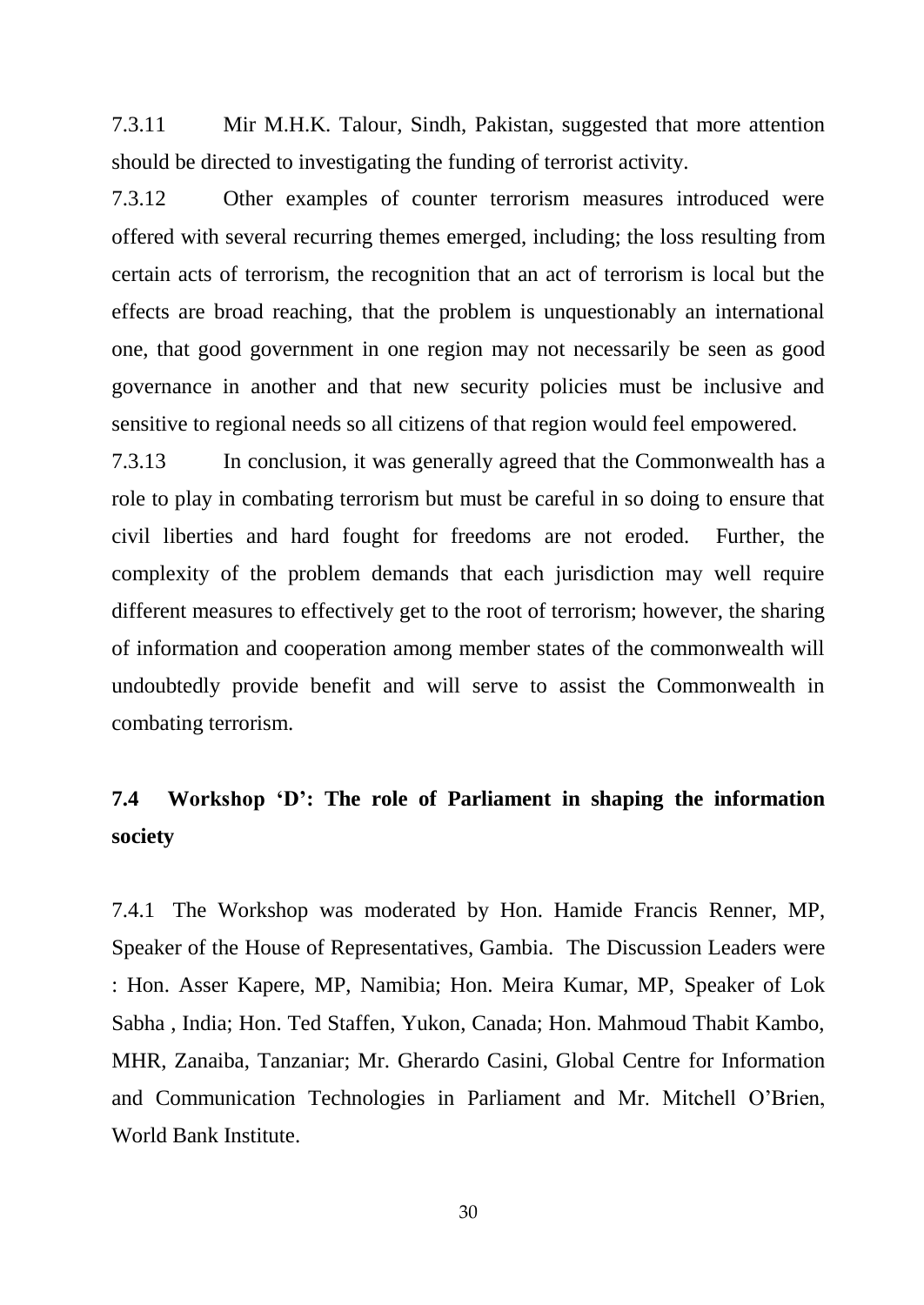7.3.11 Mir M.H.K. Talour, Sindh, Pakistan, suggested that more attention should be directed to investigating the funding of terrorist activity.

7.3.12 Other examples of counter terrorism measures introduced were offered with several recurring themes emerged, including; the loss resulting from certain acts of terrorism, the recognition that an act of terrorism is local but the effects are broad reaching, that the problem is unquestionably an international one, that good government in one region may not necessarily be seen as good governance in another and that new security policies must be inclusive and sensitive to regional needs so all citizens of that region would feel empowered.

7.3.13 In conclusion, it was generally agreed that the Commonwealth has a role to play in combating terrorism but must be careful in so doing to ensure that civil liberties and hard fought for freedoms are not eroded. Further, the complexity of the problem demands that each jurisdiction may well require different measures to effectively get to the root of terrorism; however, the sharing of information and cooperation among member states of the commonwealth will undoubtedly provide benefit and will serve to assist the Commonwealth in combating terrorism.

## 7.4 Workshop 'D': The role of Parliament in shaping the information society

7.4.1 The Workshop was moderated by Hon. Hamide Francis Renner, MP, Speaker of the House of Representatives, Gambia. The Discussion Leaders were : Hon. Asser Kapere, MP, Namibia; Hon. Meira Kumar, MP, Speaker of Lok Sabha , India; Hon. Ted Staffen, Yukon, Canada; Hon. Mahmoud Thabit Kambo, MHR, Zanaiba, Tanzaniar; Mr. Gherardo Casini, Global Centre for Information and Communication Technologies in Parliament and Mr. Mitchell O'Brien, World Bank Institute.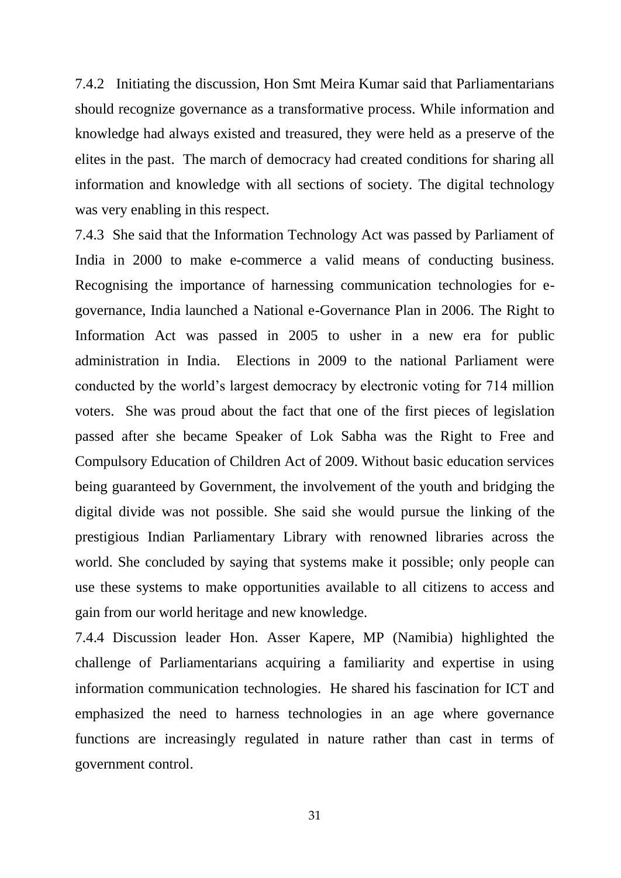7.4.2 Initiating the discussion, Hon Smt Meira Kumar said that Parliamentarians should recognize governance as a transformative process. While information and knowledge had always existed and treasured, they were held as a preserve of the elites in the past. The march of democracy had created conditions for sharing all information and knowledge with all sections of society. The digital technology was very enabling in this respect.

7.4.3 She said that the Information Technology Act was passed by Parliament of India in 2000 to make e-commerce a valid means of conducting business. Recognising the importance of harnessing communication technologies for e-governance, India launched a National e-Governance Plan in 2006. The Right to Information Act was passed in 2005 to usher in a new era for public administration in India. Elections in 2009 to the national Parliament were conducted by the world's largest democracy by electronic voting for 714 million voters. She was proud about the fact that one of the first pieces of legislation passed after she became Speaker of Lok Sabha was the Right to Free and Compulsory Education of Children Act of 2009. Without basic education services being guaranteed by Government, the involvement of the youth and bridging the digital divide was not possible. She said she would pursue the linking of the prestigious Indian Parliamentary Library with renowned libraries across the world. She concluded by saying that systems make it possible; only people can use these systems to make opportunities available to all citizens to access and gain from our world heritage and new knowledge.

7.4.4 Discussion leader Hon. Asser Kapere, MP (Namibia) highlighted the challenge of Parliamentarians acquiring a familiarity and expertise in using information communication technologies. He shared his fascination for ICT and emphasized the need to harness technologies in an age where governance functions are increasingly regulated in nature rather than cast in terms of government control.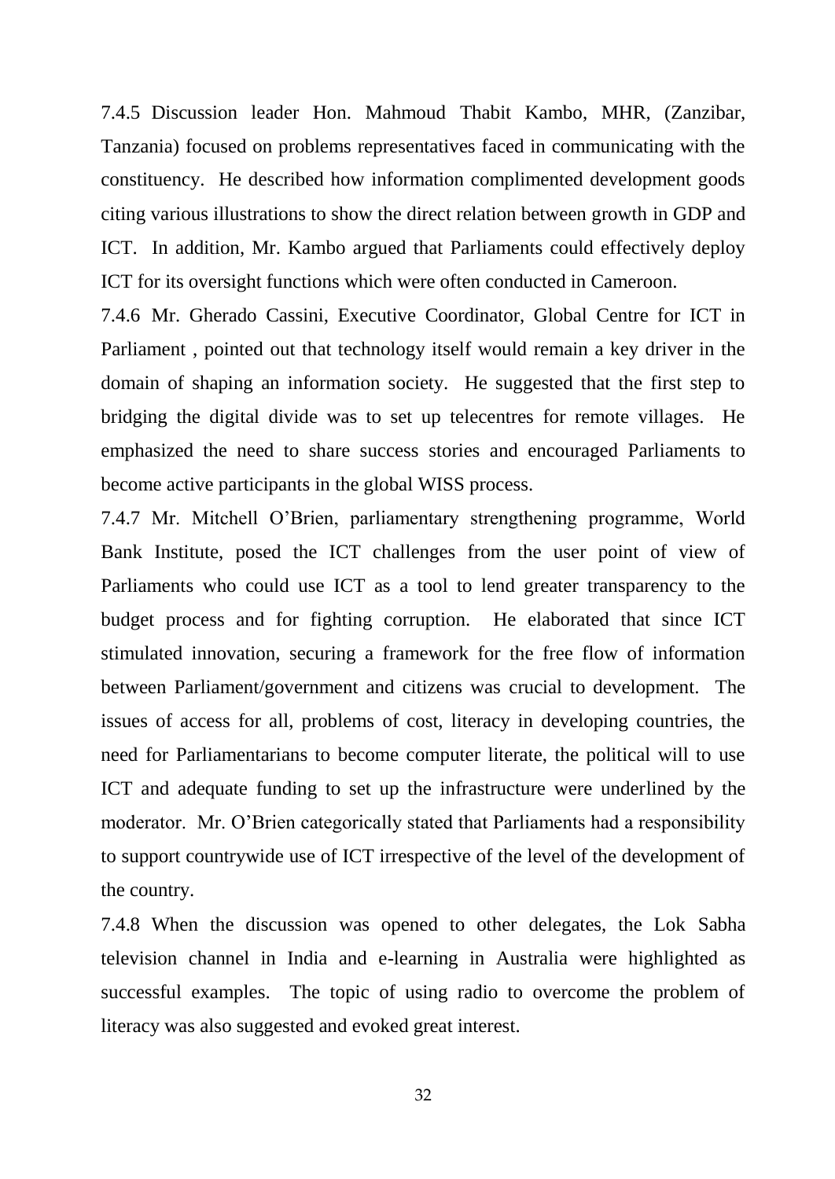7.4.5 Discussion leader Hon. Mahmoud Thabit Kambo, MHR, (Zanzibar, Tanzania) focused on problems representatives faced in communicating with the constituency. He described how information complimented development goods citing various illustrations to show the direct relation between growth in GDP and ICT. In addition, Mr. Kambo argued that Parliaments could effectively deploy ICT for its oversight functions which were often conducted in Cameroon.

7.4.6 Mr. Gherado Cassini, Executive Coordinator, Global Centre for ICT in Parliament , pointed out that technology itself would remain a key driver in the domain of shaping an information society. He suggested that the first step to bridging the digital divide was to set up telecentres for remote villages. He emphasized the need to share success stories and encouraged Parliaments to become active participants in the global WISS process.

7.4.7 Mr. Mitchell O'Brien, parliamentary strengthening programme, World Bank Institute, posed the ICT challenges from the user point of view of Parliaments who could use ICT as a tool to lend greater transparency to the budget process and for fighting corruption. He elaborated that since ICT stimulated innovation, securing a framework for the free flow of information between Parliament/government and citizens was crucial to development. The issues of access for all, problems of cost, literacy in developing countries, the need for Parliamentarians to become computer literate, the political will to use ICT and adequate funding to set up the infrastructure were underlined by the moderator. Mr. O'Brien categorically stated that Parliaments had a responsibility to support countrywide use of ICT irrespective of the level of the development of the country.

7.4.8 When the discussion was opened to other delegates, the Lok Sabha television channel in India and e-learning in Australia were highlighted as successful examples. The topic of using radio to overcome the problem of literacy was also suggested and evoked great interest.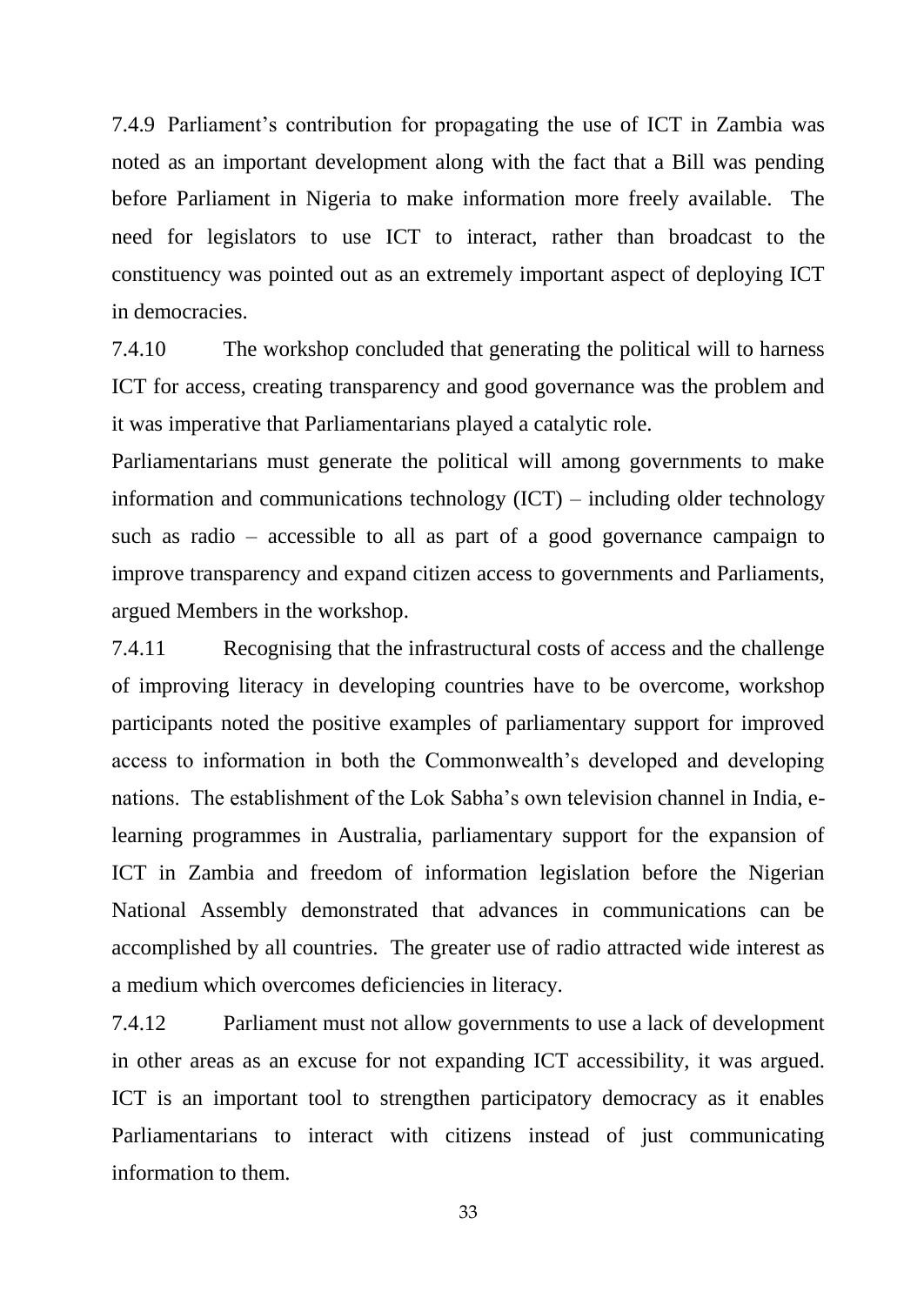7.4.9 Parliament's contribution for propagating the use of ICT in Zambia was noted as an important development along with the fact that a Bill was pending before Parliament in Nigeria to make information more freely available. The need for legislators to use ICT to interact, rather than broadcast to the constituency was pointed out as an extremely important aspect of deploying ICT in democracies.

7.4.10 The workshop concluded that generating the political will to harness ICT for access, creating transparency and good governance was the problem and it was imperative that Parliamentarians played a catalytic role.

Parliamentarians must generate the political will among governments to make information and communications technology (ICT) – including older technology such as radio – accessible to all as part of a good governance campaign to improve transparency and expand citizen access to governments and Parliaments, argued Members in the workshop.

7.4.11 Recognising that the infrastructural costs of access and the challenge of improving literacy in developing countries have to be overcome, workshop participants noted the positive examples of parliamentary support for improved access to information in both the Commonwealth's developed and developing nations. The establishment of the Lok Sabha's own television channel in India, e-learning programmes in Australia, parliamentary support for the expansion of ICT in Zambia and freedom of information legislation before the Nigerian National Assembly demonstrated that advances in communications can be accomplished by all countries. The greater use of radio attracted wide interest as a medium which overcomes deficiencies in literacy.

7.4.12 Parliament must not allow governments to use a lack of development in other areas as an excuse for not expanding ICT accessibility, it was argued. ICT is an important tool to strengthen participatory democracy as it enables Parliamentarians to interact with citizens instead of just communicating information to them.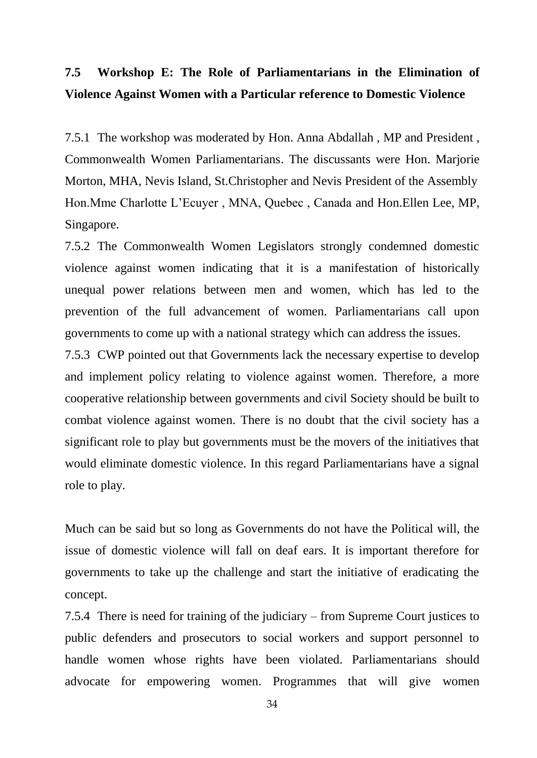## 7.5 Workshop E: The Role of Parliamentarians in the Elimination of Violence Against Women with a Particular reference to Domestic Violence

7.5.1 The workshop was moderated by Hon. Anna Abdallah , MP and President , Commonwealth Women Parliamentarians. The discussants were Hon. Marjorie Morton, MHA, Nevis Island, St.Christopher and Nevis President of the Assembly Hon.Mme Charlotte L'Ecuyer , MNA, Quebec , Canada and Hon.Ellen Lee, MP, Singapore.

7.5.2 The Commonwealth Women Legislators strongly condemned domestic violence against women indicating that it is a manifestation of historically unequal power relations between men and women, which has led to the prevention of the full advancement of women. Parliamentarians call upon governments to come up with a national strategy which can address the issues.

7.5.3 CWP pointed out that Governments lack the necessary expertise to develop and implement policy relating to violence against women. Therefore, a more cooperative relationship between governments and civil Society should be built to combat violence against women. There is no doubt that the civil society has a significant role to play but governments must be the movers of the initiatives that would eliminate domestic violence. In this regard Parliamentarians have a signal role to play.

Much can be said but so long as Governments do not have the Political will, the issue of domestic violence will fall on deaf ears. It is important therefore for governments to take up the challenge and start the initiative of eradicating the concept.

7.5.4 There is need for training of the judiciary – from Supreme Court justices to public defenders and prosecutors to social workers and support personnel to handle women whose rights have been violated. Parliamentarians should advocate for empowering women. Programmes that will give women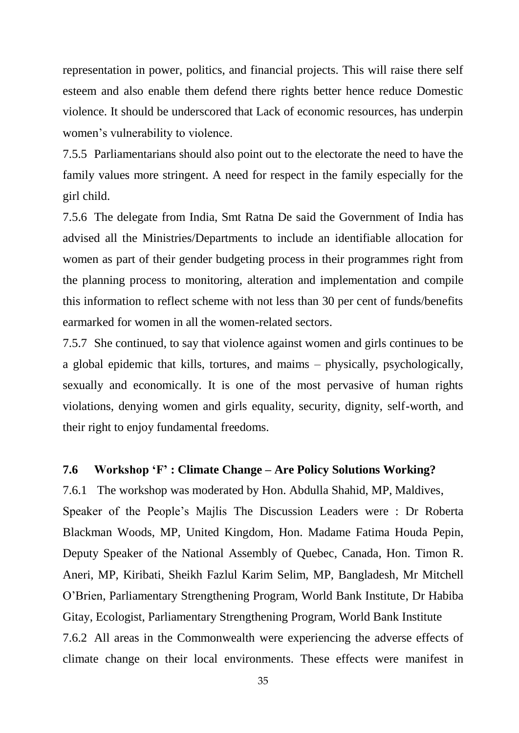representation in power, politics, and financial projects. This will raise there self esteem and also enable them defend there rights better hence reduce Domestic violence. It should be underscored that Lack of economic resources, has underpin women's vulnerability to violence.

7.5.5 Parliamentarians should also point out to the electorate the need to have the family values more stringent. A need for respect in the family especially for the girl child.

7.5.6 The delegate from India, Smt Ratna De said the Government of India has advised all the Ministries/Departments to include an identifiable allocation for women as part of their gender budgeting process in their programmes right from the planning process to monitoring, alteration and implementation and compile this information to reflect scheme with not less than 30 per cent of funds/benefits earmarked for women in all the women-related sectors.

7.5.7 She continued, to say that violence against women and girls continues to be a global epidemic that kills, tortures, and maims – physically, psychologically, sexually and economically. It is one of the most pervasive of human rights violations, denying women and girls equality, security, dignity, self-worth, and their right to enjoy fundamental freedoms.

### 7.6 Workshop 'F' : Climate Change – Are Policy Solutions Working?

7.6.1 The workshop was moderated by Hon. Abdulla Shahid, MP, Maldives, Speaker of the People's Majlis The Discussion Leaders were : Dr Roberta Blackman Woods, MP, United Kingdom, Hon. Madame Fatima Houda Pepin, Deputy Speaker of the National Assembly of Quebec, Canada, Hon. Timon R. Aneri, MP, Kiribati, Sheikh Fazlul Karim Selim, MP, Bangladesh, Mr Mitchell O'Brien, Parliamentary Strengthening Program, World Bank Institute, Dr Habiba Gitay, Ecologist, Parliamentary Strengthening Program, World Bank Institute

7.6.2 All areas in the Commonwealth were experiencing the adverse effects of climate change on their local environments. These effects were manifest in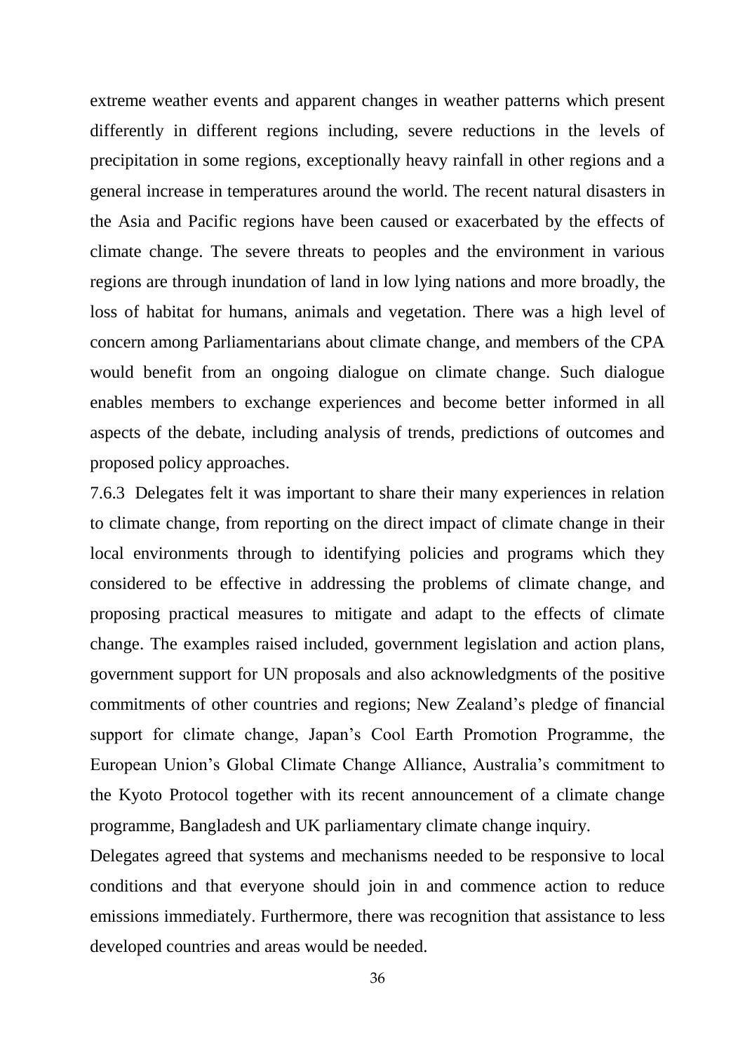extreme weather events and apparent changes in weather patterns which present differently in different regions including, severe reductions in the levels of precipitation in some regions, exceptionally heavy rainfall in other regions and a general increase in temperatures around the world. The recent natural disasters in the Asia and Pacific regions have been caused or exacerbated by the effects of climate change. The severe threats to peoples and the environment in various regions are through inundation of land in low lying nations and more broadly, the loss of habitat for humans, animals and vegetation. There was a high level of concern among Parliamentarians about climate change, and members of the CPA would benefit from an ongoing dialogue on climate change. Such dialogue enables members to exchange experiences and become better informed in all aspects of the debate, including analysis of trends, predictions of outcomes and proposed policy approaches.

7.6.3 Delegates felt it was important to share their many experiences in relation to climate change, from reporting on the direct impact of climate change in their local environments through to identifying policies and programs which they considered to be effective in addressing the problems of climate change, and proposing practical measures to mitigate and adapt to the effects of climate change. The examples raised included, government legislation and action plans, government support for UN proposals and also acknowledgments of the positive commitments of other countries and regions; New Zealand's pledge of financial support for climate change, Japan's Cool Earth Promotion Programme, the European Union's Global Climate Change Alliance, Australia's commitment to the Kyoto Protocol together with its recent announcement of a climate change programme, Bangladesh and UK parliamentary climate change inquiry.

Delegates agreed that systems and mechanisms needed to be responsive to local conditions and that everyone should join in and commence action to reduce emissions immediately. Furthermore, there was recognition that assistance to less developed countries and areas would be needed.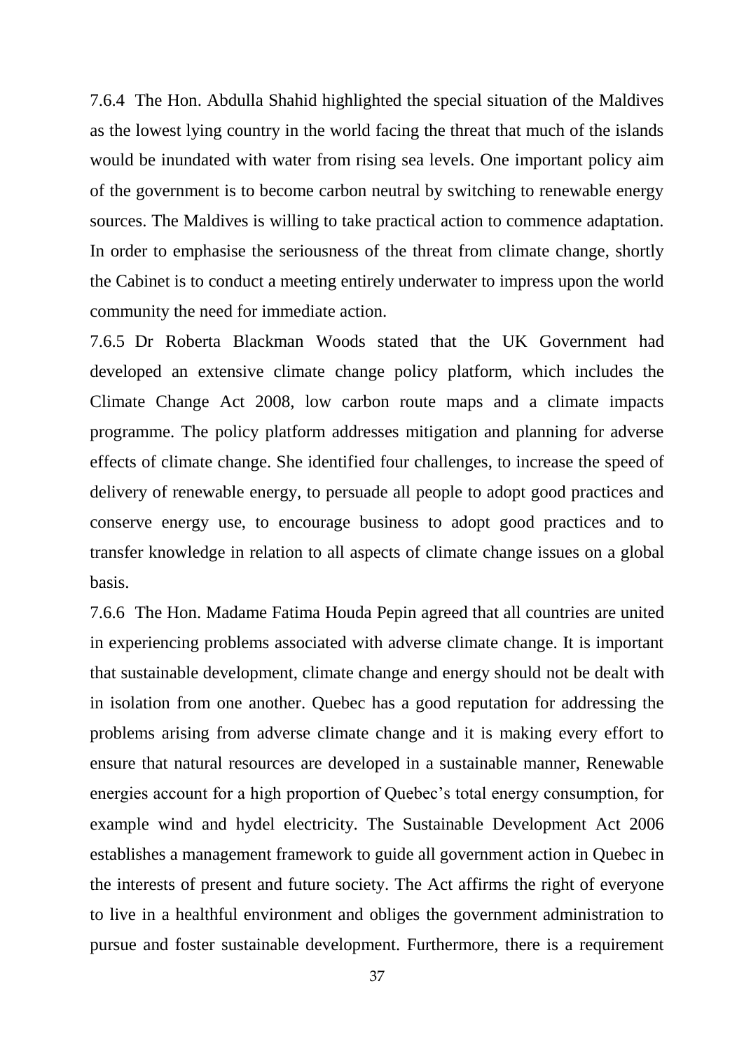7.6.4 The Hon. Abdulla Shahid highlighted the special situation of the Maldives as the lowest lying country in the world facing the threat that much of the islands would be inundated with water from rising sea levels. One important policy aim of the government is to become carbon neutral by switching to renewable energy sources. The Maldives is willing to take practical action to commence adaptation. In order to emphasise the seriousness of the threat from climate change, shortly the Cabinet is to conduct a meeting entirely underwater to impress upon the world community the need for immediate action.

7.6.5 Dr Roberta Blackman Woods stated that the UK Government had developed an extensive climate change policy platform, which includes the Climate Change Act 2008, low carbon route maps and a climate impacts programme. The policy platform addresses mitigation and planning for adverse effects of climate change. She identified four challenges, to increase the speed of delivery of renewable energy, to persuade all people to adopt good practices and conserve energy use, to encourage business to adopt good practices and to transfer knowledge in relation to all aspects of climate change issues on a global basis.

7.6.6 The Hon. Madame Fatima Houda Pepin agreed that all countries are united in experiencing problems associated with adverse climate change. It is important that sustainable development, climate change and energy should not be dealt with in isolation from one another. Quebec has a good reputation for addressing the problems arising from adverse climate change and it is making every effort to ensure that natural resources are developed in a sustainable manner, Renewable energies account for a high proportion of Quebec's total energy consumption, for example wind and hydel electricity. The Sustainable Development Act 2006 establishes a management framework to guide all government action in Quebec in the interests of present and future society. The Act affirms the right of everyone to live in a healthful environment and obliges the government administration to pursue and foster sustainable development. Furthermore, there is a requirement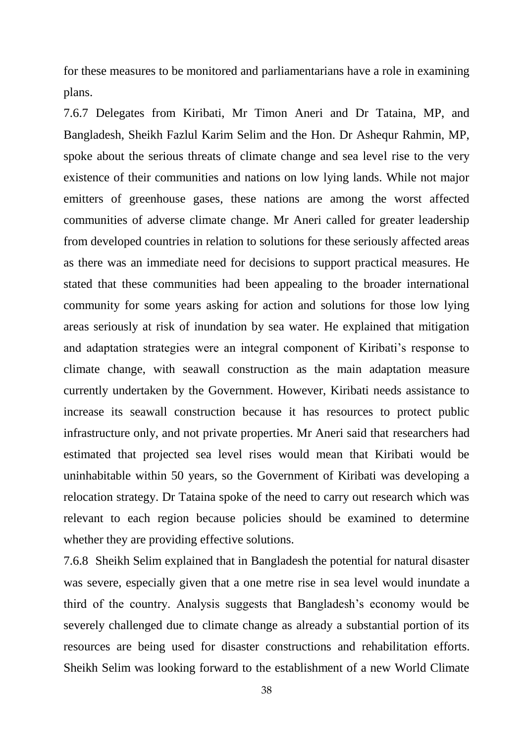for these measures to be monitored and parliamentarians have a role in examining plans.

7.6.7 Delegates from Kiribati, Mr Timon Aneri and Dr Tataina, MP, and Bangladesh, Sheikh Fazlul Karim Selim and the Hon. Dr Ashequr Rahmin, MP, spoke about the serious threats of climate change and sea level rise to the very existence of their communities and nations on low lying lands. While not major emitters of greenhouse gases, these nations are among the worst affected communities of adverse climate change. Mr Aneri called for greater leadership from developed countries in relation to solutions for these seriously affected areas as there was an immediate need for decisions to support practical measures. He stated that these communities had been appealing to the broader international community for some years asking for action and solutions for those low lying areas seriously at risk of inundation by sea water. He explained that mitigation and adaptation strategies were an integral component of Kiribati's response to climate change, with seawall construction as the main adaptation measure currently undertaken by the Government. However, Kiribati needs assistance to increase its seawall construction because it has resources to protect public infrastructure only, and not private properties. Mr Aneri said that researchers had estimated that projected sea level rises would mean that Kiribati would be uninhabitable within 50 years, so the Government of Kiribati was developing a relocation strategy. Dr Tataina spoke of the need to carry out research which was relevant to each region because policies should be examined to determine whether they are providing effective solutions.

7.6.8 Sheikh Selim explained that in Bangladesh the potential for natural disaster was severe, especially given that a one metre rise in sea level would inundate a third of the country. Analysis suggests that Bangladesh's economy would be severely challenged due to climate change as already a substantial portion of its resources are being used for disaster constructions and rehabilitation efforts. Sheikh Selim was looking forward to the establishment of a new World Climate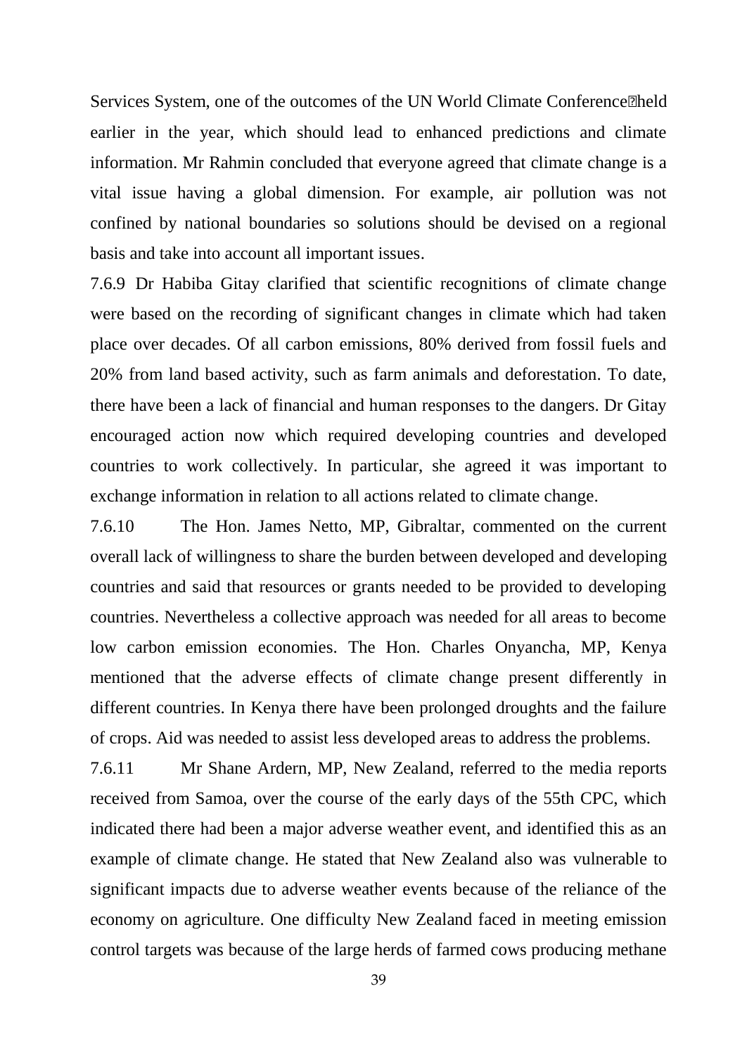Services System, one of the outcomes of the UN World Climate Conference held earlier in the year, which should lead to enhanced predictions and climate information. Mr Rahmin concluded that everyone agreed that climate change is a vital issue having a global dimension. For example, air pollution was not confined by national boundaries so solutions should be devised on a regional basis and take into account all important issues.

7.6.9 Dr Habiba Gitay clarified that scientific recognitions of climate change were based on the recording of significant changes in climate which had taken place over decades. Of all carbon emissions, 80% derived from fossil fuels and 20% from land based activity, such as farm animals and deforestation. To date, there have been a lack of financial and human responses to the dangers. Dr Gitay encouraged action now which required developing countries and developed countries to work collectively. In particular, she agreed it was important to exchange information in relation to all actions related to climate change.

7.6.10 The Hon. James Netto, MP, Gibraltar, commented on the current overall lack of willingness to share the burden between developed and developing countries and said that resources or grants needed to be provided to developing countries. Nevertheless a collective approach was needed for all areas to become low carbon emission economies. The Hon. Charles Onyancha, MP, Kenya mentioned that the adverse effects of climate change present differently in different countries. In Kenya there have been prolonged droughts and the failure of crops. Aid was needed to assist less developed areas to address the problems.

7.6.11 Mr Shane Ardern, MP, New Zealand, referred to the media reports received from Samoa, over the course of the early days of the 55th CPC, which indicated there had been a major adverse weather event, and identified this as an example of climate change. He stated that New Zealand also was vulnerable to significant impacts due to adverse weather events because of the reliance of the economy on agriculture. One difficulty New Zealand faced in meeting emission control targets was because of the large herds of farmed cows producing methane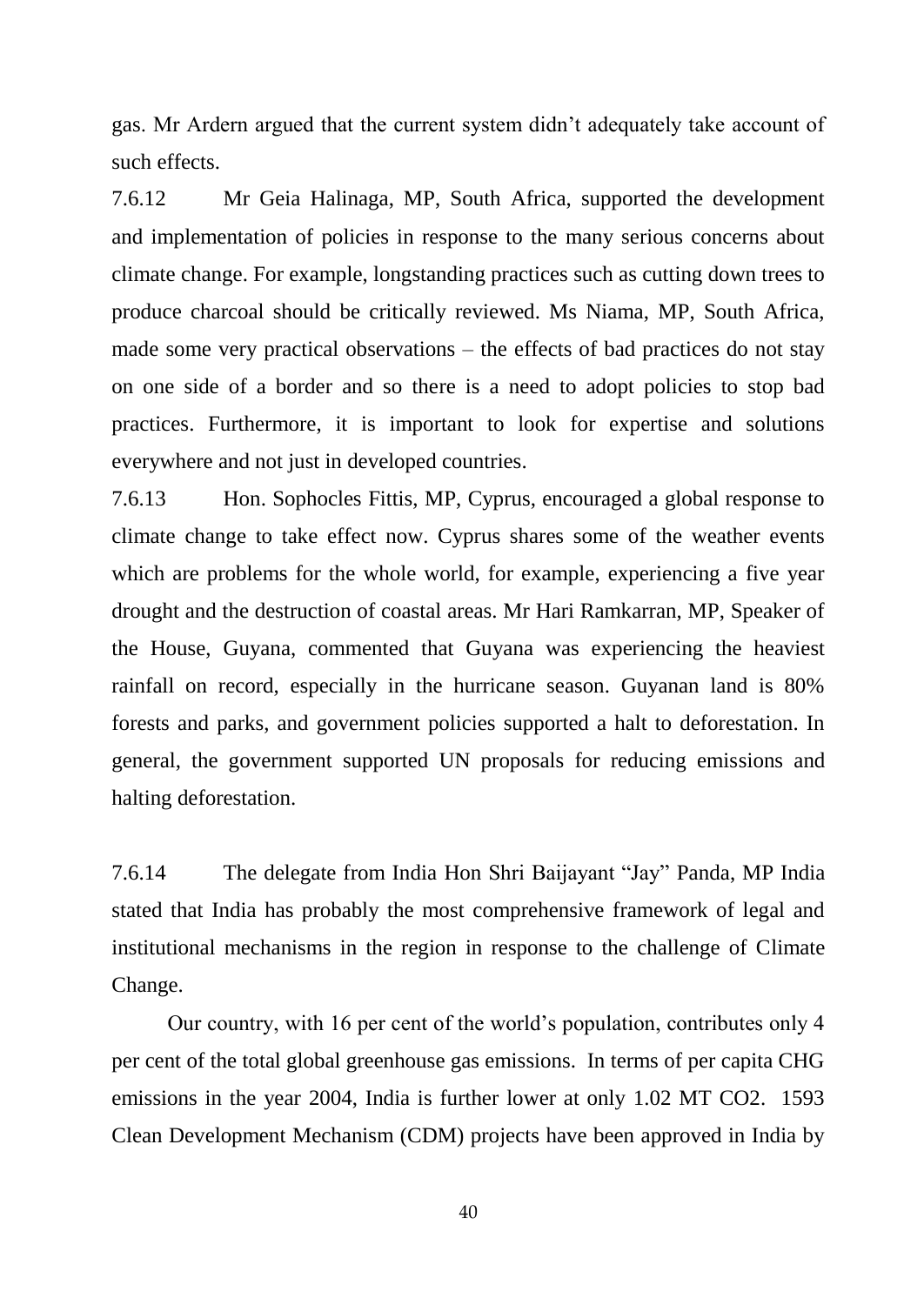gas. Mr Ardern argued that the current system didn't adequately take account of such effects.

7.6.12 Mr Geia Halinaga, MP, South Africa, supported the development and implementation of policies in response to the many serious concerns about climate change. For example, longstanding practices such as cutting down trees to produce charcoal should be critically reviewed. Ms Niama, MP, South Africa, made some very practical observations – the effects of bad practices do not stay on one side of a border and so there is a need to adopt policies to stop bad practices. Furthermore, it is important to look for expertise and solutions everywhere and not just in developed countries.

7.6.13 Hon. Sophocles Fittis, MP, Cyprus, encouraged a global response to climate change to take effect now. Cyprus shares some of the weather events which are problems for the whole world, for example, experiencing a five year drought and the destruction of coastal areas. Mr Hari Ramkarran, MP, Speaker of the House, Guyana, commented that Guyana was experiencing the heaviest rainfall on record, especially in the hurricane season. Guyanan land is 80% forests and parks, and government policies supported a halt to deforestation. In general, the government supported UN proposals for reducing emissions and halting deforestation.

7.6.14 The delegate from India Hon Shri Baijayant "Jay" Panda, MP India stated that India has probably the most comprehensive framework of legal and institutional mechanisms in the region in response to the challenge of Climate Change.

Our country, with 16 per cent of the world's population, contributes only 4 per cent of the total global greenhouse gas emissions. In terms of per capita CHG emissions in the year 2004, India is further lower at only 1.02 MT $CO_2$. 1593 Clean Development Mechanism (CDM) projects have been approved in India by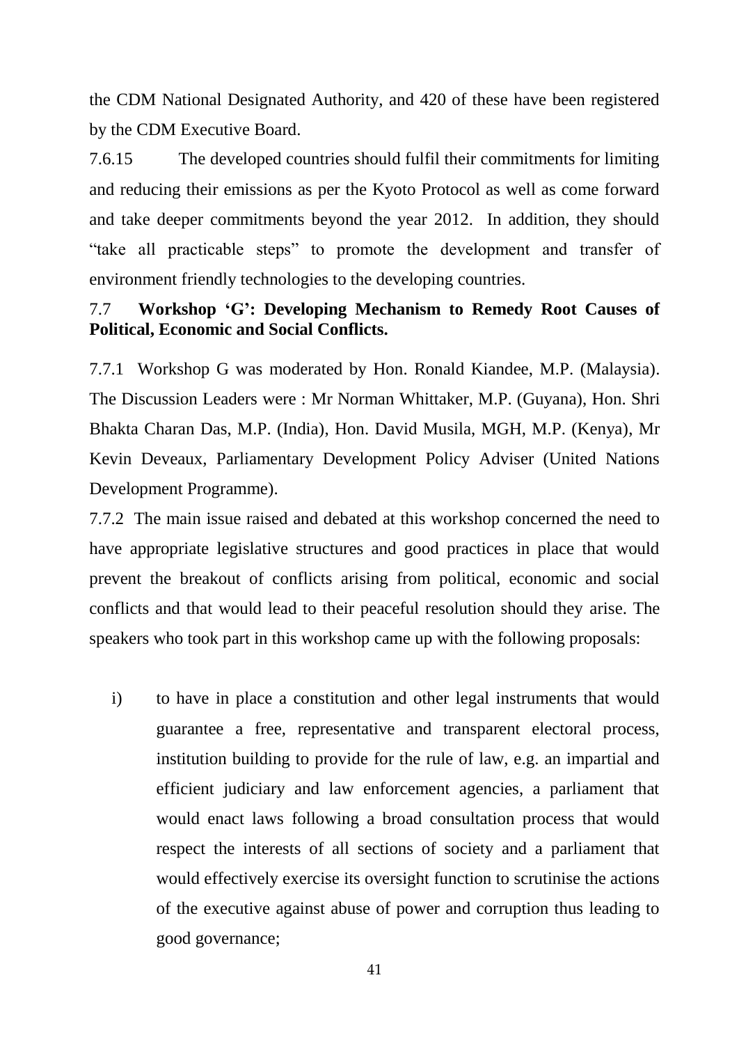the CDM National Designated Authority, and 420 of these have been registered by the CDM Executive Board.

7.6.15 The developed countries should fulfil their commitments for limiting and reducing their emissions as per the Kyoto Protocol as well as come forward and take deeper commitments beyond the year 2012. In addition, they should "take all practicable steps" to promote the development and transfer of environment friendly technologies to the developing countries.

### 7.7 **Workshop 'G': Developing Mechanism to Remedy Root Causes of Political, Economic and Social Conflicts.**

7.7.1 Workshop G was moderated by Hon. Ronald Kiandee, M.P. (Malaysia). The Discussion Leaders were : Mr Norman Whittaker, M.P. (Guyana), Hon. Shri Bhakta Charan Das, M.P. (India), Hon. David Musila, MGH, M.P. (Kenya), Mr Kevin Deveaux, Parliamentary Development Policy Adviser (United Nations Development Programme).

7.7.2 The main issue raised and debated at this workshop concerned the need to have appropriate legislative structures and good practices in place that would prevent the breakout of conflicts arising from political, economic and social conflicts and that would lead to their peaceful resolution should they arise. The speakers who took part in this workshop came up with the following proposals:

i) to have in place a constitution and other legal instruments that would guarantee a free, representative and transparent electoral process, institution building to provide for the rule of law, e.g. an impartial and efficient judiciary and law enforcement agencies, a parliament that would enact laws following a broad consultation process that would respect the interests of all sections of society and a parliament that would effectively exercise its oversight function to scrutinise the actions of the executive against abuse of power and corruption thus leading to good governance;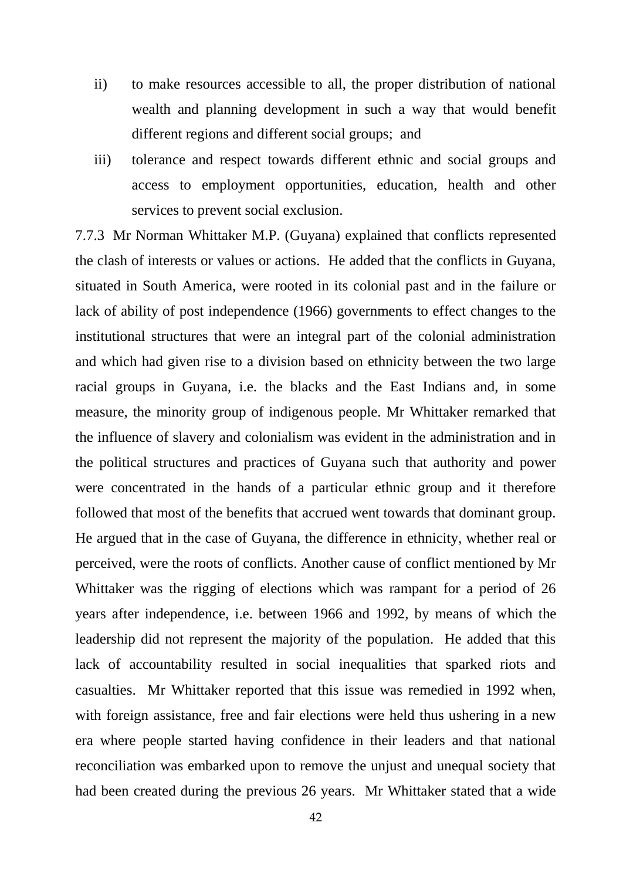ii) to make resources accessible to all, the proper distribution of national wealth and planning development in such a way that would benefit different regions and different social groups; and

iii) tolerance and respect towards different ethnic and social groups and access to employment opportunities, education, health and other services to prevent social exclusion.

7.7.3 Mr Norman Whittaker M.P. (Guyana) explained that conflicts represented the clash of interests or values or actions. He added that the conflicts in Guyana, situated in South America, were rooted in its colonial past and in the failure or lack of ability of post independence (1966) governments to effect changes to the institutional structures that were an integral part of the colonial administration and which had given rise to a division based on ethnicity between the two large racial groups in Guyana, i.e. the blacks and the East Indians and, in some measure, the minority group of indigenous people. Mr Whittaker remarked that the influence of slavery and colonialism was evident in the administration and in the political structures and practices of Guyana such that authority and power were concentrated in the hands of a particular ethnic group and it therefore followed that most of the benefits that accrued went towards that dominant group. He argued that in the case of Guyana, the difference in ethnicity, whether real or perceived, were the roots of conflicts. Another cause of conflict mentioned by Mr Whittaker was the rigging of elections which was rampant for a period of 26 years after independence, i.e. between 1966 and 1992, by means of which the leadership did not represent the majority of the population. He added that this lack of accountability resulted in social inequalities that sparked riots and casualties. Mr Whittaker reported that this issue was remedied in 1992 when, with foreign assistance, free and fair elections were held thus ushering in a new era where people started having confidence in their leaders and that national reconciliation was embarked upon to remove the unjust and unequal society that had been created during the previous 26 years. Mr Whittaker stated that a wide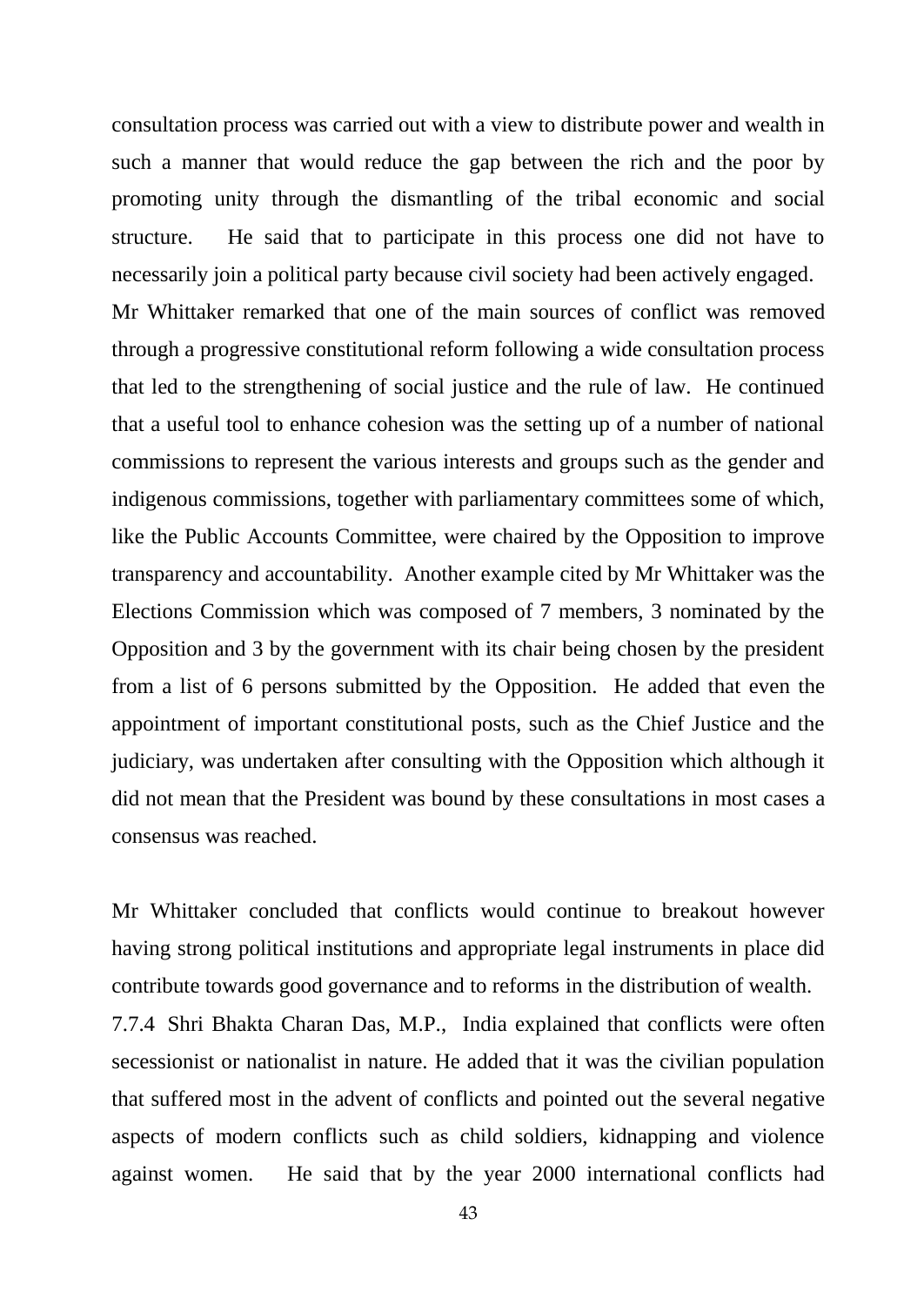consultation process was carried out with a view to distribute power and wealth in such a manner that would reduce the gap between the rich and the poor by promoting unity through the dismantling of the tribal economic and social structure. He said that to participate in this process one did not have to necessarily join a political party because civil society had been actively engaged.

Mr Whittaker remarked that one of the main sources of conflict was removed through a progressive constitutional reform following a wide consultation process that led to the strengthening of social justice and the rule of law. He continued that a useful tool to enhance cohesion was the setting up of a number of national commissions to represent the various interests and groups such as the gender and indigenous commissions, together with parliamentary committees some of which, like the Public Accounts Committee, were chaired by the Opposition to improve transparency and accountability. Another example cited by Mr Whittaker was the Elections Commission which was composed of 7 members, 3 nominated by the Opposition and 3 by the government with its chair being chosen by the president from a list of 6 persons submitted by the Opposition. He added that even the appointment of important constitutional posts, such as the Chief Justice and the judiciary, was undertaken after consulting with the Opposition which although it did not mean that the President was bound by these consultations in most cases a consensus was reached.

Mr Whittaker concluded that conflicts would continue to breakout however having strong political institutions and appropriate legal instruments in place did contribute towards good governance and to reforms in the distribution of wealth.

7.7.4 Shri Bhakta Charan Das, M.P., India explained that conflicts were often secessionist or nationalist in nature. He added that it was the civilian population that suffered most in the advent of conflicts and pointed out the several negative aspects of modern conflicts such as child soldiers, kidnapping and violence against women. He said that by the year 2000 international conflicts had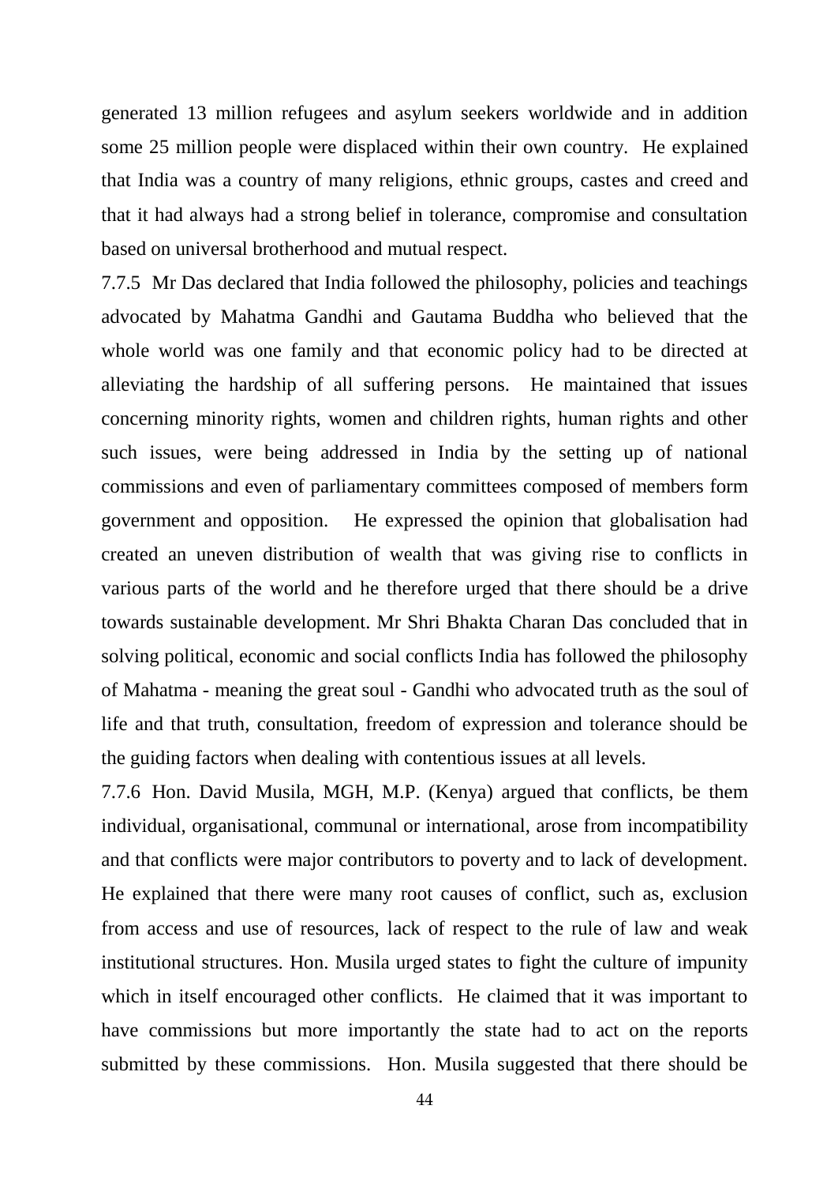generated 13 million refugees and asylum seekers worldwide and in addition some 25 million people were displaced within their own country. He explained that India was a country of many religions, ethnic groups, castes and creed and that it had always had a strong belief in tolerance, compromise and consultation based on universal brotherhood and mutual respect.

7.7.5 Mr Das declared that India followed the philosophy, policies and teachings advocated by Mahatma Gandhi and Gautama Buddha who believed that the whole world was one family and that economic policy had to be directed at alleviating the hardship of all suffering persons. He maintained that issues concerning minority rights, women and children rights, human rights and other such issues, were being addressed in India by the setting up of national commissions and even of parliamentary committees composed of members form government and opposition. He expressed the opinion that globalisation had created an uneven distribution of wealth that was giving rise to conflicts in various parts of the world and he therefore urged that there should be a drive towards sustainable development. Mr Shri Bhakta Charan Das concluded that in solving political, economic and social conflicts India has followed the philosophy of Mahatma - meaning the great soul - Gandhi who advocated truth as the soul of life and that truth, consultation, freedom of expression and tolerance should be the guiding factors when dealing with contentious issues at all levels.

7.7.6 Hon. David Musila, MGH, M.P. (Kenya) argued that conflicts, be them individual, organisational, communal or international, arose from incompatibility and that conflicts were major contributors to poverty and to lack of development. He explained that there were many root causes of conflict, such as, exclusion from access and use of resources, lack of respect to the rule of law and weak institutional structures. Hon. Musila urged states to fight the culture of impunity which in itself encouraged other conflicts. He claimed that it was important to have commissions but more importantly the state had to act on the reports submitted by these commissions. Hon. Musila suggested that there should be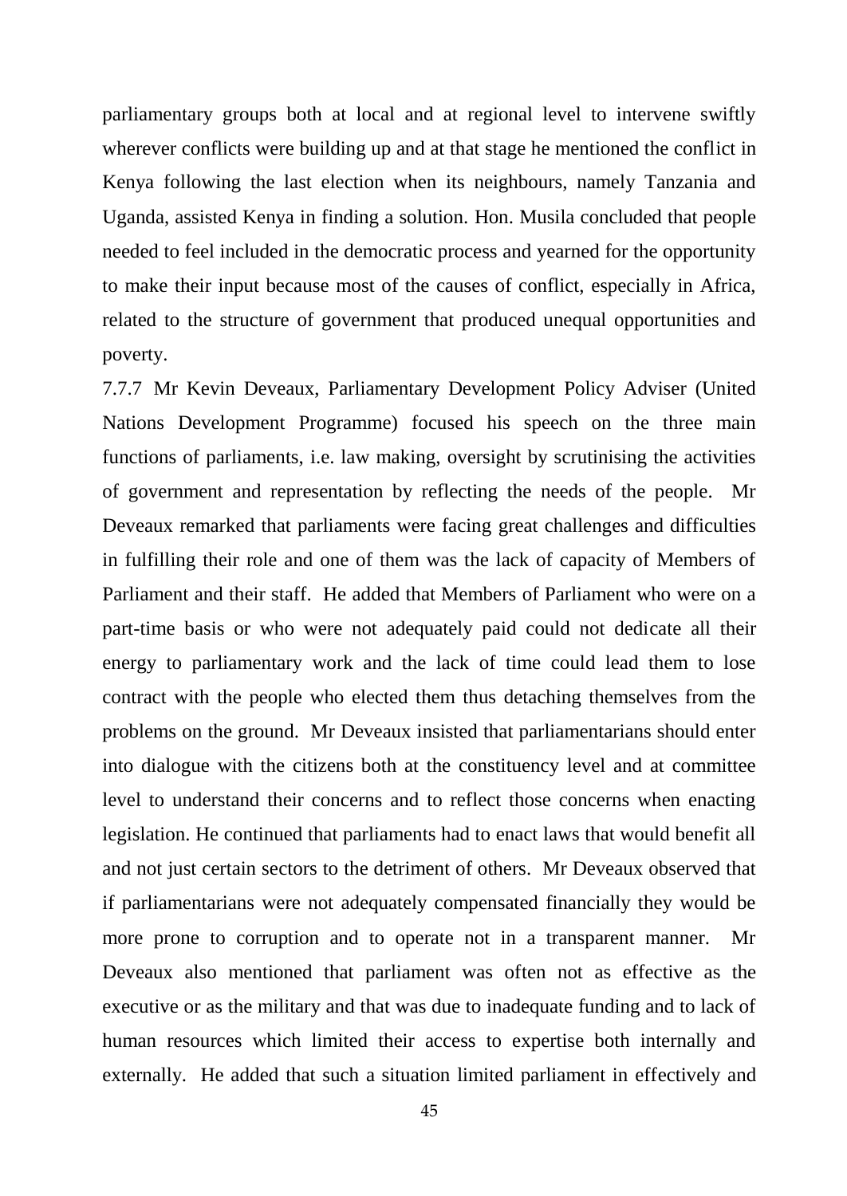parliamentary groups both at local and at regional level to intervene swiftly wherever conflicts were building up and at that stage he mentioned the conflict in Kenya following the last election when its neighbours, namely Tanzania and Uganda, assisted Kenya in finding a solution. Hon. Musila concluded that people needed to feel included in the democratic process and yearned for the opportunity to make their input because most of the causes of conflict, especially in Africa, related to the structure of government that produced unequal opportunities and poverty.

7.7.7 Mr Kevin Deveaux, Parliamentary Development Policy Adviser (United Nations Development Programme) focused his speech on the three main functions of parliaments, i.e. law making, oversight by scrutinising the activities of government and representation by reflecting the needs of the people. Mr Deveaux remarked that parliaments were facing great challenges and difficulties in fulfilling their role and one of them was the lack of capacity of Members of Parliament and their staff. He added that Members of Parliament who were on a part-time basis or who were not adequately paid could not dedicate all their energy to parliamentary work and the lack of time could lead them to lose contract with the people who elected them thus detaching themselves from the problems on the ground. Mr Deveaux insisted that parliamentarians should enter into dialogue with the citizens both at the constituency level and at committee level to understand their concerns and to reflect those concerns when enacting legislation. He continued that parliaments had to enact laws that would benefit all and not just certain sectors to the detriment of others. Mr Deveaux observed that if parliamentarians were not adequately compensated financially they would be more prone to corruption and to operate not in a transparent manner. Mr Deveaux also mentioned that parliament was often not as effective as the executive or as the military and that was due to inadequate funding and to lack of human resources which limited their access to expertise both internally and externally. He added that such a situation limited parliament in effectively and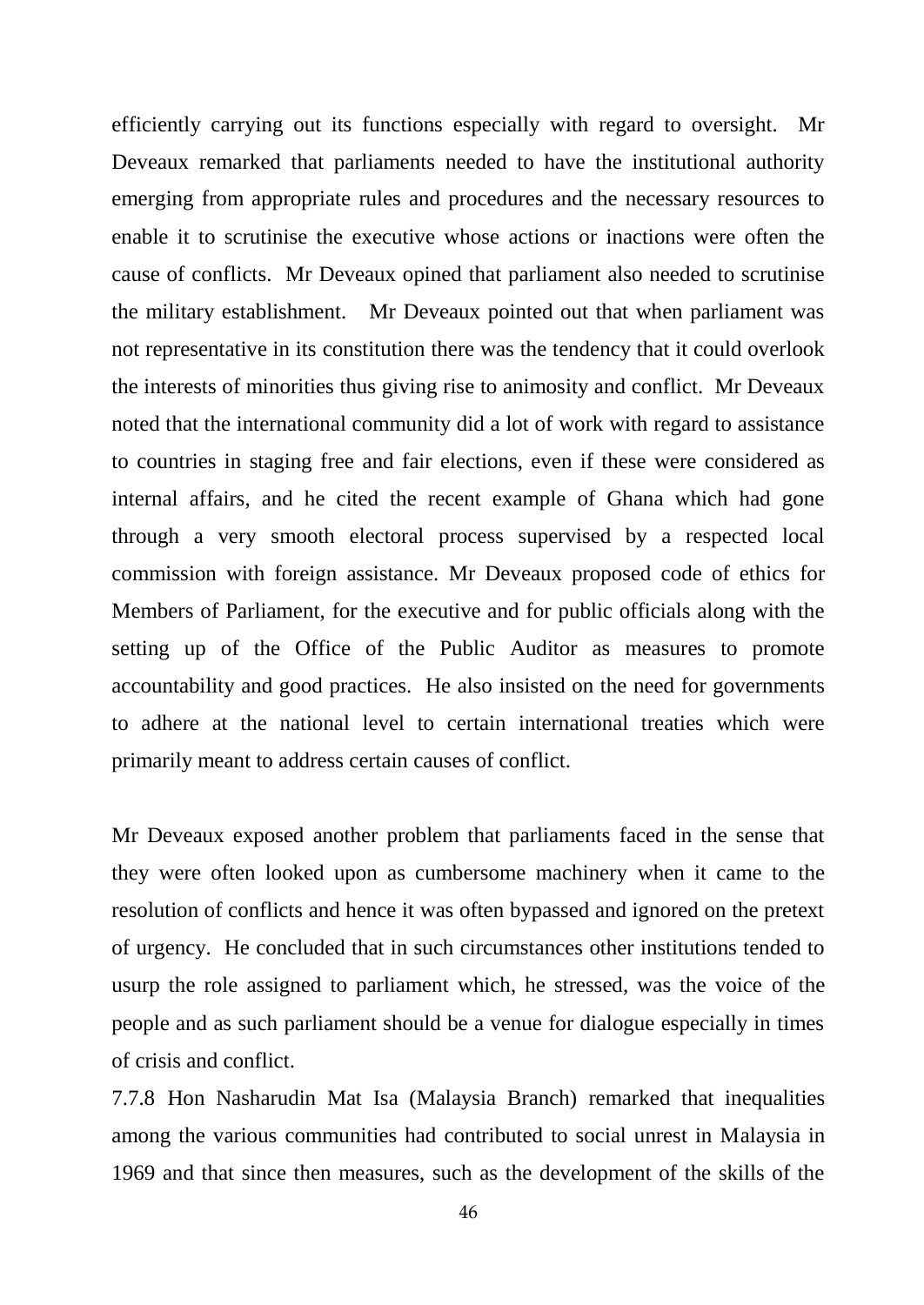efficiently carrying out its functions especially with regard to oversight. Mr Deveaux remarked that parliaments needed to have the institutional authority emerging from appropriate rules and procedures and the necessary resources to enable it to scrutinise the executive whose actions or inactions were often the cause of conflicts. Mr Deveaux opined that parliament also needed to scrutinise the military establishment. Mr Deveaux pointed out that when parliament was not representative in its constitution there was the tendency that it could overlook the interests of minorities thus giving rise to animosity and conflict. Mr Deveaux noted that the international community did a lot of work with regard to assistance to countries in staging free and fair elections, even if these were considered as internal affairs, and he cited the recent example of Ghana which had gone through a very smooth electoral process supervised by a respected local commission with foreign assistance. Mr Deveaux proposed code of ethics for Members of Parliament, for the executive and for public officials along with the setting up of the Office of the Public Auditor as measures to promote accountability and good practices. He also insisted on the need for governments to adhere at the national level to certain international treaties which were primarily meant to address certain causes of conflict.

Mr Deveaux exposed another problem that parliaments faced in the sense that they were often looked upon as cumbersome machinery when it came to the resolution of conflicts and hence it was often bypassed and ignored on the pretext of urgency. He concluded that in such circumstances other institutions tended to usurp the role assigned to parliament which, he stressed, was the voice of the people and as such parliament should be a venue for dialogue especially in times of crisis and conflict.

7.7.8 Hon Nasharudin Mat Isa (Malaysia Branch) remarked that inequalities among the various communities had contributed to social unrest in Malaysia in 1969 and that since then measures, such as the development of the skills of the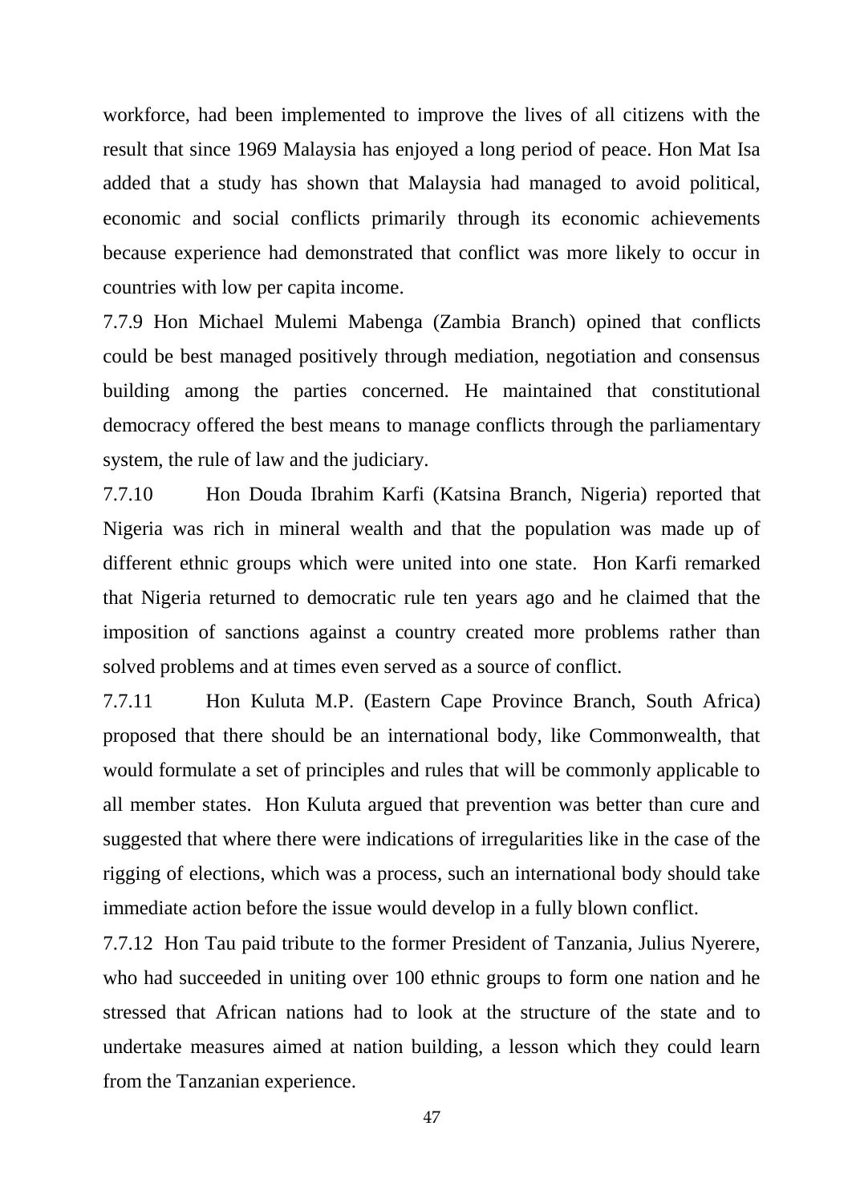workforce, had been implemented to improve the lives of all citizens with the result that since 1969 Malaysia has enjoyed a long period of peace. Hon Mat Isa added that a study has shown that Malaysia had managed to avoid political, economic and social conflicts primarily through its economic achievements because experience had demonstrated that conflict was more likely to occur in countries with low per capita income.

7.7.9 Hon Michael Mulemi Mabenga (Zambia Branch) opined that conflicts could be best managed positively through mediation, negotiation and consensus building among the parties concerned. He maintained that constitutional democracy offered the best means to manage conflicts through the parliamentary system, the rule of law and the judiciary.

7.7.10 Hon Douda Ibrahim Karfi (Katsina Branch, Nigeria) reported that Nigeria was rich in mineral wealth and that the population was made up of different ethnic groups which were united into one state. Hon Karfi remarked that Nigeria returned to democratic rule ten years ago and he claimed that the imposition of sanctions against a country created more problems rather than solved problems and at times even served as a source of conflict.

7.7.11 Hon Kuluta M.P. (Eastern Cape Province Branch, South Africa) proposed that there should be an international body, like Commonwealth, that would formulate a set of principles and rules that will be commonly applicable to all member states. Hon Kuluta argued that prevention was better than cure and suggested that where there were indications of irregularities like in the case of the rigging of elections, which was a process, such an international body should take immediate action before the issue would develop in a fully blown conflict.

7.7.12 Hon Tau paid tribute to the former President of Tanzania, Julius Nyerere, who had succeeded in uniting over 100 ethnic groups to form one nation and he stressed that African nations had to look at the structure of the state and to undertake measures aimed at nation building, a lesson which they could learn from the Tanzanian experience.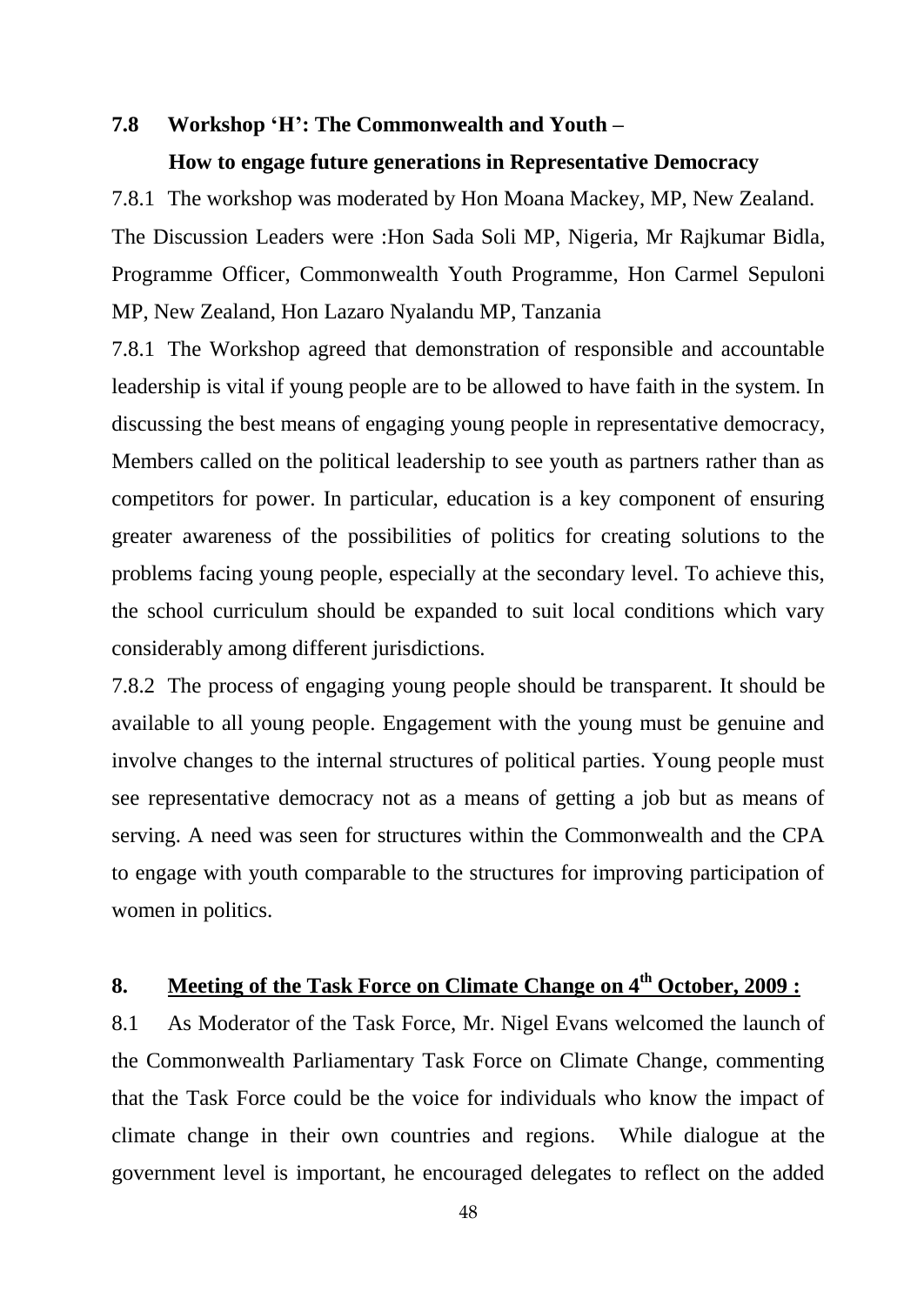### 7.8 Workshop 'H': The Commonwealth and Youth – How to engage future generations in Representative Democracy

7.8.1 The workshop was moderated by Hon Moana Mackey, MP, New Zealand. The Discussion Leaders were :Hon Sada Soli MP, Nigeria, Mr Rajkumar Bidla, Programme Officer, Commonwealth Youth Programme, Hon Carmel Sepuloni MP, New Zealand, Hon Lazaro Nyalandu MP, Tanzania

7.8.1 The Workshop agreed that demonstration of responsible and accountable leadership is vital if young people are to be allowed to have faith in the system. In discussing the best means of engaging young people in representative democracy, Members called on the political leadership to see youth as partners rather than as competitors for power. In particular, education is a key component of ensuring greater awareness of the possibilities of politics for creating solutions to the problems facing young people, especially at the secondary level. To achieve this, the school curriculum should be expanded to suit local conditions which vary considerably among different jurisdictions.

7.8.2 The process of engaging young people should be transparent. It should be available to all young people. Engagement with the young must be genuine and involve changes to the internal structures of political parties. Young people must see representative democracy not as a means of getting a job but as means of serving. A need was seen for structures within the Commonwealth and the CPA to engage with youth comparable to the structures for improving participation of women in politics.

## 8. Meeting of the Task Force on Climate Change on 4th October, 2009 :

8.1 As Moderator of the Task Force, Mr. Nigel Evans welcomed the launch of the Commonwealth Parliamentary Task Force on Climate Change, commenting that the Task Force could be the voice for individuals who know the impact of climate change in their own countries and regions. While dialogue at the government level is important, he encouraged delegates to reflect on the added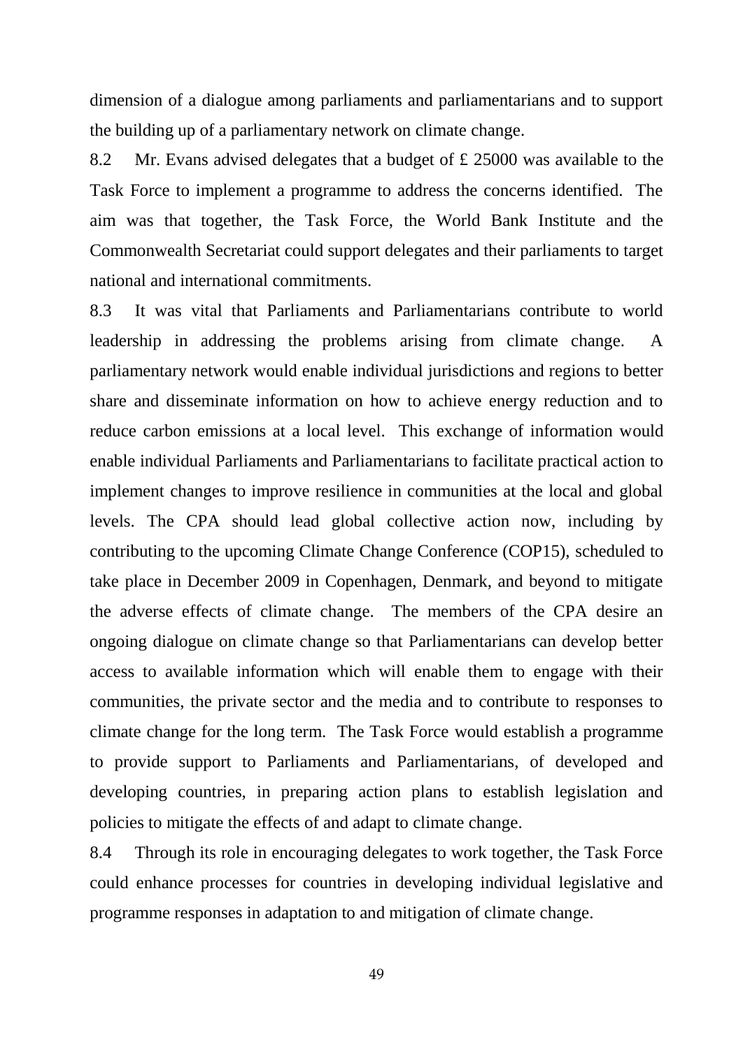dimension of a dialogue among parliaments and parliamentarians and to support the building up of a parliamentary network on climate change.

8.2 Mr. Evans advised delegates that a budget of £ 25000 was available to the Task Force to implement a programme to address the concerns identified. The aim was that together, the Task Force, the World Bank Institute and the Commonwealth Secretariat could support delegates and their parliaments to target national and international commitments.

8.3 It was vital that Parliaments and Parliamentarians contribute to world leadership in addressing the problems arising from climate change. A parliamentary network would enable individual jurisdictions and regions to better share and disseminate information on how to achieve energy reduction and to reduce carbon emissions at a local level. This exchange of information would enable individual Parliaments and Parliamentarians to facilitate practical action to implement changes to improve resilience in communities at the local and global levels. The CPA should lead global collective action now, including by contributing to the upcoming Climate Change Conference (COP15), scheduled to take place in December 2009 in Copenhagen, Denmark, and beyond to mitigate the adverse effects of climate change. The members of the CPA desire an ongoing dialogue on climate change so that Parliamentarians can develop better access to available information which will enable them to engage with their communities, the private sector and the media and to contribute to responses to climate change for the long term. The Task Force would establish a programme to provide support to Parliaments and Parliamentarians, of developed and developing countries, in preparing action plans to establish legislation and policies to mitigate the effects of and adapt to climate change.

8.4 Through its role in encouraging delegates to work together, the Task Force could enhance processes for countries in developing individual legislative and programme responses in adaptation to and mitigation of climate change.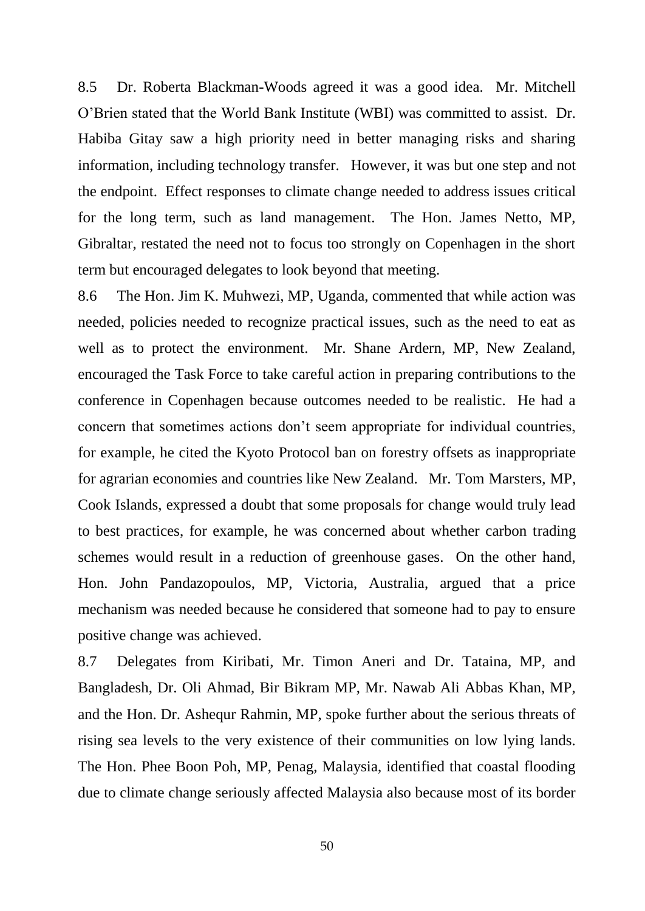8.5 Dr. Roberta Blackman-Woods agreed it was a good idea. Mr. Mitchell O'Brien stated that the World Bank Institute (WBI) was committed to assist. Dr. Habiba Gitay saw a high priority need in better managing risks and sharing information, including technology transfer. However, it was but one step and not the endpoint. Effect responses to climate change needed to address issues critical for the long term, such as land management. The Hon. James Netto, MP, Gibraltar, restated the need not to focus too strongly on Copenhagen in the short term but encouraged delegates to look beyond that meeting.

8.6 The Hon. Jim K. Muhwezi, MP, Uganda, commented that while action was needed, policies needed to recognize practical issues, such as the need to eat as well as to protect the environment. Mr. Shane Ardern, MP, New Zealand, encouraged the Task Force to take careful action in preparing contributions to the conference in Copenhagen because outcomes needed to be realistic. He had a concern that sometimes actions don't seem appropriate for individual countries, for example, he cited the Kyoto Protocol ban on forestry offsets as inappropriate for agrarian economies and countries like New Zealand. Mr. Tom Marsters, MP, Cook Islands, expressed a doubt that some proposals for change would truly lead to best practices, for example, he was concerned about whether carbon trading schemes would result in a reduction of greenhouse gases. On the other hand, Hon. John Pandazopoulos, MP, Victoria, Australia, argued that a price mechanism was needed because he considered that someone had to pay to ensure positive change was achieved.

8.7 Delegates from Kiribati, Mr. Timon Aneri and Dr. Tataina, MP, and Bangladesh, Dr. Oli Ahmad, Bir Bikram MP, Mr. Nawab Ali Abbas Khan, MP, and the Hon. Dr. Ashequr Rahmin, MP, spoke further about the serious threats of rising sea levels to the very existence of their communities on low lying lands. The Hon. Phee Boon Poh, MP, Penag, Malaysia, identified that coastal flooding due to climate change seriously affected Malaysia also because most of its border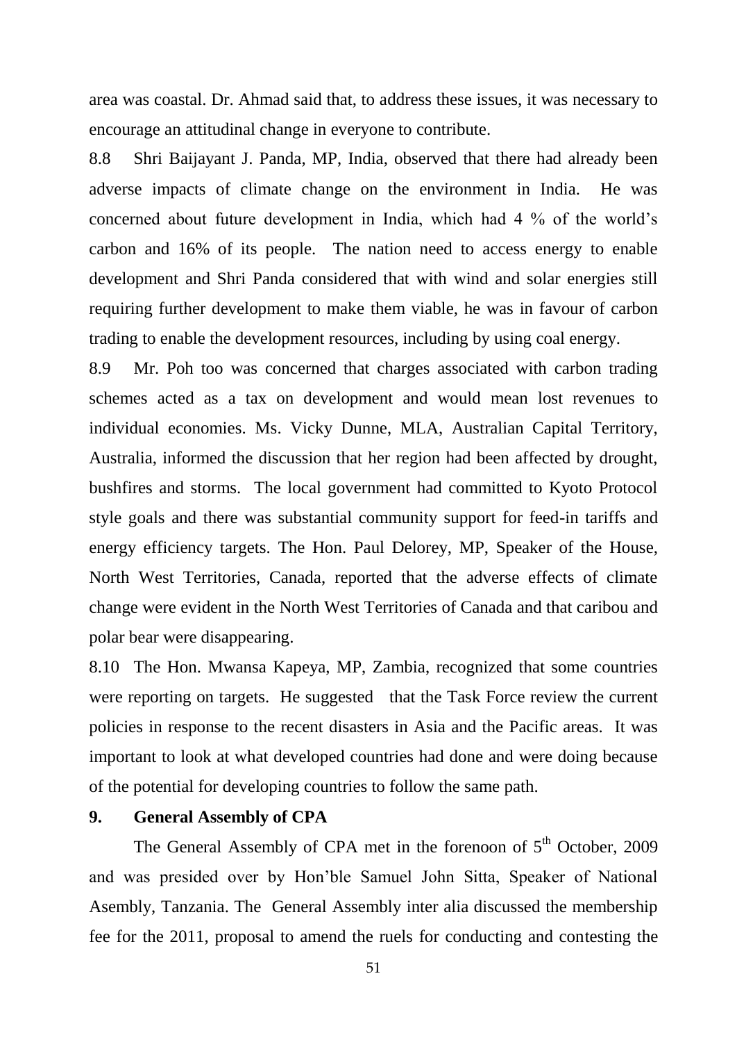area was coastal. Dr. Ahmad said that, to address these issues, it was necessary to encourage an attitudinal change in everyone to contribute.

8.8 Shri Baijayant J. Panda, MP, India, observed that there had already been adverse impacts of climate change on the environment in India. He was concerned about future development in India, which had 4 % of the world's carbon and 16% of its people. The nation need to access energy to enable development and Shri Panda considered that with wind and solar energies still requiring further development to make them viable, he was in favour of carbon trading to enable the development resources, including by using coal energy.

8.9 Mr. Poh too was concerned that charges associated with carbon trading schemes acted as a tax on development and would mean lost revenues to individual economies. Ms. Vicky Dunne, MLA, Australian Capital Territory, Australia, informed the discussion that her region had been affected by drought, bushfires and storms. The local government had committed to Kyoto Protocol style goals and there was substantial community support for feed-in tariffs and energy efficiency targets. The Hon. Paul Delorey, MP, Speaker of the House, North West Territories, Canada, reported that the adverse effects of climate change were evident in the North West Territories of Canada and that caribou and polar bear were disappearing.

8.10 The Hon. Mwansa Kapeya, MP, Zambia, recognized that some countries were reporting on targets. He suggested that the Task Force review the current policies in response to the recent disasters in Asia and the Pacific areas. It was important to look at what developed countries had done and were doing because of the potential for developing countries to follow the same path.

**9. General Assembly of CPA**

The General Assembly of CPA met in the forenoon of 5th October, 2009 and was presided over by Hon'ble Samuel John Sitta, Speaker of National Asembly, Tanzania. The General Assembly inter alia discussed the membership fee for the 2011, proposal to amend the ruels for conducting and contesting the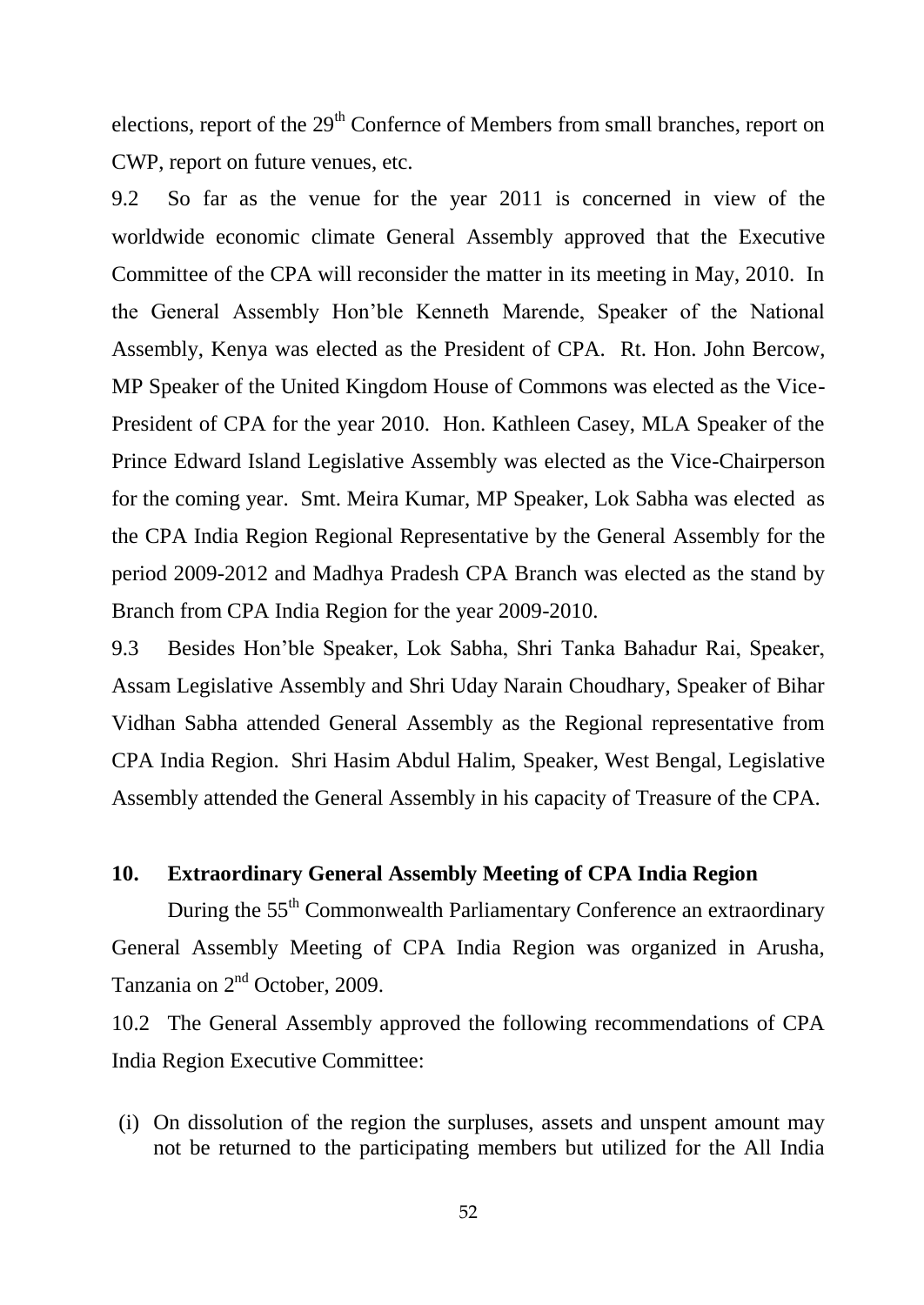elections, report of the 29th Confernce of Members from small branches, report on CWP, report on future venues, etc.

9.2 So far as the venue for the year 2011 is concerned in view of the worldwide economic climate General Assembly approved that the Executive Committee of the CPA will reconsider the matter in its meeting in May, 2010. In the General Assembly Hon'ble Kenneth Marende, Speaker of the National Assembly, Kenya was elected as the President of CPA. Rt. Hon. John Bercow, MP Speaker of the United Kingdom House of Commons was elected as the Vice-President of CPA for the year 2010. Hon. Kathleen Casey, MLA Speaker of the Prince Edward Island Legislative Assembly was elected as the Vice-Chairperson for the coming year. Smt. Meira Kumar, MP Speaker, Lok Sabha was elected as the CPA India Region Regional Representative by the General Assembly for the period 2009-2012 and Madhya Pradesh CPA Branch was elected as the stand by Branch from CPA India Region for the year 2009-2010.

9.3 Besides Hon'ble Speaker, Lok Sabha, Shri Tanka Bahadur Rai, Speaker, Assam Legislative Assembly and Shri Uday Narain Choudhary, Speaker of Bihar Vidhan Sabha attended General Assembly as the Regional representative from CPA India Region. Shri Hasim Abdul Halim, Speaker, West Bengal, Legislative Assembly attended the General Assembly in his capacity of Treasure of the CPA.

## 10. Extraordinary General Assembly Meeting of CPA India Region

During the 55th Commonwealth Parliamentary Conference an extraordinary General Assembly Meeting of CPA India Region was organized in Arusha, Tanzania on 2nd October, 2009.

10.2 The General Assembly approved the following recommendations of CPA India Region Executive Committee:

(i) On dissolution of the region the surpluses, assets and unspent amount may not be returned to the participating members but utilized for the All India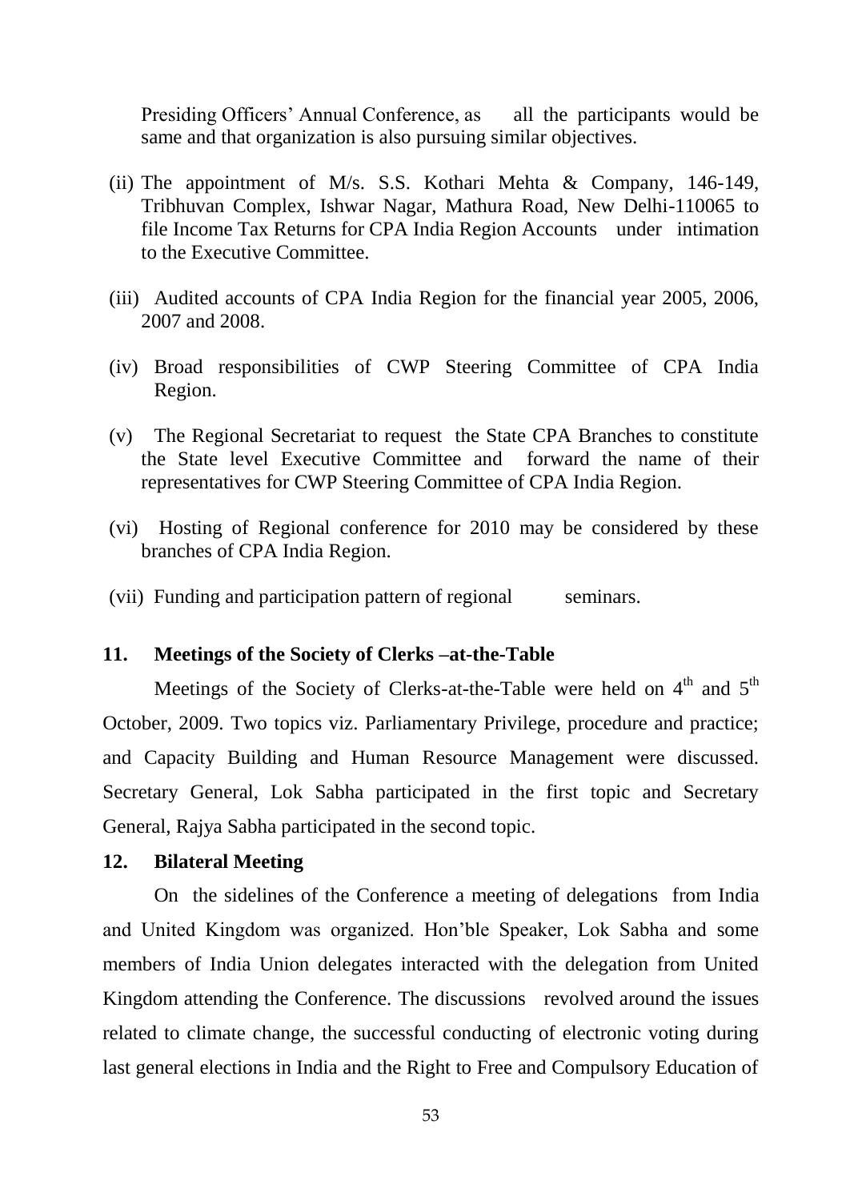Presiding Officers' Annual Conference, as all the participants would be same and that organization is also pursuing similar objectives.

(ii) The appointment of M/s. S.S. Kothari Mehta & Company, 146-149, Tribhuvan Complex, Ishwar Nagar, Mathura Road, New Delhi-110065 to file Income Tax Returns for CPA India Region Accounts under intimation to the Executive Committee.

(iii) Audited accounts of CPA India Region for the financial year 2005, 2006, 2007 and 2008.

(iv) Broad responsibilities of CWP Steering Committee of CPA India Region.

(v) The Regional Secretariat to request the State CPA Branches to constitute the State level Executive Committee and forward the name of their representatives for CWP Steering Committee of CPA India Region.

(vi) Hosting of Regional conference for 2010 may be considered by these branches of CPA India Region.

(vii) Funding and participation pattern of regional seminars.

**11. Meetings of the Society of Clerks –at-the-Table**

Meetings of the Society of Clerks-at-the-Table were held on 4th and 5th October, 2009. Two topics viz. Parliamentary Privilege, procedure and practice; and Capacity Building and Human Resource Management were discussed. Secretary General, Lok Sabha participated in the first topic and Secretary General, Rajya Sabha participated in the second topic.

**12. Bilateral Meeting**

On the sidelines of the Conference a meeting of delegations from India and United Kingdom was organized. Hon'ble Speaker, Lok Sabha and some members of India Union delegates interacted with the delegation from United Kingdom attending the Conference. The discussions revolved around the issues related to climate change, the successful conducting of electronic voting during last general elections in India and the Right to Free and Compulsory Education of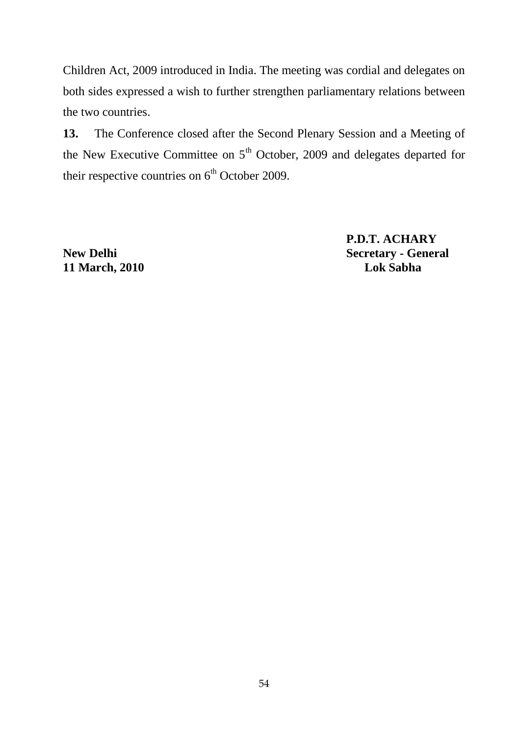Children Act, 2009 introduced in India. The meeting was cordial and delegates on both sides expressed a wish to further strengthen parliamentary relations between the two countries.

**13.** The Conference closed after the Second Plenary Session and a Meeting of the New Executive Committee on 5th October, 2009 and delegates departed for their respective countries on 6th October 2009.

**P.D.T. ACHARY**
**Secretary - General**
**Lok Sabha**

**New Delhi**
**11 March, 2010**